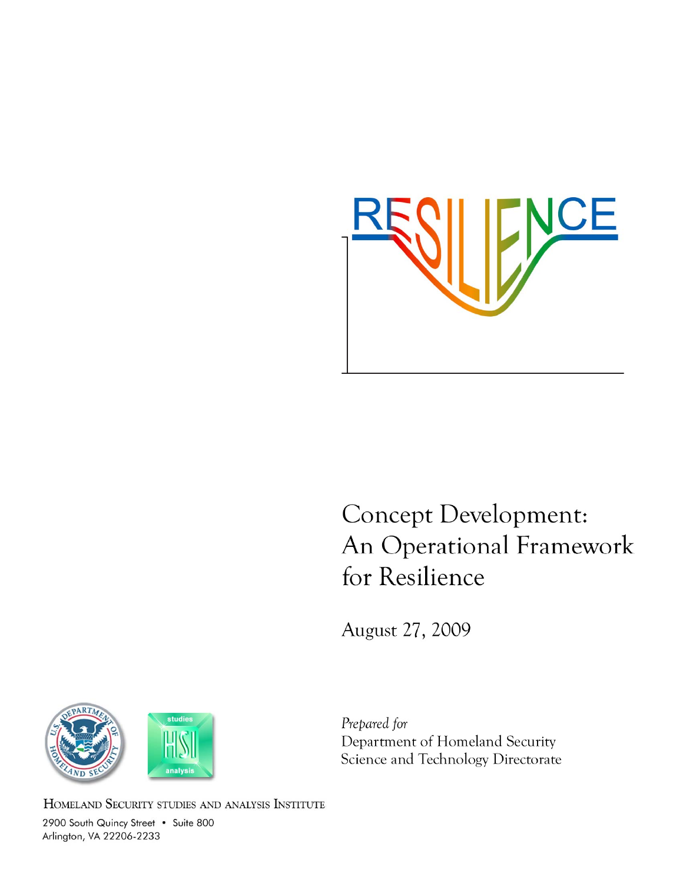RESILIENCE

# Concept Development: An Operational Framework for Resilience

August 27, 2009

*Prepared for*
Department of Homeland Security
Science and Technology Directorate

HOMELAND SECURITY STUDIES AND ANALYSIS INSTITUTE
2900 South Quincy Street • Suite 800
Arlington, VA 22206-2233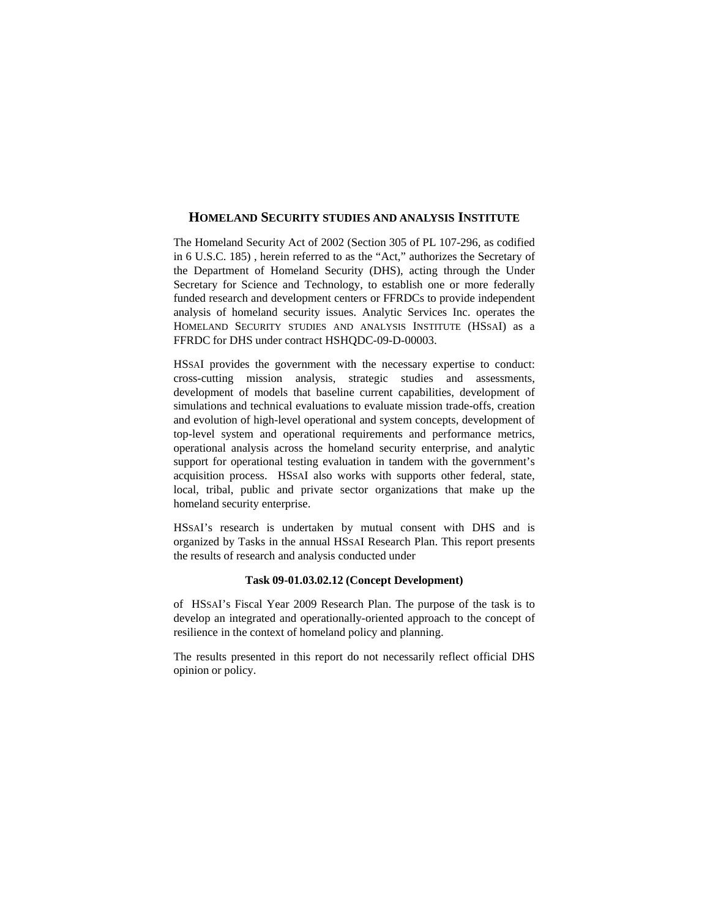## HOMELAND SECURITY STUDIES AND ANALYSIS INSTITUTE

The Homeland Security Act of 2002 (Section 305 of PL 107-296, as codified in 6 U.S.C. 185) , herein referred to as the "Act," authorizes the Secretary of the Department of Homeland Security (DHS), acting through the Under Secretary for Science and Technology, to establish one or more federally funded research and development centers or FFRDCs to provide independent analysis of homeland security issues. Analytic Services Inc. operates the HOMELAND SECURITY STUDIES AND ANALYSIS INSTITUTE (HSSAI) as a FFRDC for DHS under contract HSHQDC-09-D-00003.

HSSAI provides the government with the necessary expertise to conduct: cross-cutting mission analysis, strategic studies and assessments, development of models that baseline current capabilities, development of simulations and technical evaluations to evaluate mission trade-offs, creation and evolution of high-level operational and system concepts, development of top-level system and operational requirements and performance metrics, operational analysis across the homeland security enterprise, and analytic support for operational testing evaluation in tandem with the government's acquisition process. HSSAI also works with supports other federal, state, local, tribal, public and private sector organizations that make up the homeland security enterprise.

HSSAI's research is undertaken by mutual consent with DHS and is organized by Tasks in the annual HSSAI Research Plan. This report presents the results of research and analysis conducted under

**Task 09-01.03.02.12 (Concept Development)**

of HSSAI's Fiscal Year 2009 Research Plan. The purpose of the task is to develop an integrated and operationally-oriented approach to the concept of resilience in the context of homeland policy and planning.

The results presented in this report do not necessarily reflect official DHS opinion or policy.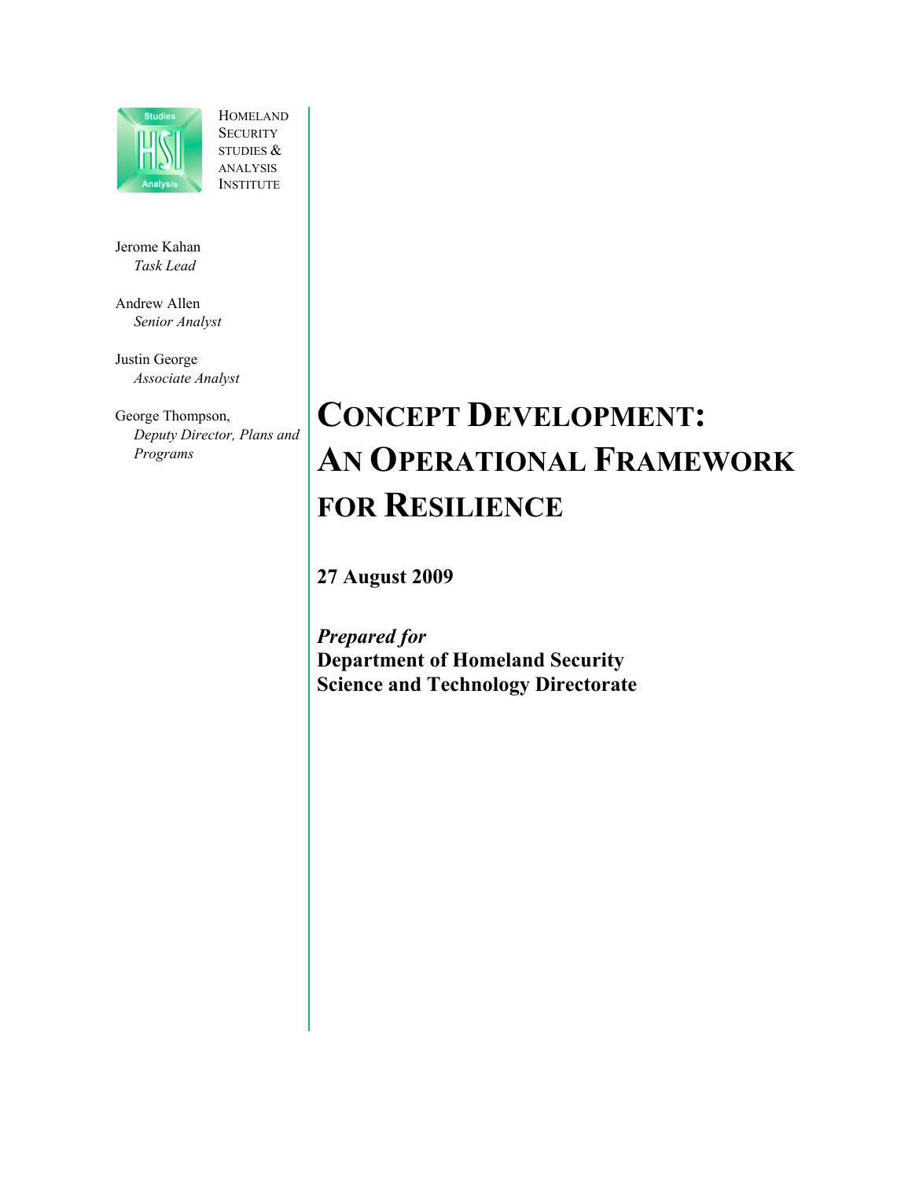HOMELAND SECURITY STUDIES & ANALYSIS INSTITUTE

Jerome Kahan
*Task Lead*

Andrew Allen
*Senior Analyst*

Justin George
*Associate Analyst*

George Thompson,
*Deputy Director, Plans and Programs*

# CONCEPT DEVELOPMENT: AN OPERATIONAL FRAMEWORK FOR RESILIENCE

**27 August 2009**

***Prepared for***
**Department of Homeland Security**
**Science and Technology Directorate**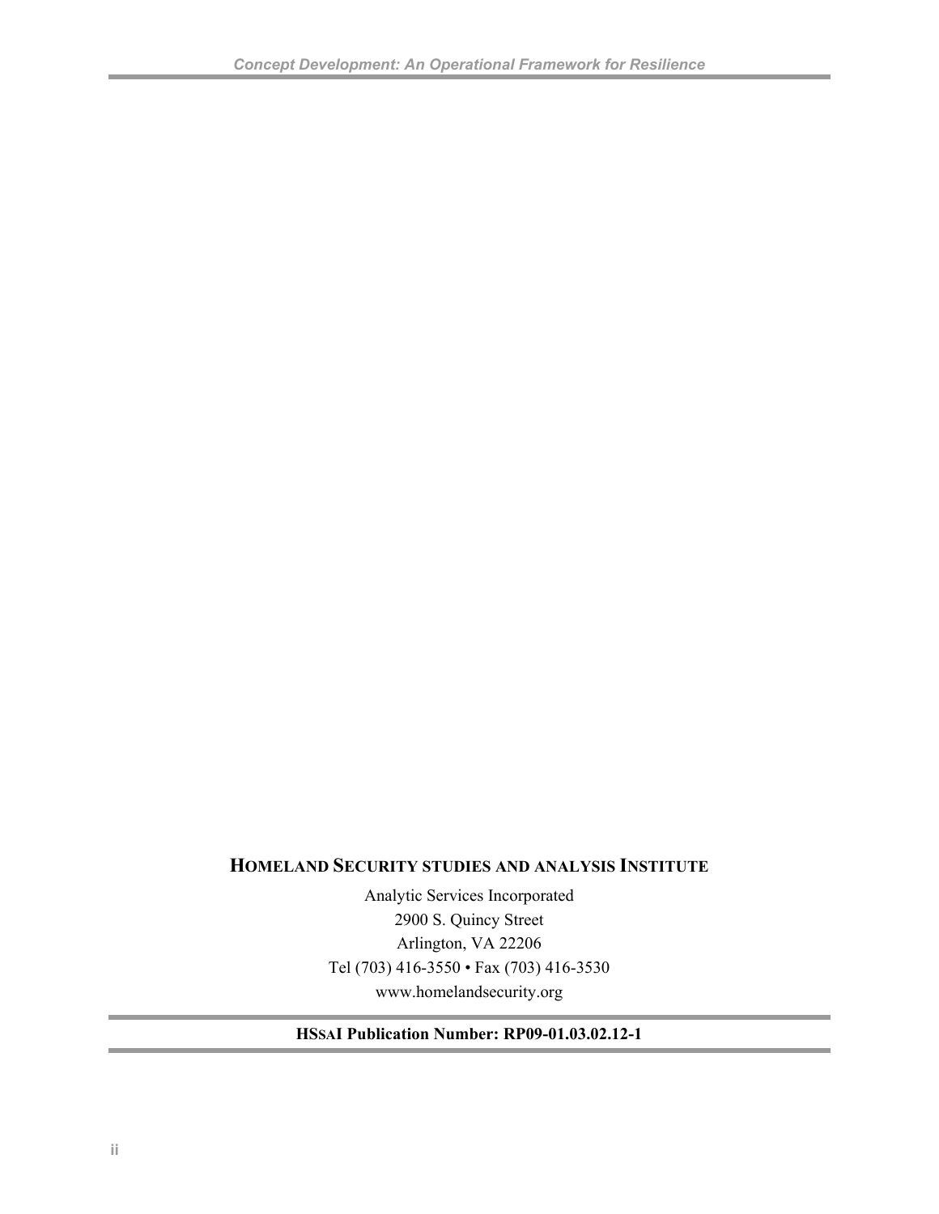**HOMELAND SECURITY STUDIES AND ANALYSIS INSTITUTE**

Analytic Services Incorporated
2900 S. Quincy Street
Arlington, VA 22206
Tel (703) 416-3550 • Fax (703) 416-3530
www.homelandsecurity.org

**HSSAI Publication Number: RP09-01.03.02.12-1**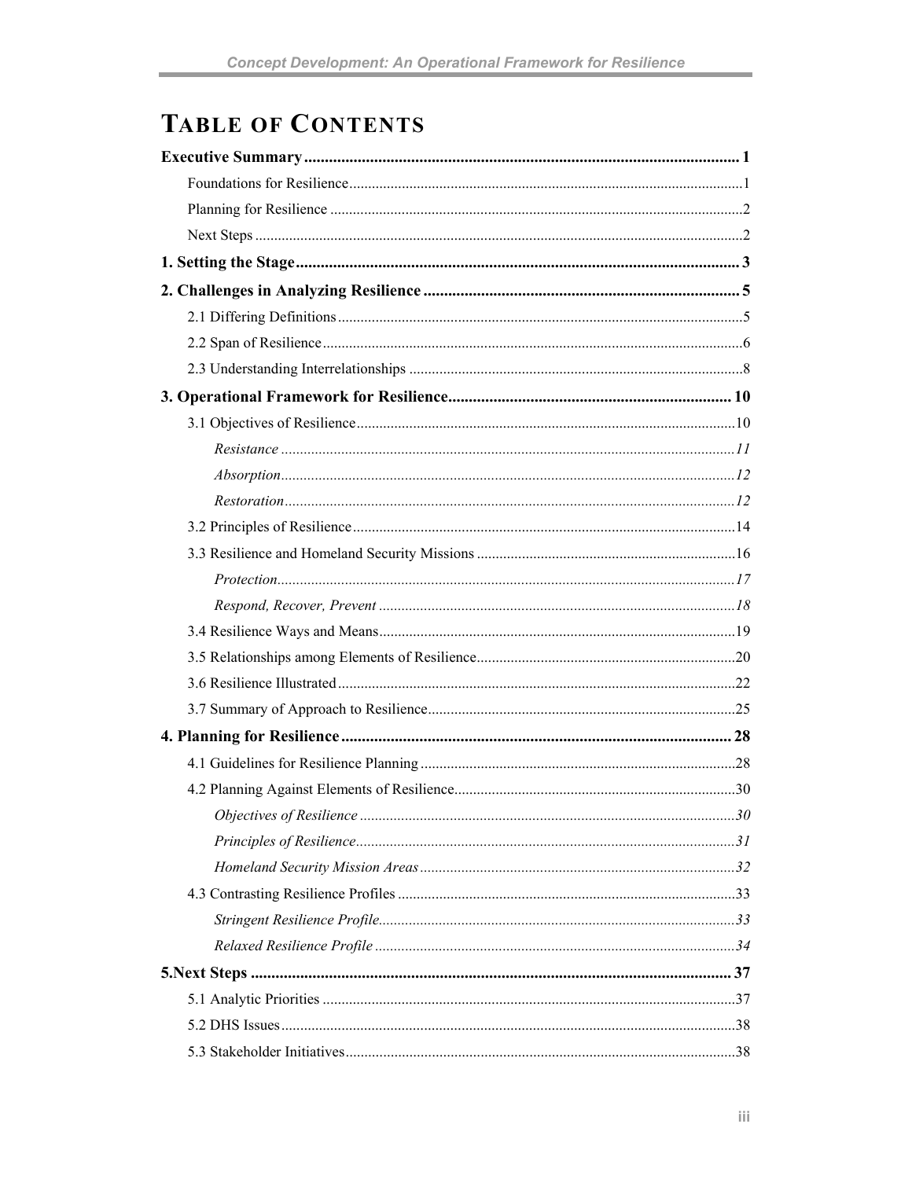# TABLE OF CONTENTS

**Executive Summary** .......... **1**

Foundations for Resilience .......... 1

Planning for Resilience .......... 2

Next Steps .......... 2

**1. Setting the Stage** .......... **3**

**2. Challenges in Analyzing Resilience** .......... **5**

2.1 Differing Definitions .......... 5

2.2 Span of Resilience .......... 6

2.3 Understanding Interrelationships .......... 8

**3. Operational Framework for Resilience** .......... **10**

3.1 Objectives of Resilience .......... 10

*Resistance* .......... *11*

*Absorption* .......... *12*

*Restoration* .......... *12*

3.2 Principles of Resilience .......... 14

3.3 Resilience and Homeland Security Missions .......... 16

*Protection* .......... *17*

*Respond, Recover, Prevent* .......... *18*

3.4 Resilience Ways and Means .......... 19

3.5 Relationships among Elements of Resilience .......... 20

3.6 Resilience Illustrated .......... 22

3.7 Summary of Approach to Resilience .......... 25

**4. Planning for Resilience** .......... **28**

4.1 Guidelines for Resilience Planning .......... 28

4.2 Planning Against Elements of Resilience .......... 30

*Objectives of Resilience* .......... *30*

*Principles of Resilience* .......... *31*

*Homeland Security Mission Areas* .......... *32*

4.3 Contrasting Resilience Profiles .......... 33

*Stringent Resilience Profile* .......... *33*

*Relaxed Resilience Profile* .......... *34*

**5.Next Steps** .......... **37**

5.1 Analytic Priorities .......... 37

5.2 DHS Issues .......... 38

5.3 Stakeholder Initiatives .......... 38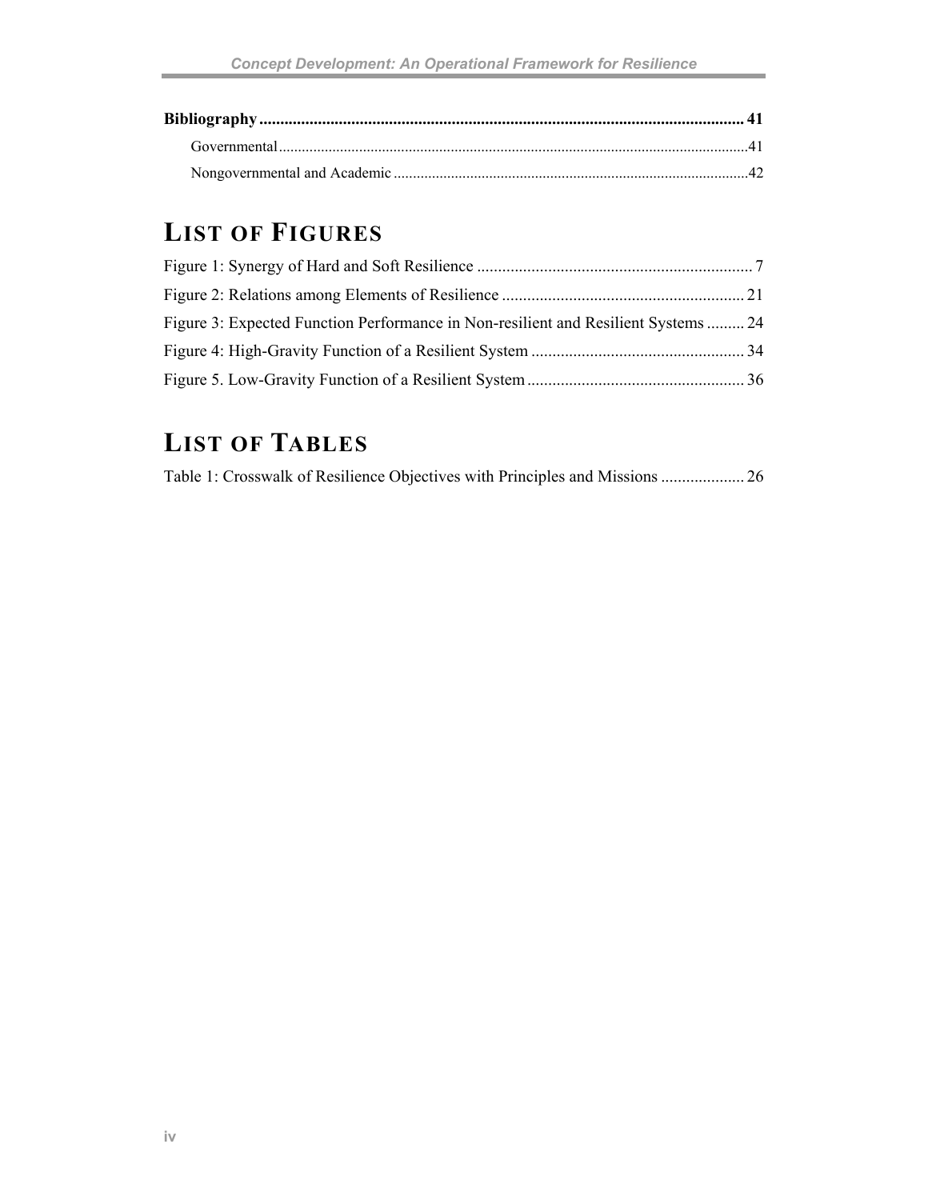**Bibliography** ..................................................................................................................... **41**

Governmental..........................................................................................................................41

Nongovernmental and Academic ............................................................................................42

## LIST OF FIGURES

Figure 1: Synergy of Hard and Soft Resilience .................................................................. 7

Figure 2: Relations among Elements of Resilience .......................................................... 21

Figure 3: Expected Function Performance in Non-resilient and Resilient Systems ......... 24

Figure 4: High-Gravity Function of a Resilient System ................................................... 34

Figure 5. Low-Gravity Function of a Resilient System .................................................... 36

## LIST OF TABLES

Table 1: Crosswalk of Resilience Objectives with Principles and Missions .................... 26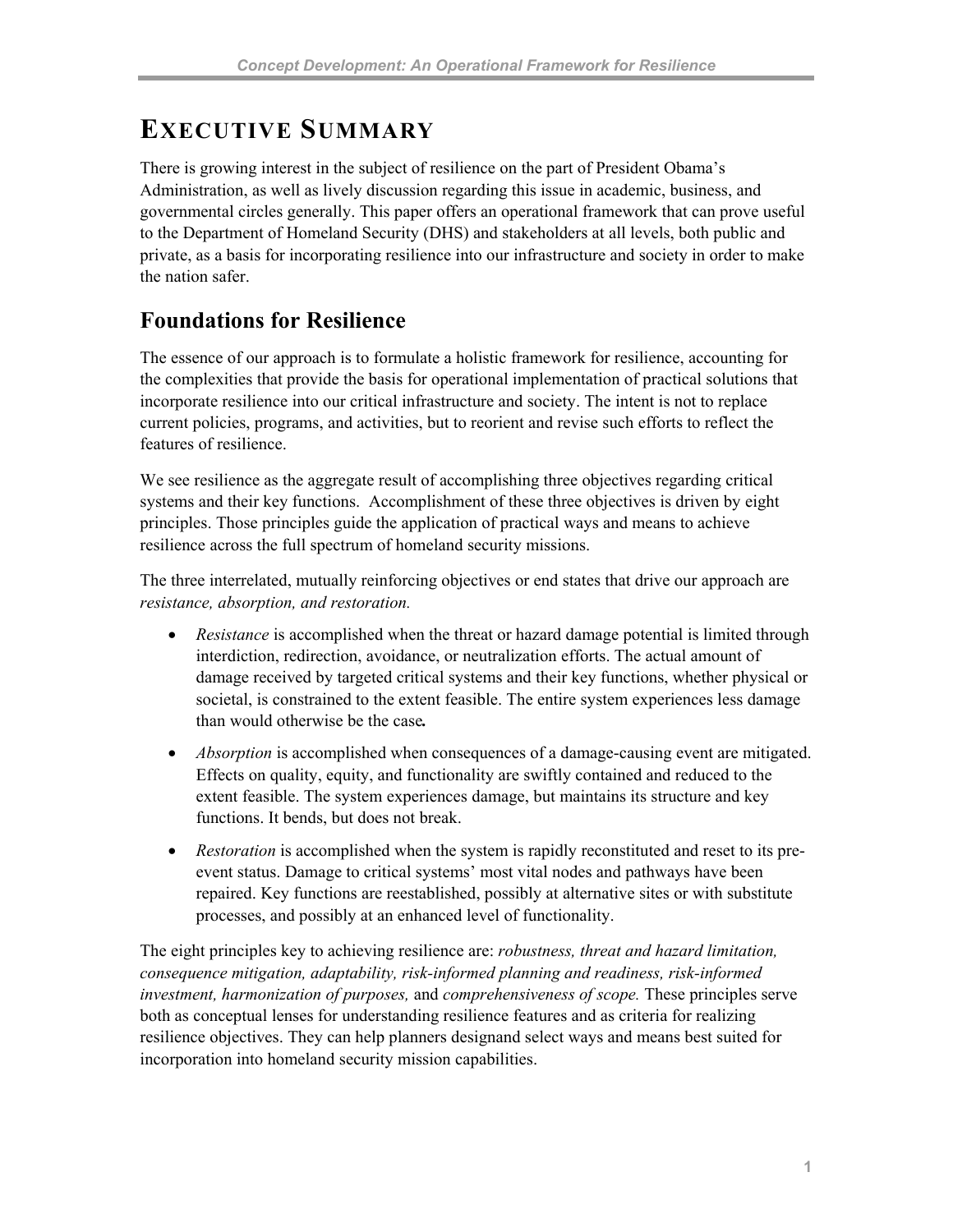# EXECUTIVE SUMMARY

There is growing interest in the subject of resilience on the part of President Obama's Administration, as well as lively discussion regarding this issue in academic, business, and governmental circles generally. This paper offers an operational framework that can prove useful to the Department of Homeland Security (DHS) and stakeholders at all levels, both public and private, as a basis for incorporating resilience into our infrastructure and society in order to make the nation safer.

## Foundations for Resilience

The essence of our approach is to formulate a holistic framework for resilience, accounting for the complexities that provide the basis for operational implementation of practical solutions that incorporate resilience into our critical infrastructure and society. The intent is not to replace current policies, programs, and activities, but to reorient and revise such efforts to reflect the features of resilience.

We see resilience as the aggregate result of accomplishing three objectives regarding critical systems and their key functions. Accomplishment of these three objectives is driven by eight principles. Those principles guide the application of practical ways and means to achieve resilience across the full spectrum of homeland security missions.

The three interrelated, mutually reinforcing objectives or end states that drive our approach are *resistance, absorption, and restoration.*

- *Resistance* is accomplished when the threat or hazard damage potential is limited through interdiction, redirection, avoidance, or neutralization efforts. The actual amount of damage received by targeted critical systems and their key functions, whether physical or societal, is constrained to the extent feasible. The entire system experiences less damage than would otherwise be the case**.**
- *Absorption* is accomplished when consequences of a damage-causing event are mitigated. Effects on quality, equity, and functionality are swiftly contained and reduced to the extent feasible. The system experiences damage, but maintains its structure and key functions. It bends, but does not break.
- *Restoration* is accomplished when the system is rapidly reconstituted and reset to its pre-event status. Damage to critical systems' most vital nodes and pathways have been repaired. Key functions are reestablished, possibly at alternative sites or with substitute processes, and possibly at an enhanced level of functionality.

The eight principles key to achieving resilience are: *robustness, threat and hazard limitation, consequence mitigation, adaptability, risk-informed planning and readiness, risk-informed investment, harmonization of purposes,* and *comprehensiveness of scope.* These principles serve both as conceptual lenses for understanding resilience features and as criteria for realizing resilience objectives. They can help planners designand select ways and means best suited for incorporation into homeland security mission capabilities.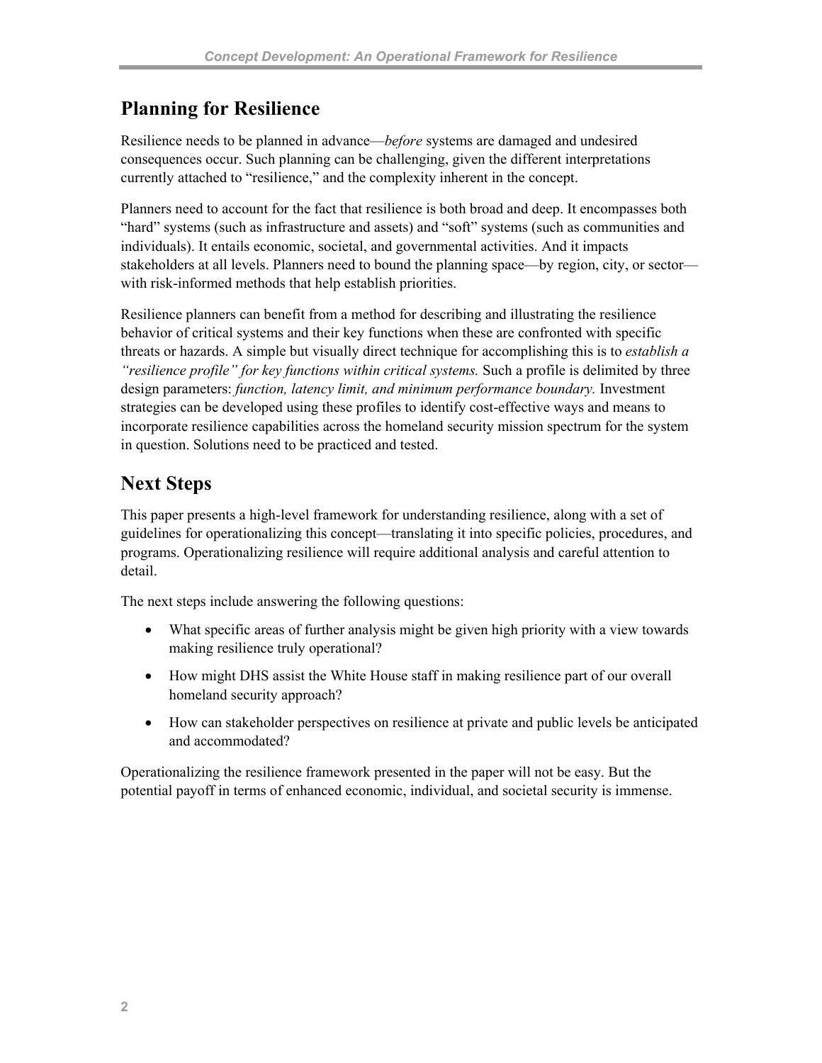## Planning for Resilience

Resilience needs to be planned in advance—*before* systems are damaged and undesired consequences occur. Such planning can be challenging, given the different interpretations currently attached to "resilience," and the complexity inherent in the concept.

Planners need to account for the fact that resilience is both broad and deep. It encompasses both "hard" systems (such as infrastructure and assets) and "soft" systems (such as communities and individuals). It entails economic, societal, and governmental activities. And it impacts stakeholders at all levels. Planners need to bound the planning space—by region, city, or sector—with risk-informed methods that help establish priorities.

Resilience planners can benefit from a method for describing and illustrating the resilience behavior of critical systems and their key functions when these are confronted with specific threats or hazards. A simple but visually direct technique for accomplishing this is to *establish a "resilience profile" for key functions within critical systems.* Such a profile is delimited by three design parameters: *function, latency limit, and minimum performance boundary.* Investment strategies can be developed using these profiles to identify cost-effective ways and means to incorporate resilience capabilities across the homeland security mission spectrum for the system in question. Solutions need to be practiced and tested.

## Next Steps

This paper presents a high-level framework for understanding resilience, along with a set of guidelines for operationalizing this concept—translating it into specific policies, procedures, and programs. Operationalizing resilience will require additional analysis and careful attention to detail.

The next steps include answering the following questions:

- What specific areas of further analysis might be given high priority with a view towards making resilience truly operational?
- How might DHS assist the White House staff in making resilience part of our overall homeland security approach?
- How can stakeholder perspectives on resilience at private and public levels be anticipated and accommodated?

Operationalizing the resilience framework presented in the paper will not be easy. But the potential payoff in terms of enhanced economic, individual, and societal security is immense.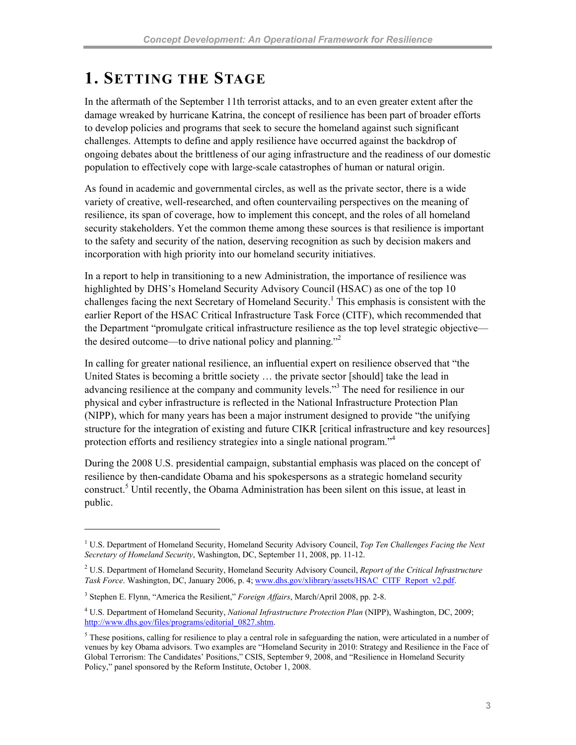# 1. Setting the Stage

In the aftermath of the September 11th terrorist attacks, and to an even greater extent after the damage wreaked by hurricane Katrina, the concept of resilience has been part of broader efforts to develop policies and programs that seek to secure the homeland against such significant challenges. Attempts to define and apply resilience have occurred against the backdrop of ongoing debates about the brittleness of our aging infrastructure and the readiness of our domestic population to effectively cope with large-scale catastrophes of human or natural origin.

As found in academic and governmental circles, as well as the private sector, there is a wide variety of creative, well-researched, and often countervailing perspectives on the meaning of resilience, its span of coverage, how to implement this concept, and the roles of all homeland security stakeholders. Yet the common theme among these sources is that resilience is important to the safety and security of the nation, deserving recognition as such by decision makers and incorporation with high priority into our homeland security initiatives.

In a report to help in transitioning to a new Administration, the importance of resilience was highlighted by DHS's Homeland Security Advisory Council (HSAC) as one of the top 10 challenges facing the next Secretary of Homeland Security.[1] This emphasis is consistent with the earlier Report of the HSAC Critical Infrastructure Task Force (CITF), which recommended that the Department "promulgate critical infrastructure resilience as the top level strategic objective—the desired outcome—to drive national policy and planning."[2]

In calling for greater national resilience, an influential expert on resilience observed that "the United States is becoming a brittle society … the private sector [should] take the lead in advancing resilience at the company and community levels."[3] The need for resilience in our physical and cyber infrastructure is reflected in the National Infrastructure Protection Plan (NIPP), which for many years has been a major instrument designed to provide "the unifying structure for the integration of existing and future CIKR [critical infrastructure and key resources] protection efforts and resiliency strategie*s* into a single national program."[4]

During the 2008 U.S. presidential campaign, substantial emphasis was placed on the concept of resilience by then-candidate Obama and his spokespersons as a strategic homeland security construct.[5] Until recently, the Obama Administration has been silent on this issue, at least in public.

---

[1] U.S. Department of Homeland Security, Homeland Security Advisory Council, *Top Ten Challenges Facing the Next Secretary of Homeland Security*, Washington, DC, September 11, 2008, pp. 11-12.

[2] U.S. Department of Homeland Security, Homeland Security Advisory Council, *Report of the Critical Infrastructure Task Force*. Washington, DC, January 2006, p. 4; www.dhs.gov/xlibrary/assets/HSAC_CITF_Report_v2.pdf.

[3] Stephen E. Flynn, "America the Resilient," *Foreign Affairs*, March/April 2008, pp. 2-8.

[4] U.S. Department of Homeland Security, *National Infrastructure Protection Plan* (NIPP), Washington, DC, 2009; http://www.dhs.gov/files/programs/editorial_0827.shtm.

[5] These positions, calling for resilience to play a central role in safeguarding the nation, were articulated in a number of venues by key Obama advisors. Two examples are "Homeland Security in 2010: Strategy and Resilience in the Face of Global Terrorism: The Candidates' Positions," CSIS, September 9, 2008, and "Resilience in Homeland Security Policy," panel sponsored by the Reform Institute, October 1, 2008.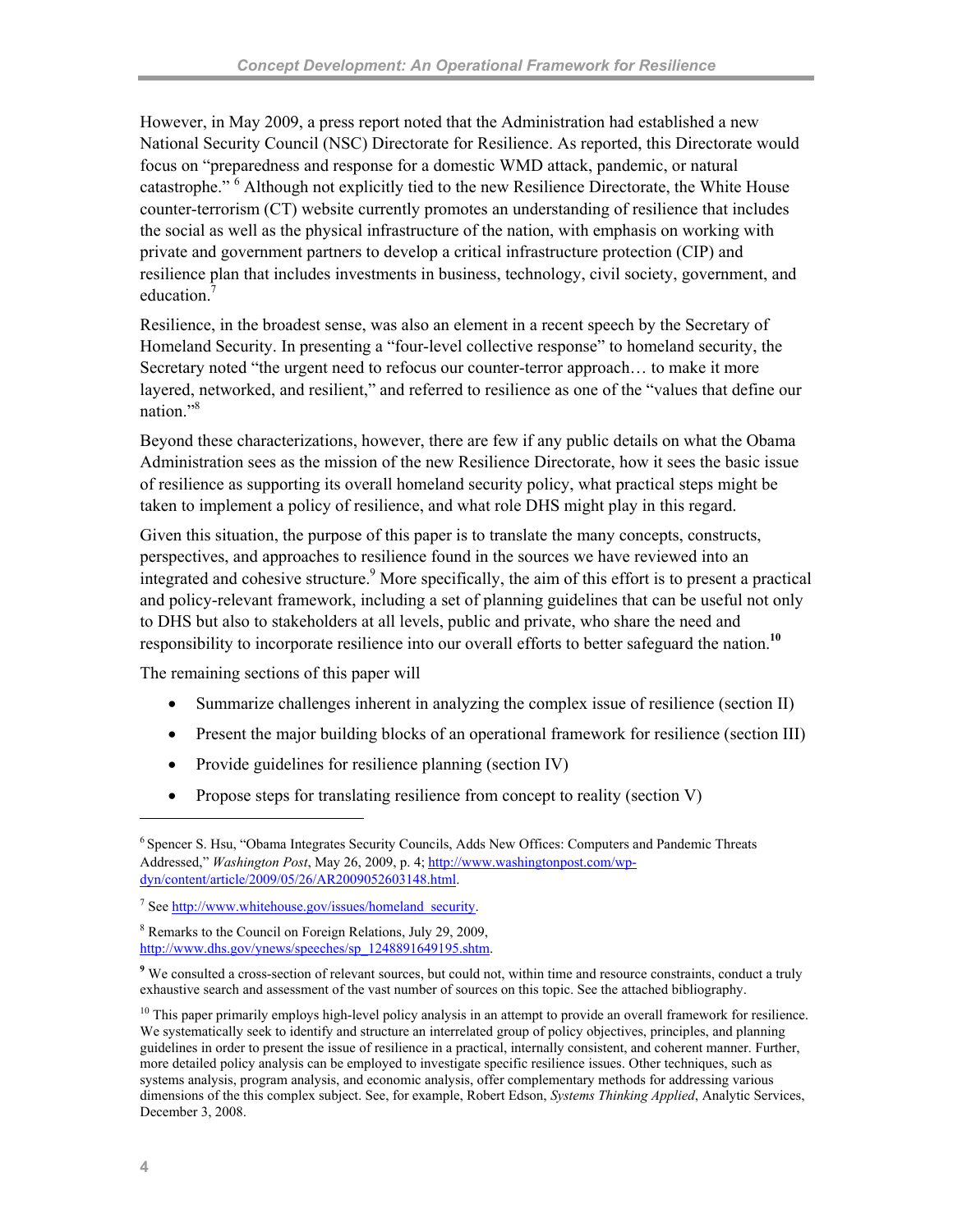However, in May 2009, a press report noted that the Administration had established a new National Security Council (NSC) Directorate for Resilience. As reported, this Directorate would focus on "preparedness and response for a domestic WMD attack, pandemic, or natural catastrophe." [6] Although not explicitly tied to the new Resilience Directorate, the White House counter-terrorism (CT) website currently promotes an understanding of resilience that includes the social as well as the physical infrastructure of the nation, with emphasis on working with private and government partners to develop a critical infrastructure protection (CIP) and resilience plan that includes investments in business, technology, civil society, government, and education.[7]

Resilience, in the broadest sense, was also an element in a recent speech by the Secretary of Homeland Security. In presenting a "four-level collective response" to homeland security, the Secretary noted "the urgent need to refocus our counter-terror approach… to make it more layered, networked, and resilient," and referred to resilience as one of the "values that define our nation."[8]

Beyond these characterizations, however, there are few if any public details on what the Obama Administration sees as the mission of the new Resilience Directorate, how it sees the basic issue of resilience as supporting its overall homeland security policy, what practical steps might be taken to implement a policy of resilience, and what role DHS might play in this regard.

Given this situation, the purpose of this paper is to translate the many concepts, constructs, perspectives, and approaches to resilience found in the sources we have reviewed into an integrated and cohesive structure.[9] More specifically, the aim of this effort is to present a practical and policy-relevant framework, including a set of planning guidelines that can be useful not only to DHS but also to stakeholders at all levels, public and private, who share the need and responsibility to incorporate resilience into our overall efforts to better safeguard the nation.[10]

The remaining sections of this paper will

- Summarize challenges inherent in analyzing the complex issue of resilience (section II)
- Present the major building blocks of an operational framework for resilience (section III)
- Provide guidelines for resilience planning (section IV)
- Propose steps for translating resilience from concept to reality (section V)

---

[6] Spencer S. Hsu, "Obama Integrates Security Councils, Adds New Offices: Computers and Pandemic Threats Addressed," *Washington Post*, May 26, 2009, p. 4; http://www.washingtonpost.com/wp-dyn/content/article/2009/05/26/AR2009052603148.html.

[7] See http://www.whitehouse.gov/issues/homeland_security.

[8] Remarks to the Council on Foreign Relations, July 29, 2009, http://www.dhs.gov/ynews/speeches/sp_1248891649195.shtm.

[9] We consulted a cross-section of relevant sources, but could not, within time and resource constraints, conduct a truly exhaustive search and assessment of the vast number of sources on this topic. See the attached bibliography.

[10] This paper primarily employs high-level policy analysis in an attempt to provide an overall framework for resilience. We systematically seek to identify and structure an interrelated group of policy objectives, principles, and planning guidelines in order to present the issue of resilience in a practical, internally consistent, and coherent manner. Further, more detailed policy analysis can be employed to investigate specific resilience issues. Other techniques, such as systems analysis, program analysis, and economic analysis, offer complementary methods for addressing various dimensions of the this complex subject. See, for example, Robert Edson, *Systems Thinking Applied*, Analytic Services, December 3, 2008.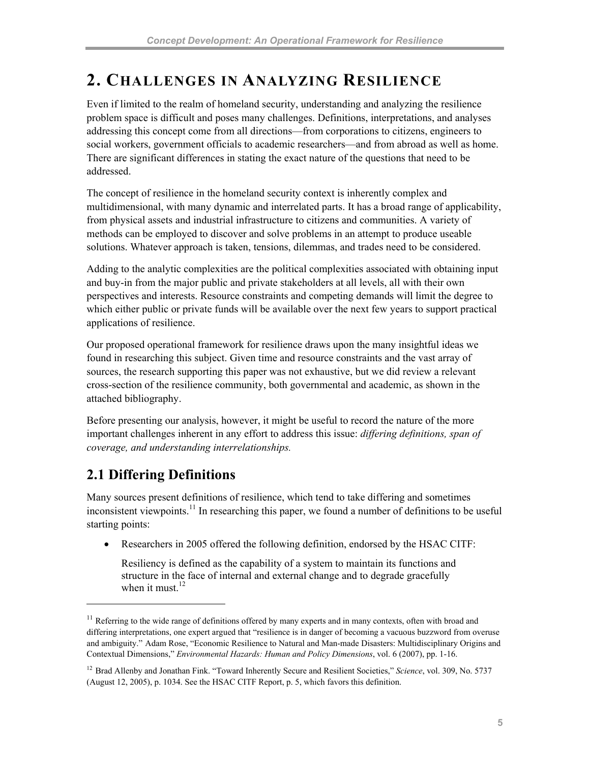# 2. Challenges in Analyzing Resilience

Even if limited to the realm of homeland security, understanding and analyzing the resilience problem space is difficult and poses many challenges. Definitions, interpretations, and analyses addressing this concept come from all directions—from corporations to citizens, engineers to social workers, government officials to academic researchers—and from abroad as well as home. There are significant differences in stating the exact nature of the questions that need to be addressed.

The concept of resilience in the homeland security context is inherently complex and multidimensional, with many dynamic and interrelated parts. It has a broad range of applicability, from physical assets and industrial infrastructure to citizens and communities. A variety of methods can be employed to discover and solve problems in an attempt to produce useable solutions. Whatever approach is taken, tensions, dilemmas, and trades need to be considered.

Adding to the analytic complexities are the political complexities associated with obtaining input and buy-in from the major public and private stakeholders at all levels, all with their own perspectives and interests. Resource constraints and competing demands will limit the degree to which either public or private funds will be available over the next few years to support practical applications of resilience.

Our proposed operational framework for resilience draws upon the many insightful ideas we found in researching this subject. Given time and resource constraints and the vast array of sources, the research supporting this paper was not exhaustive, but we did review a relevant cross-section of the resilience community, both governmental and academic, as shown in the attached bibliography.

Before presenting our analysis, however, it might be useful to record the nature of the more important challenges inherent in any effort to address this issue: *differing definitions, span of coverage, and understanding interrelationships.*

## 2.1 Differing Definitions

Many sources present definitions of resilience, which tend to take differing and sometimes inconsistent viewpoints.[11] In researching this paper, we found a number of definitions to be useful starting points:

- Researchers in 2005 offered the following definition, endorsed by the HSAC CITF:

  Resiliency is defined as the capability of a system to maintain its functions and structure in the face of internal and external change and to degrade gracefully when it must.[12]

---

[11] Referring to the wide range of definitions offered by many experts and in many contexts, often with broad and differing interpretations, one expert argued that "resilience is in danger of becoming a vacuous buzzword from overuse and ambiguity." Adam Rose, "Economic Resilience to Natural and Man-made Disasters: Multidisciplinary Origins and Contextual Dimensions," *Environmental Hazards: Human and Policy Dimensions*, vol. 6 (2007), pp. 1-16.

[12] Brad Allenby and Jonathan Fink. "Toward Inherently Secure and Resilient Societies," *Science*, vol. 309, No. 5737 (August 12, 2005), p. 1034. See the HSAC CITF Report, p. 5, which favors this definition.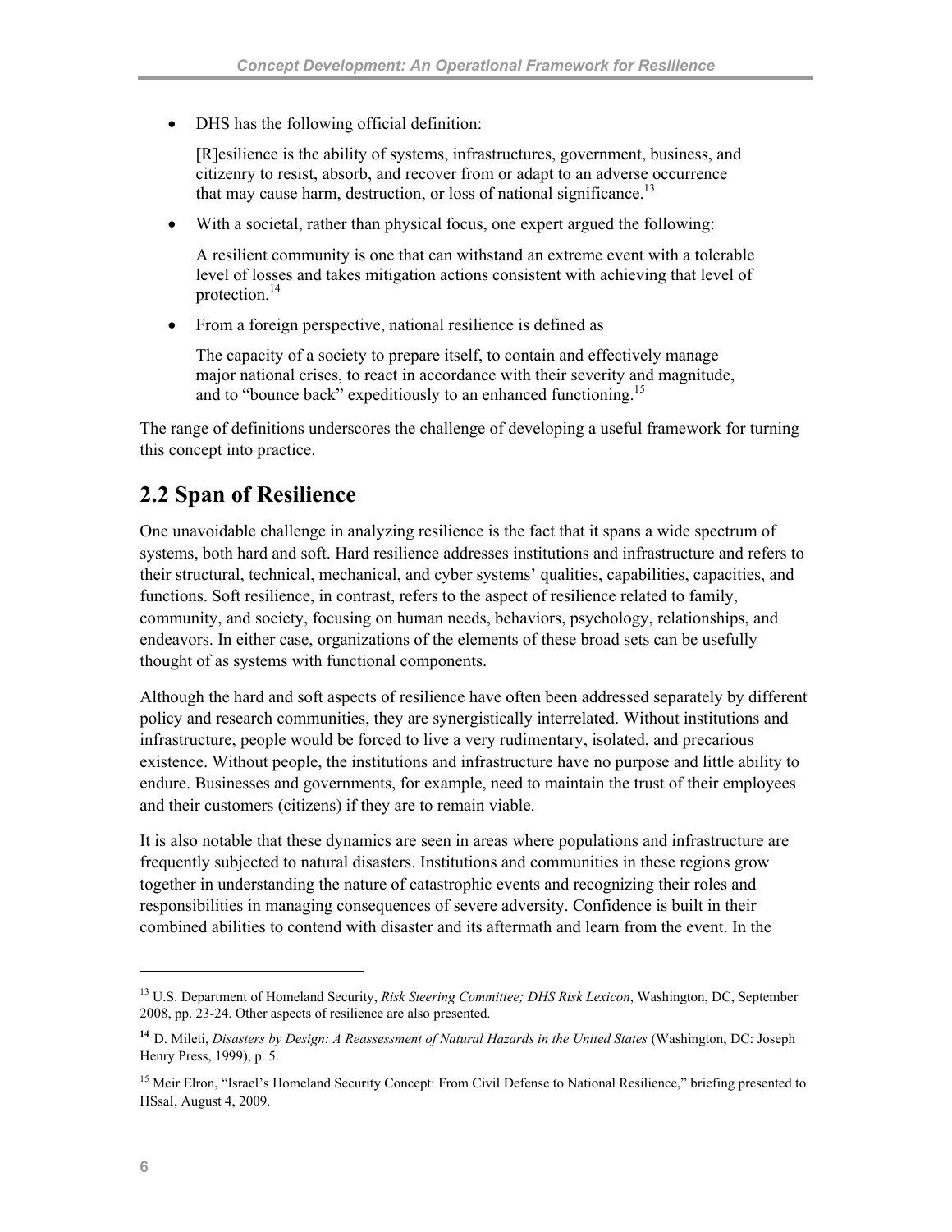- DHS has the following official definition:

  [R]esilience is the ability of systems, infrastructures, government, business, and citizenry to resist, absorb, and recover from or adapt to an adverse occurrence that may cause harm, destruction, or loss of national significance.[13]

- With a societal, rather than physical focus, one expert argued the following:

  A resilient community is one that can withstand an extreme event with a tolerable level of losses and takes mitigation actions consistent with achieving that level of protection.[14]

- From a foreign perspective, national resilience is defined as

  The capacity of a society to prepare itself, to contain and effectively manage major national crises, to react in accordance with their severity and magnitude, and to "bounce back" expeditiously to an enhanced functioning.[15]

The range of definitions underscores the challenge of developing a useful framework for turning this concept into practice.

## 2.2 Span of Resilience

One unavoidable challenge in analyzing resilience is the fact that it spans a wide spectrum of systems, both hard and soft. Hard resilience addresses institutions and infrastructure and refers to their structural, technical, mechanical, and cyber systems' qualities, capabilities, capacities, and functions. Soft resilience, in contrast, refers to the aspect of resilience related to family, community, and society, focusing on human needs, behaviors, psychology, relationships, and endeavors. In either case, organizations of the elements of these broad sets can be usefully thought of as systems with functional components.

Although the hard and soft aspects of resilience have often been addressed separately by different policy and research communities, they are synergistically interrelated. Without institutions and infrastructure, people would be forced to live a very rudimentary, isolated, and precarious existence. Without people, the institutions and infrastructure have no purpose and little ability to endure. Businesses and governments, for example, need to maintain the trust of their employees and their customers (citizens) if they are to remain viable.

It is also notable that these dynamics are seen in areas where populations and infrastructure are frequently subjected to natural disasters. Institutions and communities in these regions grow together in understanding the nature of catastrophic events and recognizing their roles and responsibilities in managing consequences of severe adversity. Confidence is built in their combined abilities to contend with disaster and its aftermath and learn from the event. In the

---

[13] U.S. Department of Homeland Security, *Risk Steering Committee; DHS Risk Lexicon*, Washington, DC, September 2008, pp. 23-24. Other aspects of resilience are also presented.

[14] D. Mileti, *Disasters by Design: A Reassessment of Natural Hazards in the United States* (Washington, DC: Joseph Henry Press, 1999), p. 5.

[15] Meir Elron, "Israel's Homeland Security Concept: From Civil Defense to National Resilience," briefing presented to HSsaI, August 4, 2009.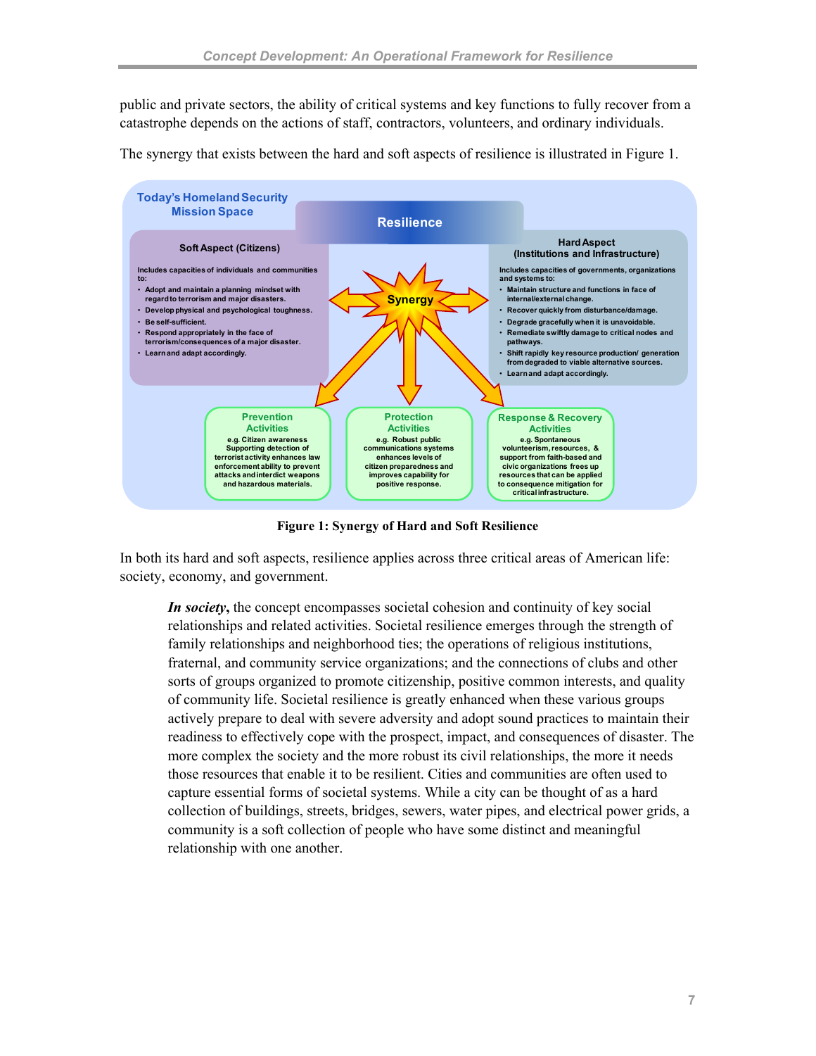public and private sectors, the ability of critical systems and key functions to fully recover from a catastrophe depends on the actions of staff, contractors, volunteers, and ordinary individuals.

The synergy that exists between the hard and soft aspects of resilience is illustrated in Figure 1.

Today's Homeland Security Mission Space

Resilience

**Soft Aspect (Citizens)**

Includes capacities of individuals and communities to:

- Adopt and maintain a planning mindset with regard to terrorism and major disasters.
- Develop physical and psychological toughness.
- Be self-sufficient.
- Respond appropriately in the face of terrorism/consequences of a major disaster.
- Learn and adapt accordingly.

Synergy

**Hard Aspect (Institutions and Infrastructure)**

Includes capacities of governments, organizations and systems to:

- Maintain structure and functions in face of internal/external change.
- Recover quickly from disturbance/damage.
- Degrade gracefully when it is unavoidable.
- Remediate swiftly damage to critical nodes and pathways.
- Shift rapidly key resource production/ generation from degraded to viable alternative sources.
- Learn and adapt accordingly.

**Prevention Activities**
e.g. Citizen awareness Supporting detection of terrorist activity enhances law enforcement ability to prevent attacks and interdict weapons and hazardous materials.

**Protection Activities**
e.g. Robust public communications systems enhances levels of citizen preparedness and improves capability for positive response.

**Response & Recovery Activities**
e.g. Spontaneous volunteerism, resources, & support from faith-based and civic organizations frees up resources that can be applied to consequence mitigation for critical infrastructure.

**Figure 1: Synergy of Hard and Soft Resilience**

In both its hard and soft aspects, resilience applies across three critical areas of American life: society, economy, and government.

> ***In society***, the concept encompasses societal cohesion and continuity of key social relationships and related activities. Societal resilience emerges through the strength of family relationships and neighborhood ties; the operations of religious institutions, fraternal, and community service organizations; and the connections of clubs and other sorts of groups organized to promote citizenship, positive common interests, and quality of community life. Societal resilience is greatly enhanced when these various groups actively prepare to deal with severe adversity and adopt sound practices to maintain their readiness to effectively cope with the prospect, impact, and consequences of disaster. The more complex the society and the more robust its civil relationships, the more it needs those resources that enable it to be resilient. Cities and communities are often used to capture essential forms of societal systems. While a city can be thought of as a hard collection of buildings, streets, bridges, sewers, water pipes, and electrical power grids, a community is a soft collection of people who have some distinct and meaningful relationship with one another.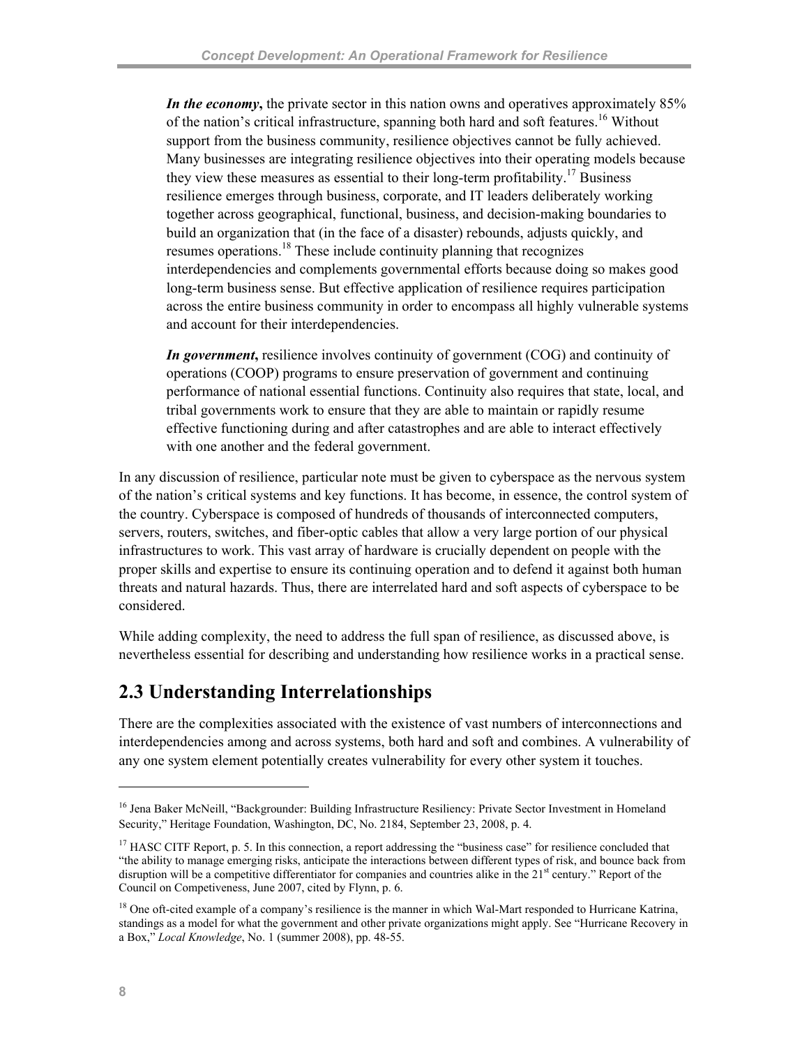*In the economy***,** the private sector in this nation owns and operatives approximately 85% of the nation's critical infrastructure, spanning both hard and soft features.[16] Without support from the business community, resilience objectives cannot be fully achieved. Many businesses are integrating resilience objectives into their operating models because they view these measures as essential to their long-term profitability.[17] Business resilience emerges through business, corporate, and IT leaders deliberately working together across geographical, functional, business, and decision-making boundaries to build an organization that (in the face of a disaster) rebounds, adjusts quickly, and resumes operations.[18] These include continuity planning that recognizes interdependencies and complements governmental efforts because doing so makes good long-term business sense. But effective application of resilience requires participation across the entire business community in order to encompass all highly vulnerable systems and account for their interdependencies.

*In government***,** resilience involves continuity of government (COG) and continuity of operations (COOP) programs to ensure preservation of government and continuing performance of national essential functions. Continuity also requires that state, local, and tribal governments work to ensure that they are able to maintain or rapidly resume effective functioning during and after catastrophes and are able to interact effectively with one another and the federal government.

In any discussion of resilience, particular note must be given to cyberspace as the nervous system of the nation's critical systems and key functions. It has become, in essence, the control system of the country. Cyberspace is composed of hundreds of thousands of interconnected computers, servers, routers, switches, and fiber-optic cables that allow a very large portion of our physical infrastructures to work. This vast array of hardware is crucially dependent on people with the proper skills and expertise to ensure its continuing operation and to defend it against both human threats and natural hazards. Thus, there are interrelated hard and soft aspects of cyberspace to be considered.

While adding complexity, the need to address the full span of resilience, as discussed above, is nevertheless essential for describing and understanding how resilience works in a practical sense.

## 2.3 Understanding Interrelationships

There are the complexities associated with the existence of vast numbers of interconnections and interdependencies among and across systems, both hard and soft and combines. A vulnerability of any one system element potentially creates vulnerability for every other system it touches.

---

[16] Jena Baker McNeill, "Backgrounder: Building Infrastructure Resiliency: Private Sector Investment in Homeland Security," Heritage Foundation, Washington, DC, No. 2184, September 23, 2008, p. 4.

[17] HASC CITF Report, p. 5. In this connection, a report addressing the "business case" for resilience concluded that "the ability to manage emerging risks, anticipate the interactions between different types of risk, and bounce back from disruption will be a competitive differentiator for companies and countries alike in the 21st century." Report of the Council on Competiveness, June 2007, cited by Flynn, p. 6.

[18] One oft-cited example of a company's resilience is the manner in which Wal-Mart responded to Hurricane Katrina, standings as a model for what the government and other private organizations might apply. See "Hurricane Recovery in a Box," *Local Knowledge*, No. 1 (summer 2008), pp. 48-55.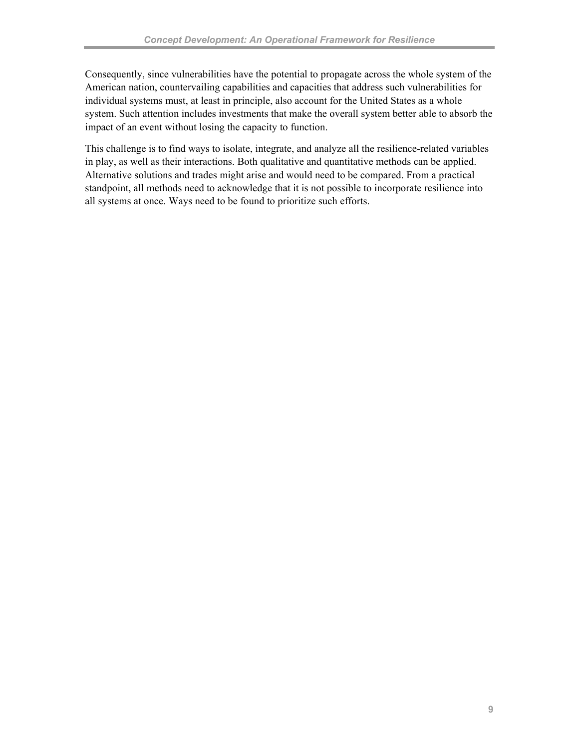Consequently, since vulnerabilities have the potential to propagate across the whole system of the American nation, countervailing capabilities and capacities that address such vulnerabilities for individual systems must, at least in principle, also account for the United States as a whole system. Such attention includes investments that make the overall system better able to absorb the impact of an event without losing the capacity to function.

This challenge is to find ways to isolate, integrate, and analyze all the resilience-related variables in play, as well as their interactions. Both qualitative and quantitative methods can be applied. Alternative solutions and trades might arise and would need to be compared. From a practical standpoint, all methods need to acknowledge that it is not possible to incorporate resilience into all systems at once. Ways need to be found to prioritize such efforts.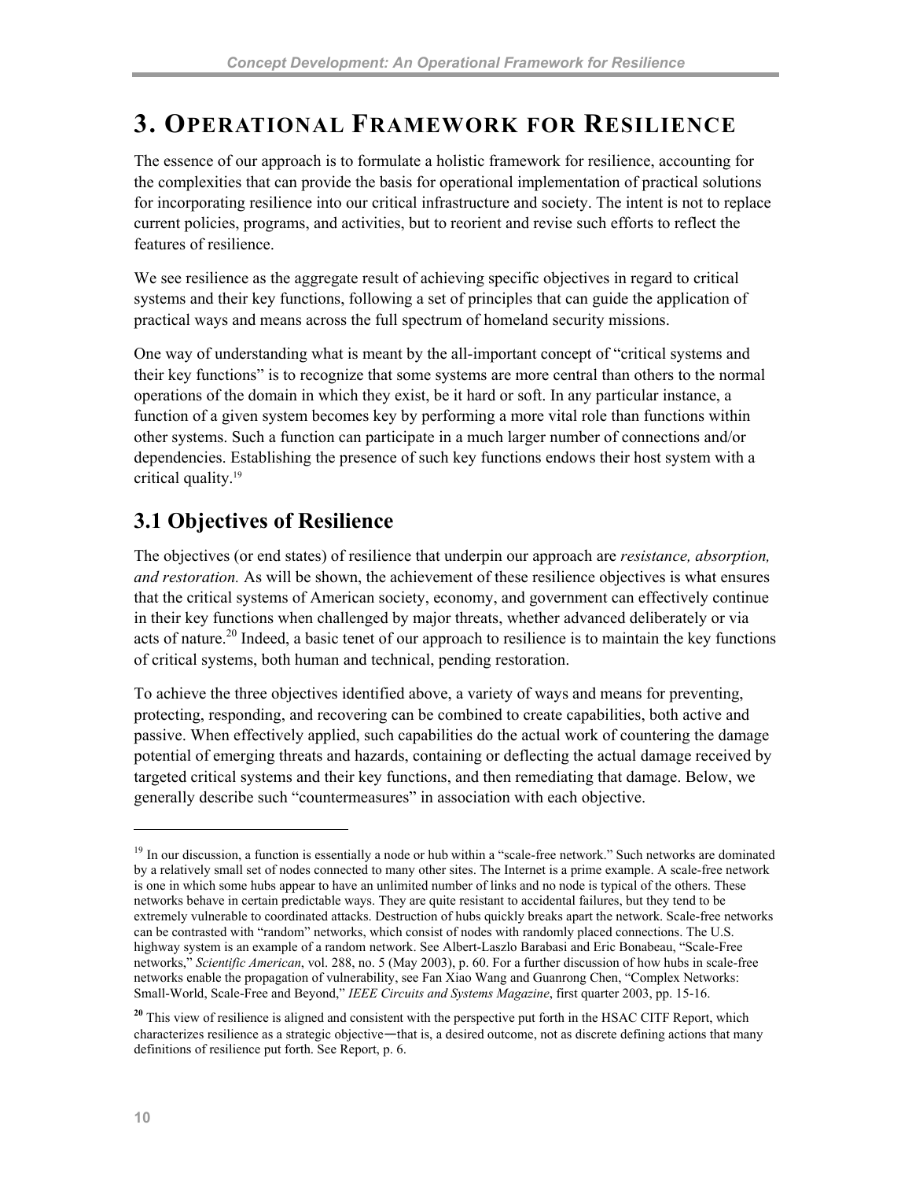# 3. Operational Framework for Resilience

The essence of our approach is to formulate a holistic framework for resilience, accounting for the complexities that can provide the basis for operational implementation of practical solutions for incorporating resilience into our critical infrastructure and society. The intent is not to replace current policies, programs, and activities, but to reorient and revise such efforts to reflect the features of resilience.

We see resilience as the aggregate result of achieving specific objectives in regard to critical systems and their key functions, following a set of principles that can guide the application of practical ways and means across the full spectrum of homeland security missions.

One way of understanding what is meant by the all-important concept of "critical systems and their key functions" is to recognize that some systems are more central than others to the normal operations of the domain in which they exist, be it hard or soft. In any particular instance, a function of a given system becomes key by performing a more vital role than functions within other systems. Such a function can participate in a much larger number of connections and/or dependencies. Establishing the presence of such key functions endows their host system with a critical quality.[19]

## 3.1 Objectives of Resilience

The objectives (or end states) of resilience that underpin our approach are *resistance, absorption, and restoration.* As will be shown, the achievement of these resilience objectives is what ensures that the critical systems of American society, economy, and government can effectively continue in their key functions when challenged by major threats, whether advanced deliberately or via acts of nature.[20] Indeed, a basic tenet of our approach to resilience is to maintain the key functions of critical systems, both human and technical, pending restoration.

To achieve the three objectives identified above, a variety of ways and means for preventing, protecting, responding, and recovering can be combined to create capabilities, both active and passive. When effectively applied, such capabilities do the actual work of countering the damage potential of emerging threats and hazards, containing or deflecting the actual damage received by targeted critical systems and their key functions, and then remediating that damage. Below, we generally describe such "countermeasures" in association with each objective.

---

[19] In our discussion, a function is essentially a node or hub within a "scale-free network." Such networks are dominated by a relatively small set of nodes connected to many other sites. The Internet is a prime example. A scale-free network is one in which some hubs appear to have an unlimited number of links and no node is typical of the others. These networks behave in certain predictable ways. They are quite resistant to accidental failures, but they tend to be extremely vulnerable to coordinated attacks. Destruction of hubs quickly breaks apart the network. Scale-free networks can be contrasted with "random" networks, which consist of nodes with randomly placed connections. The U.S. highway system is an example of a random network. See Albert-Laszlo Barabasi and Eric Bonabeau, "Scale-Free networks," *Scientific American*, vol. 288, no. 5 (May 2003), p. 60. For a further discussion of how hubs in scale-free networks enable the propagation of vulnerability, see Fan Xiao Wang and Guanrong Chen, "Complex Networks: Small-World, Scale-Free and Beyond," *IEEE Circuits and Systems Magazine*, first quarter 2003, pp. 15-16.

[20] This view of resilience is aligned and consistent with the perspective put forth in the HSAC CITF Report, which characterizes resilience as a strategic objective—that is, a desired outcome, not as discrete defining actions that many definitions of resilience put forth. See Report, p. 6.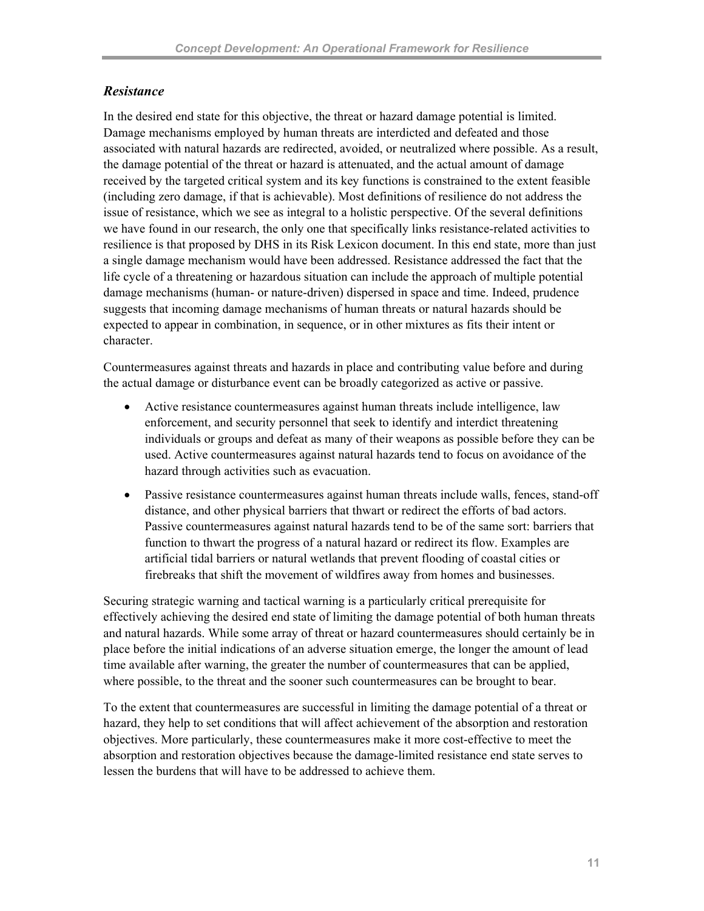### *Resistance*

In the desired end state for this objective, the threat or hazard damage potential is limited. Damage mechanisms employed by human threats are interdicted and defeated and those associated with natural hazards are redirected, avoided, or neutralized where possible. As a result, the damage potential of the threat or hazard is attenuated, and the actual amount of damage received by the targeted critical system and its key functions is constrained to the extent feasible (including zero damage, if that is achievable). Most definitions of resilience do not address the issue of resistance, which we see as integral to a holistic perspective. Of the several definitions we have found in our research, the only one that specifically links resistance-related activities to resilience is that proposed by DHS in its Risk Lexicon document. In this end state, more than just a single damage mechanism would have been addressed. Resistance addressed the fact that the life cycle of a threatening or hazardous situation can include the approach of multiple potential damage mechanisms (human- or nature-driven) dispersed in space and time. Indeed, prudence suggests that incoming damage mechanisms of human threats or natural hazards should be expected to appear in combination, in sequence, or in other mixtures as fits their intent or character.

Countermeasures against threats and hazards in place and contributing value before and during the actual damage or disturbance event can be broadly categorized as active or passive.

- Active resistance countermeasures against human threats include intelligence, law enforcement, and security personnel that seek to identify and interdict threatening individuals or groups and defeat as many of their weapons as possible before they can be used. Active countermeasures against natural hazards tend to focus on avoidance of the hazard through activities such as evacuation.
- Passive resistance countermeasures against human threats include walls, fences, stand-off distance, and other physical barriers that thwart or redirect the efforts of bad actors. Passive countermeasures against natural hazards tend to be of the same sort: barriers that function to thwart the progress of a natural hazard or redirect its flow. Examples are artificial tidal barriers or natural wetlands that prevent flooding of coastal cities or firebreaks that shift the movement of wildfires away from homes and businesses.

Securing strategic warning and tactical warning is a particularly critical prerequisite for effectively achieving the desired end state of limiting the damage potential of both human threats and natural hazards. While some array of threat or hazard countermeasures should certainly be in place before the initial indications of an adverse situation emerge, the longer the amount of lead time available after warning, the greater the number of countermeasures that can be applied, where possible, to the threat and the sooner such countermeasures can be brought to bear.

To the extent that countermeasures are successful in limiting the damage potential of a threat or hazard, they help to set conditions that will affect achievement of the absorption and restoration objectives. More particularly, these countermeasures make it more cost-effective to meet the absorption and restoration objectives because the damage-limited resistance end state serves to lessen the burdens that will have to be addressed to achieve them.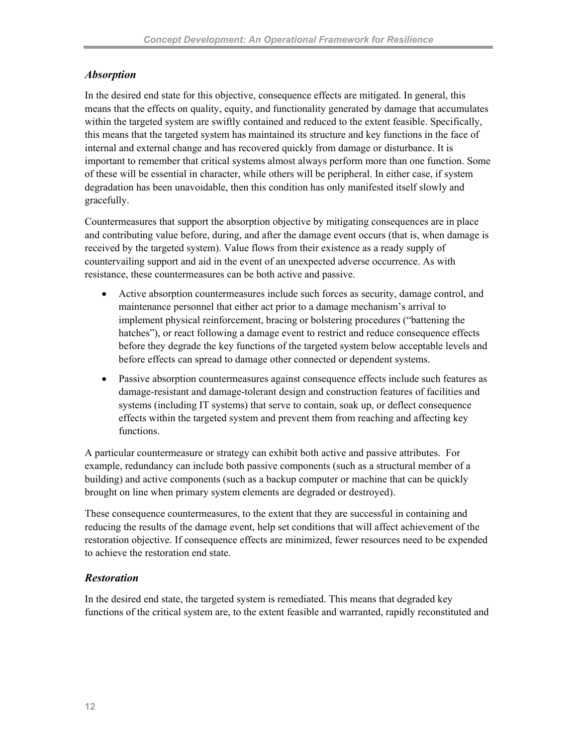### *Absorption*

In the desired end state for this objective, consequence effects are mitigated. In general, this means that the effects on quality, equity, and functionality generated by damage that accumulates within the targeted system are swiftly contained and reduced to the extent feasible. Specifically, this means that the targeted system has maintained its structure and key functions in the face of internal and external change and has recovered quickly from damage or disturbance. It is important to remember that critical systems almost always perform more than one function. Some of these will be essential in character, while others will be peripheral. In either case, if system degradation has been unavoidable, then this condition has only manifested itself slowly and gracefully.

Countermeasures that support the absorption objective by mitigating consequences are in place and contributing value before, during, and after the damage event occurs (that is, when damage is received by the targeted system). Value flows from their existence as a ready supply of countervailing support and aid in the event of an unexpected adverse occurrence. As with resistance, these countermeasures can be both active and passive.

- Active absorption countermeasures include such forces as security, damage control, and maintenance personnel that either act prior to a damage mechanism's arrival to implement physical reinforcement, bracing or bolstering procedures ("battening the hatches"), or react following a damage event to restrict and reduce consequence effects before they degrade the key functions of the targeted system below acceptable levels and before effects can spread to damage other connected or dependent systems.
- Passive absorption countermeasures against consequence effects include such features as damage-resistant and damage-tolerant design and construction features of facilities and systems (including IT systems) that serve to contain, soak up, or deflect consequence effects within the targeted system and prevent them from reaching and affecting key functions.

A particular countermeasure or strategy can exhibit both active and passive attributes. For example, redundancy can include both passive components (such as a structural member of a building) and active components (such as a backup computer or machine that can be quickly brought on line when primary system elements are degraded or destroyed).

These consequence countermeasures, to the extent that they are successful in containing and reducing the results of the damage event, help set conditions that will affect achievement of the restoration objective. If consequence effects are minimized, fewer resources need to be expended to achieve the restoration end state.

### *Restoration*

In the desired end state, the targeted system is remediated. This means that degraded key functions of the critical system are, to the extent feasible and warranted, rapidly reconstituted and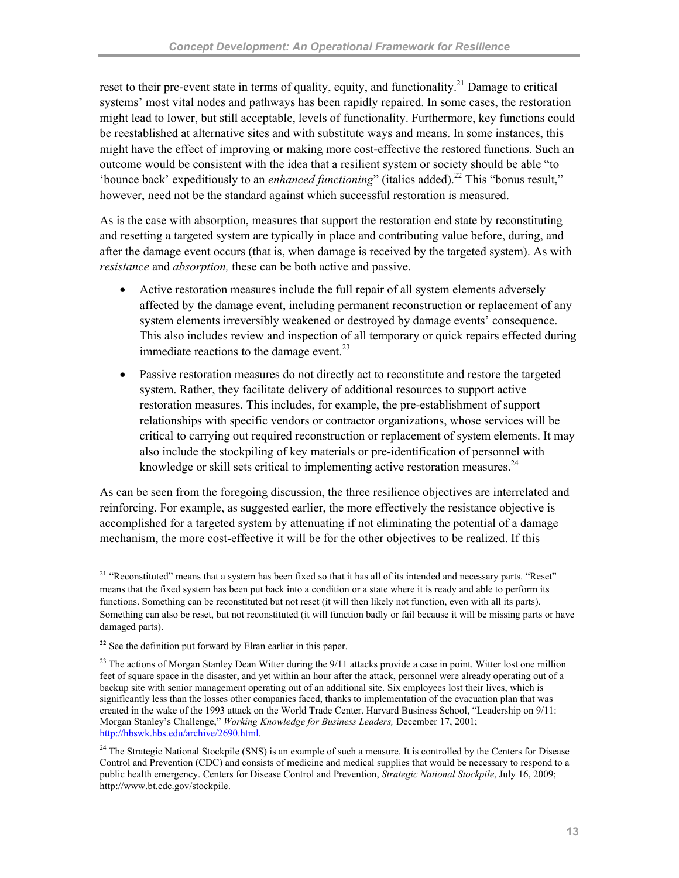reset to their pre-event state in terms of quality, equity, and functionality.[21] Damage to critical systems' most vital nodes and pathways has been rapidly repaired. In some cases, the restoration might lead to lower, but still acceptable, levels of functionality. Furthermore, key functions could be reestablished at alternative sites and with substitute ways and means. In some instances, this might have the effect of improving or making more cost-effective the restored functions. Such an outcome would be consistent with the idea that a resilient system or society should be able "to 'bounce back' expeditiously to an *enhanced functioning*" (italics added).[22] This "bonus result," however, need not be the standard against which successful restoration is measured.

As is the case with absorption, measures that support the restoration end state by reconstituting and resetting a targeted system are typically in place and contributing value before, during, and after the damage event occurs (that is, when damage is received by the targeted system). As with *resistance* and *absorption,* these can be both active and passive.

- Active restoration measures include the full repair of all system elements adversely affected by the damage event, including permanent reconstruction or replacement of any system elements irreversibly weakened or destroyed by damage events' consequence. This also includes review and inspection of all temporary or quick repairs effected during immediate reactions to the damage event.[23]
- Passive restoration measures do not directly act to reconstitute and restore the targeted system. Rather, they facilitate delivery of additional resources to support active restoration measures. This includes, for example, the pre-establishment of support relationships with specific vendors or contractor organizations, whose services will be critical to carrying out required reconstruction or replacement of system elements. It may also include the stockpiling of key materials or pre-identification of personnel with knowledge or skill sets critical to implementing active restoration measures.[24]

As can be seen from the foregoing discussion, the three resilience objectives are interrelated and reinforcing. For example, as suggested earlier, the more effectively the resistance objective is accomplished for a targeted system by attenuating if not eliminating the potential of a damage mechanism, the more cost-effective it will be for the other objectives to be realized. If this

---

[21] "Reconstituted" means that a system has been fixed so that it has all of its intended and necessary parts. "Reset" means that the fixed system has been put back into a condition or a state where it is ready and able to perform its functions. Something can be reconstituted but not reset (it will then likely not function, even with all its parts). Something can also be reset, but not reconstituted (it will function badly or fail because it will be missing parts or have damaged parts).

[22] See the definition put forward by Elran earlier in this paper.

[23] The actions of Morgan Stanley Dean Witter during the 9/11 attacks provide a case in point. Witter lost one million feet of square space in the disaster, and yet within an hour after the attack, personnel were already operating out of a backup site with senior management operating out of an additional site. Six employees lost their lives, which is significantly less than the losses other companies faced, thanks to implementation of the evacuation plan that was created in the wake of the 1993 attack on the World Trade Center. Harvard Business School, "Leadership on 9/11: Morgan Stanley's Challenge," *Working Knowledge for Business Leaders,* December 17, 2001; http://hbswk.hbs.edu/archive/2690.html.

[24] The Strategic National Stockpile (SNS) is an example of such a measure. It is controlled by the Centers for Disease Control and Prevention (CDC) and consists of medicine and medical supplies that would be necessary to respond to a public health emergency. Centers for Disease Control and Prevention, *Strategic National Stockpile*, July 16, 2009; http://www.bt.cdc.gov/stockpile.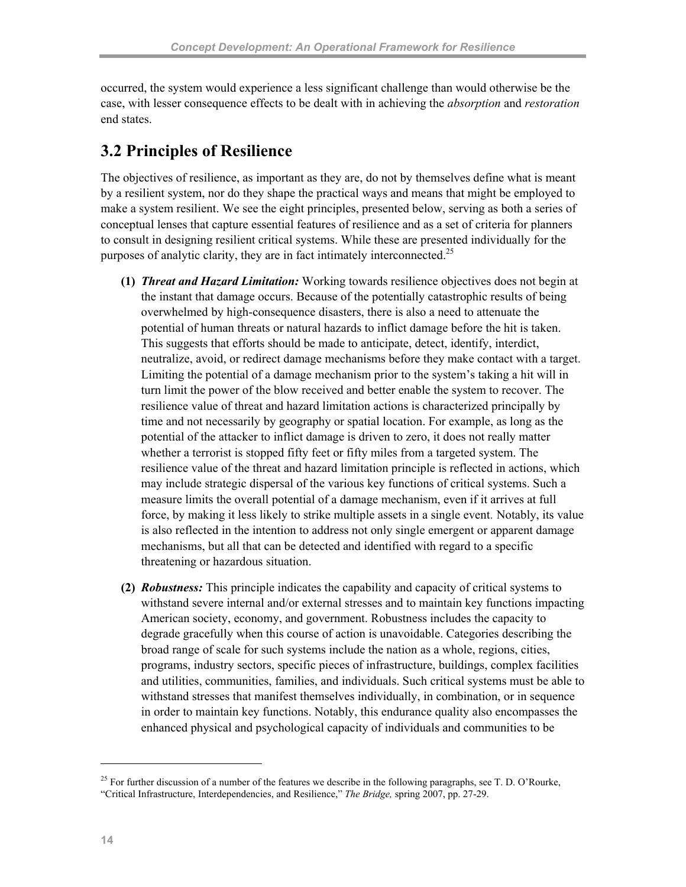occurred, the system would experience a less significant challenge than would otherwise be the case, with lesser consequence effects to be dealt with in achieving the *absorption* and *restoration* end states.

## 3.2 Principles of Resilience

The objectives of resilience, as important as they are, do not by themselves define what is meant by a resilient system, nor do they shape the practical ways and means that might be employed to make a system resilient. We see the eight principles, presented below, serving as both a series of conceptual lenses that capture essential features of resilience and as a set of criteria for planners to consult in designing resilient critical systems. While these are presented individually for the purposes of analytic clarity, they are in fact intimately interconnected.[25]

**(1)** ***Threat and Hazard Limitation:*** Working towards resilience objectives does not begin at the instant that damage occurs. Because of the potentially catastrophic results of being overwhelmed by high-consequence disasters, there is also a need to attenuate the potential of human threats or natural hazards to inflict damage before the hit is taken. This suggests that efforts should be made to anticipate, detect, identify, interdict, neutralize, avoid, or redirect damage mechanisms before they make contact with a target. Limiting the potential of a damage mechanism prior to the system's taking a hit will in turn limit the power of the blow received and better enable the system to recover. The resilience value of threat and hazard limitation actions is characterized principally by time and not necessarily by geography or spatial location. For example, as long as the potential of the attacker to inflict damage is driven to zero, it does not really matter whether a terrorist is stopped fifty feet or fifty miles from a targeted system. The resilience value of the threat and hazard limitation principle is reflected in actions, which may include strategic dispersal of the various key functions of critical systems. Such a measure limits the overall potential of a damage mechanism, even if it arrives at full force, by making it less likely to strike multiple assets in a single event. Notably, its value is also reflected in the intention to address not only single emergent or apparent damage mechanisms, but all that can be detected and identified with regard to a specific threatening or hazardous situation.

**(2)** ***Robustness:*** This principle indicates the capability and capacity of critical systems to withstand severe internal and/or external stresses and to maintain key functions impacting American society, economy, and government. Robustness includes the capacity to degrade gracefully when this course of action is unavoidable. Categories describing the broad range of scale for such systems include the nation as a whole, regions, cities, programs, industry sectors, specific pieces of infrastructure, buildings, complex facilities and utilities, communities, families, and individuals. Such critical systems must be able to withstand stresses that manifest themselves individually, in combination, or in sequence in order to maintain key functions. Notably, this endurance quality also encompasses the enhanced physical and psychological capacity of individuals and communities to be

[25] For further discussion of a number of the features we describe in the following paragraphs, see T. D. O'Rourke, "Critical Infrastructure, Interdependencies, and Resilience," *The Bridge,* spring 2007, pp. 27-29.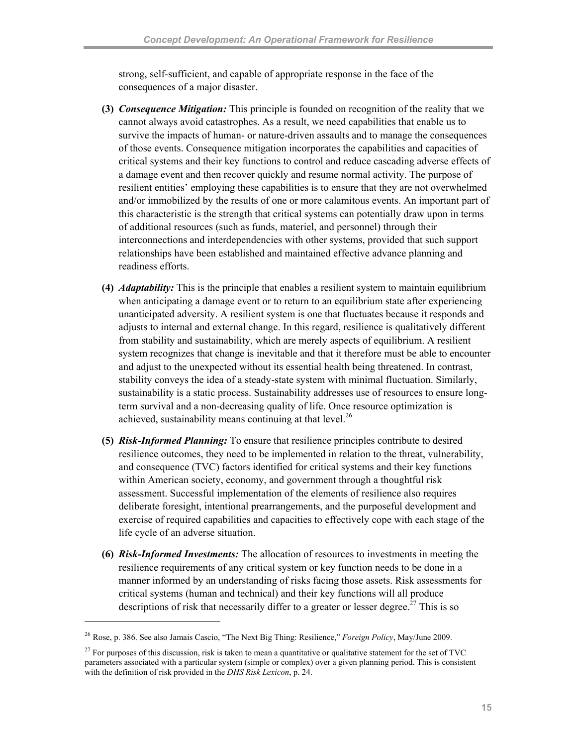strong, self-sufficient, and capable of appropriate response in the face of the consequences of a major disaster.

**(3)** ***Consequence Mitigation:*** This principle is founded on recognition of the reality that we cannot always avoid catastrophes. As a result, we need capabilities that enable us to survive the impacts of human- or nature-driven assaults and to manage the consequences of those events. Consequence mitigation incorporates the capabilities and capacities of critical systems and their key functions to control and reduce cascading adverse effects of a damage event and then recover quickly and resume normal activity. The purpose of resilient entities' employing these capabilities is to ensure that they are not overwhelmed and/or immobilized by the results of one or more calamitous events. An important part of this characteristic is the strength that critical systems can potentially draw upon in terms of additional resources (such as funds, materiel, and personnel) through their interconnections and interdependencies with other systems, provided that such support relationships have been established and maintained effective advance planning and readiness efforts.

**(4)** ***Adaptability:*** This is the principle that enables a resilient system to maintain equilibrium when anticipating a damage event or to return to an equilibrium state after experiencing unanticipated adversity. A resilient system is one that fluctuates because it responds and adjusts to internal and external change. In this regard, resilience is qualitatively different from stability and sustainability, which are merely aspects of equilibrium. A resilient system recognizes that change is inevitable and that it therefore must be able to encounter and adjust to the unexpected without its essential health being threatened. In contrast, stability conveys the idea of a steady-state system with minimal fluctuation. Similarly, sustainability is a static process. Sustainability addresses use of resources to ensure long-term survival and a non-decreasing quality of life. Once resource optimization is achieved, sustainability means continuing at that level.[26]

**(5)** ***Risk-Informed Planning:*** To ensure that resilience principles contribute to desired resilience outcomes, they need to be implemented in relation to the threat, vulnerability, and consequence (TVC) factors identified for critical systems and their key functions within American society, economy, and government through a thoughtful risk assessment. Successful implementation of the elements of resilience also requires deliberate foresight, intentional prearrangements, and the purposeful development and exercise of required capabilities and capacities to effectively cope with each stage of the life cycle of an adverse situation.

**(6)** ***Risk-Informed Investments:*** The allocation of resources to investments in meeting the resilience requirements of any critical system or key function needs to be done in a manner informed by an understanding of risks facing those assets. Risk assessments for critical systems (human and technical) and their key functions will all produce descriptions of risk that necessarily differ to a greater or lesser degree.[27] This is so

---

[26] Rose, p. 386. See also Jamais Cascio, "The Next Big Thing: Resilience," *Foreign Policy*, May/June 2009.

[27] For purposes of this discussion, risk is taken to mean a quantitative or qualitative statement for the set of TVC parameters associated with a particular system (simple or complex) over a given planning period. This is consistent with the definition of risk provided in the *DHS Risk Lexicon*, p. 24.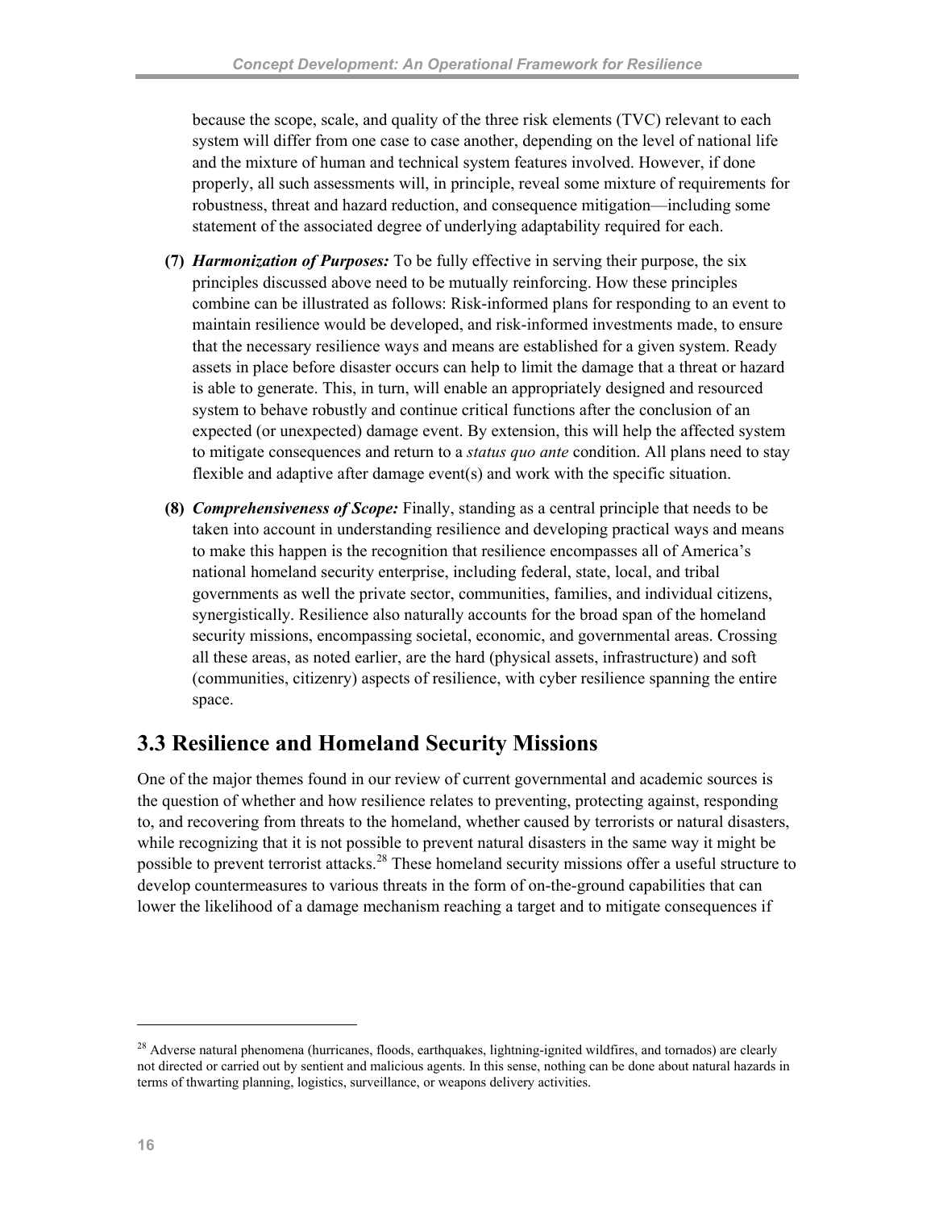because the scope, scale, and quality of the three risk elements (TVC) relevant to each system will differ from one case to case another, depending on the level of national life and the mixture of human and technical system features involved. However, if done properly, all such assessments will, in principle, reveal some mixture of requirements for robustness, threat and hazard reduction, and consequence mitigation—including some statement of the associated degree of underlying adaptability required for each.

**(7)** ***Harmonization of Purposes:*** To be fully effective in serving their purpose, the six principles discussed above need to be mutually reinforcing. How these principles combine can be illustrated as follows: Risk-informed plans for responding to an event to maintain resilience would be developed, and risk-informed investments made, to ensure that the necessary resilience ways and means are established for a given system. Ready assets in place before disaster occurs can help to limit the damage that a threat or hazard is able to generate. This, in turn, will enable an appropriately designed and resourced system to behave robustly and continue critical functions after the conclusion of an expected (or unexpected) damage event. By extension, this will help the affected system to mitigate consequences and return to a *status quo ante* condition. All plans need to stay flexible and adaptive after damage event(s) and work with the specific situation.

**(8)** ***Comprehensiveness of Scope:*** Finally, standing as a central principle that needs to be taken into account in understanding resilience and developing practical ways and means to make this happen is the recognition that resilience encompasses all of America's national homeland security enterprise, including federal, state, local, and tribal governments as well the private sector, communities, families, and individual citizens, synergistically. Resilience also naturally accounts for the broad span of the homeland security missions, encompassing societal, economic, and governmental areas. Crossing all these areas, as noted earlier, are the hard (physical assets, infrastructure) and soft (communities, citizenry) aspects of resilience, with cyber resilience spanning the entire space.

## 3.3 Resilience and Homeland Security Missions

One of the major themes found in our review of current governmental and academic sources is the question of whether and how resilience relates to preventing, protecting against, responding to, and recovering from threats to the homeland, whether caused by terrorists or natural disasters, while recognizing that it is not possible to prevent natural disasters in the same way it might be possible to prevent terrorist attacks.[28] These homeland security missions offer a useful structure to develop countermeasures to various threats in the form of on-the-ground capabilities that can lower the likelihood of a damage mechanism reaching a target and to mitigate consequences if

---

[28] Adverse natural phenomena (hurricanes, floods, earthquakes, lightning-ignited wildfires, and tornados) are clearly not directed or carried out by sentient and malicious agents. In this sense, nothing can be done about natural hazards in terms of thwarting planning, logistics, surveillance, or weapons delivery activities.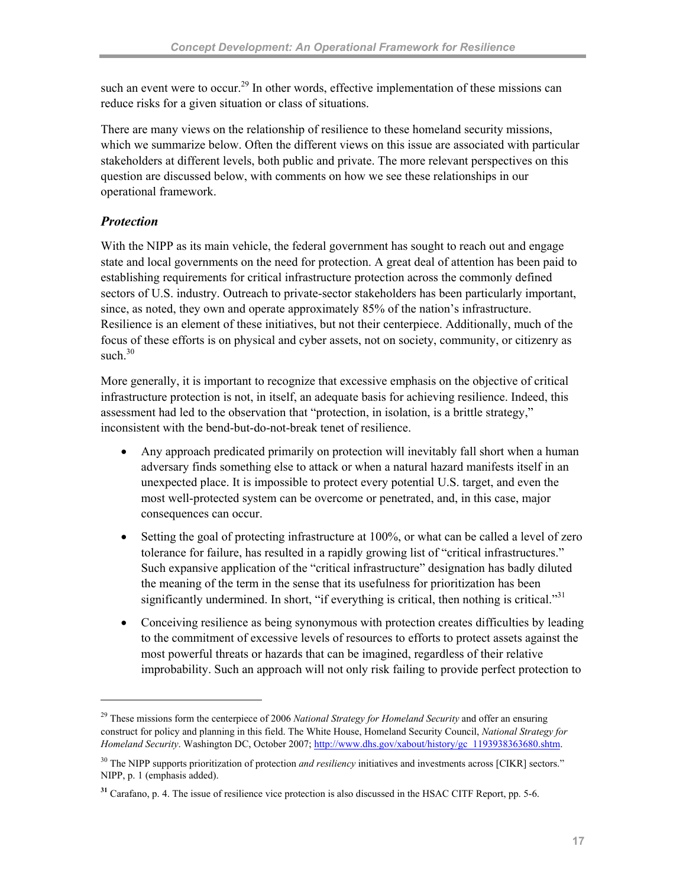such an event were to occur.[29] In other words, effective implementation of these missions can reduce risks for a given situation or class of situations.

There are many views on the relationship of resilience to these homeland security missions, which we summarize below. Often the different views on this issue are associated with particular stakeholders at different levels, both public and private. The more relevant perspectives on this question are discussed below, with comments on how we see these relationships in our operational framework.

### *Protection*

With the NIPP as its main vehicle, the federal government has sought to reach out and engage state and local governments on the need for protection. A great deal of attention has been paid to establishing requirements for critical infrastructure protection across the commonly defined sectors of U.S. industry. Outreach to private-sector stakeholders has been particularly important, since, as noted, they own and operate approximately 85% of the nation's infrastructure. Resilience is an element of these initiatives, but not their centerpiece. Additionally, much of the focus of these efforts is on physical and cyber assets, not on society, community, or citizenry as such.[30]

More generally, it is important to recognize that excessive emphasis on the objective of critical infrastructure protection is not, in itself, an adequate basis for achieving resilience. Indeed, this assessment had led to the observation that "protection, in isolation, is a brittle strategy," inconsistent with the bend-but-do-not-break tenet of resilience.

- Any approach predicated primarily on protection will inevitably fall short when a human adversary finds something else to attack or when a natural hazard manifests itself in an unexpected place. It is impossible to protect every potential U.S. target, and even the most well-protected system can be overcome or penetrated, and, in this case, major consequences can occur.
- Setting the goal of protecting infrastructure at 100%, or what can be called a level of zero tolerance for failure, has resulted in a rapidly growing list of "critical infrastructures." Such expansive application of the "critical infrastructure" designation has badly diluted the meaning of the term in the sense that its usefulness for prioritization has been significantly undermined. In short, "if everything is critical, then nothing is critical."[31]
- Conceiving resilience as being synonymous with protection creates difficulties by leading to the commitment of excessive levels of resources to efforts to protect assets against the most powerful threats or hazards that can be imagined, regardless of their relative improbability. Such an approach will not only risk failing to provide perfect protection to

---

[29] These missions form the centerpiece of 2006 *National Strategy for Homeland Security* and offer an ensuring construct for policy and planning in this field. The White House, Homeland Security Council, *National Strategy for Homeland Security*. Washington DC, October 2007; http://www.dhs.gov/xabout/history/gc_1193938363680.shtm.

[30] The NIPP supports prioritization of protection *and resiliency* initiatives and investments across [CIKR] sectors." NIPP, p. 1 (emphasis added).

[31] Carafano, p. 4. The issue of resilience vice protection is also discussed in the HSAC CITF Report, pp. 5-6.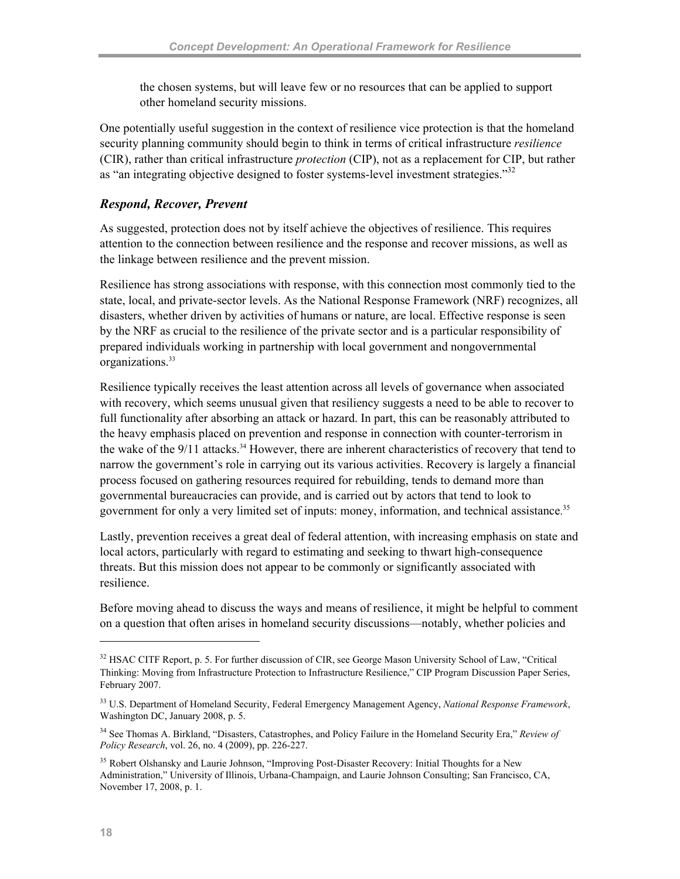the chosen systems, but will leave few or no resources that can be applied to support other homeland security missions.

One potentially useful suggestion in the context of resilience vice protection is that the homeland security planning community should begin to think in terms of critical infrastructure *resilience* (CIR), rather than critical infrastructure *protection* (CIP), not as a replacement for CIP, but rather as "an integrating objective designed to foster systems-level investment strategies."[32]

### *Respond, Recover, Prevent*

As suggested, protection does not by itself achieve the objectives of resilience. This requires attention to the connection between resilience and the response and recover missions, as well as the linkage between resilience and the prevent mission.

Resilience has strong associations with response, with this connection most commonly tied to the state, local, and private-sector levels. As the National Response Framework (NRF) recognizes, all disasters, whether driven by activities of humans or nature, are local. Effective response is seen by the NRF as crucial to the resilience of the private sector and is a particular responsibility of prepared individuals working in partnership with local government and nongovernmental organizations.[33]

Resilience typically receives the least attention across all levels of governance when associated with recovery, which seems unusual given that resiliency suggests a need to be able to recover to full functionality after absorbing an attack or hazard. In part, this can be reasonably attributed to the heavy emphasis placed on prevention and response in connection with counter-terrorism in the wake of the 9/11 attacks.[34] However, there are inherent characteristics of recovery that tend to narrow the government's role in carrying out its various activities. Recovery is largely a financial process focused on gathering resources required for rebuilding, tends to demand more than governmental bureaucracies can provide, and is carried out by actors that tend to look to government for only a very limited set of inputs: money, information, and technical assistance.[35]

Lastly, prevention receives a great deal of federal attention, with increasing emphasis on state and local actors, particularly with regard to estimating and seeking to thwart high-consequence threats. But this mission does not appear to be commonly or significantly associated with resilience.

Before moving ahead to discuss the ways and means of resilience, it might be helpful to comment on a question that often arises in homeland security discussions—notably, whether policies and

---

[32] HSAC CITF Report, p. 5. For further discussion of CIR, see George Mason University School of Law, "Critical Thinking: Moving from Infrastructure Protection to Infrastructure Resilience," CIP Program Discussion Paper Series, February 2007.

[33] U.S. Department of Homeland Security, Federal Emergency Management Agency, *National Response Framework*, Washington DC, January 2008, p. 5.

[34] See Thomas A. Birkland, "Disasters, Catastrophes, and Policy Failure in the Homeland Security Era," *Review of Policy Research*, vol. 26, no. 4 (2009), pp. 226-227.

[35] Robert Olshansky and Laurie Johnson, "Improving Post-Disaster Recovery: Initial Thoughts for a New Administration," University of Illinois, Urbana-Champaign, and Laurie Johnson Consulting; San Francisco, CA, November 17, 2008, p. 1.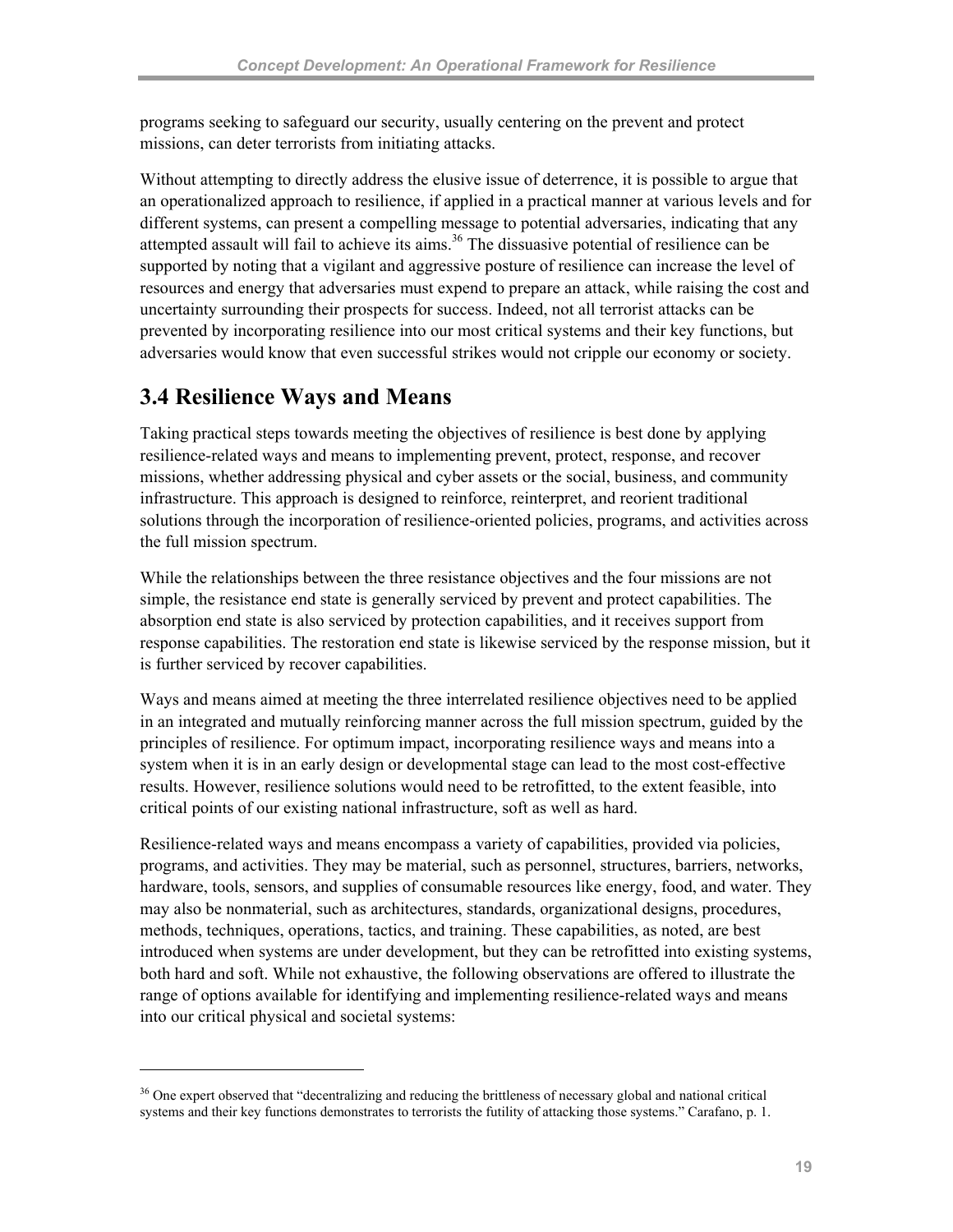programs seeking to safeguard our security, usually centering on the prevent and protect missions, can deter terrorists from initiating attacks.

Without attempting to directly address the elusive issue of deterrence, it is possible to argue that an operationalized approach to resilience, if applied in a practical manner at various levels and for different systems, can present a compelling message to potential adversaries, indicating that any attempted assault will fail to achieve its aims.[36] The dissuasive potential of resilience can be supported by noting that a vigilant and aggressive posture of resilience can increase the level of resources and energy that adversaries must expend to prepare an attack, while raising the cost and uncertainty surrounding their prospects for success. Indeed, not all terrorist attacks can be prevented by incorporating resilience into our most critical systems and their key functions, but adversaries would know that even successful strikes would not cripple our economy or society.

## 3.4 Resilience Ways and Means

Taking practical steps towards meeting the objectives of resilience is best done by applying resilience-related ways and means to implementing prevent, protect, response, and recover missions, whether addressing physical and cyber assets or the social, business, and community infrastructure. This approach is designed to reinforce, reinterpret, and reorient traditional solutions through the incorporation of resilience-oriented policies, programs, and activities across the full mission spectrum.

While the relationships between the three resistance objectives and the four missions are not simple, the resistance end state is generally serviced by prevent and protect capabilities. The absorption end state is also serviced by protection capabilities, and it receives support from response capabilities. The restoration end state is likewise serviced by the response mission, but it is further serviced by recover capabilities.

Ways and means aimed at meeting the three interrelated resilience objectives need to be applied in an integrated and mutually reinforcing manner across the full mission spectrum, guided by the principles of resilience. For optimum impact, incorporating resilience ways and means into a system when it is in an early design or developmental stage can lead to the most cost-effective results. However, resilience solutions would need to be retrofitted, to the extent feasible, into critical points of our existing national infrastructure, soft as well as hard.

Resilience-related ways and means encompass a variety of capabilities, provided via policies, programs, and activities. They may be material, such as personnel, structures, barriers, networks, hardware, tools, sensors, and supplies of consumable resources like energy, food, and water. They may also be nonmaterial, such as architectures, standards, organizational designs, procedures, methods, techniques, operations, tactics, and training. These capabilities, as noted, are best introduced when systems are under development, but they can be retrofitted into existing systems, both hard and soft. While not exhaustive, the following observations are offered to illustrate the range of options available for identifying and implementing resilience-related ways and means into our critical physical and societal systems:

---

[36] One expert observed that "decentralizing and reducing the brittleness of necessary global and national critical systems and their key functions demonstrates to terrorists the futility of attacking those systems." Carafano, p. 1.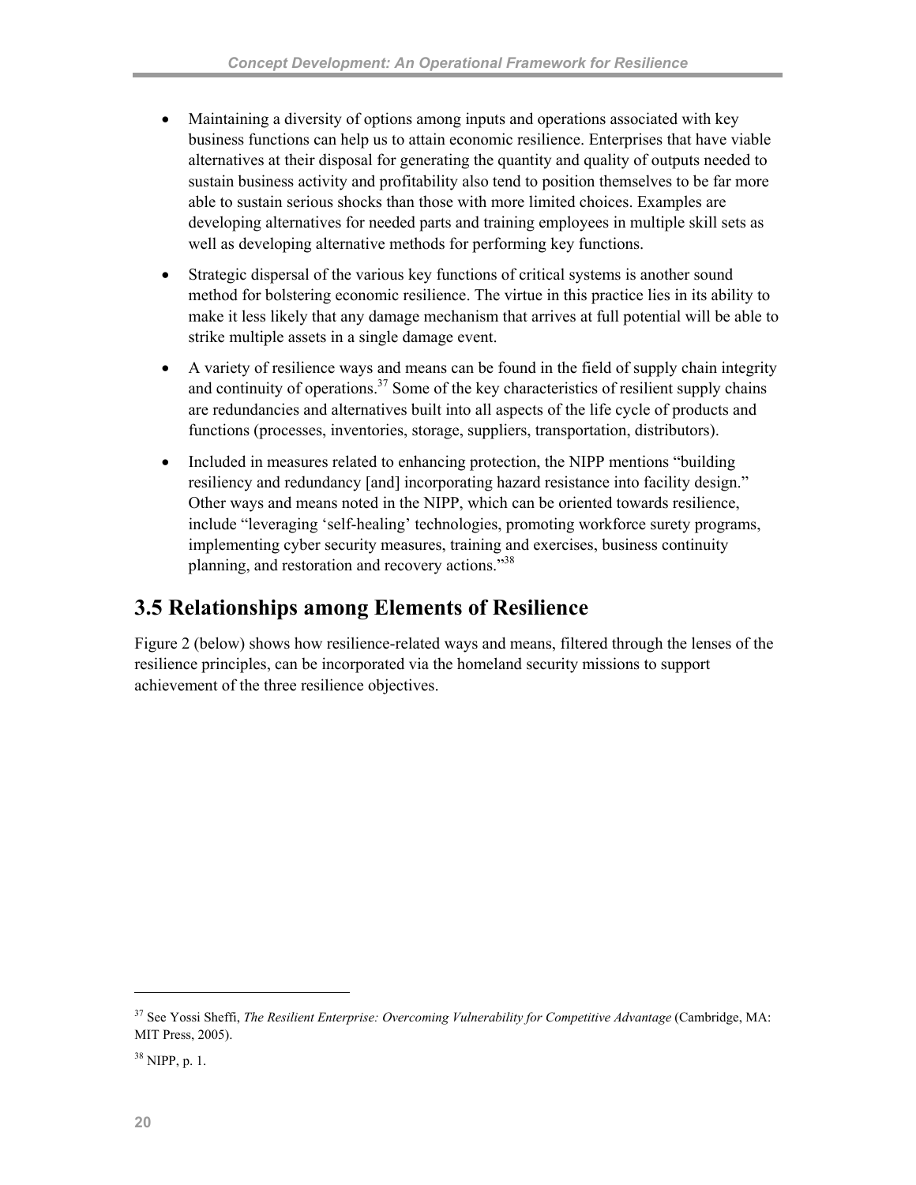- Maintaining a diversity of options among inputs and operations associated with key business functions can help us to attain economic resilience. Enterprises that have viable alternatives at their disposal for generating the quantity and quality of outputs needed to sustain business activity and profitability also tend to position themselves to be far more able to sustain serious shocks than those with more limited choices. Examples are developing alternatives for needed parts and training employees in multiple skill sets as well as developing alternative methods for performing key functions.

- Strategic dispersal of the various key functions of critical systems is another sound method for bolstering economic resilience. The virtue in this practice lies in its ability to make it less likely that any damage mechanism that arrives at full potential will be able to strike multiple assets in a single damage event.

- A variety of resilience ways and means can be found in the field of supply chain integrity and continuity of operations.[37] Some of the key characteristics of resilient supply chains are redundancies and alternatives built into all aspects of the life cycle of products and functions (processes, inventories, storage, suppliers, transportation, distributors).

- Included in measures related to enhancing protection, the NIPP mentions "building resiliency and redundancy [and] incorporating hazard resistance into facility design." Other ways and means noted in the NIPP, which can be oriented towards resilience, include "leveraging 'self-healing' technologies, promoting workforce surety programs, implementing cyber security measures, training and exercises, business continuity planning, and restoration and recovery actions."[38]

## 3.5 Relationships among Elements of Resilience

Figure 2 (below) shows how resilience-related ways and means, filtered through the lenses of the resilience principles, can be incorporated via the homeland security missions to support achievement of the three resilience objectives.

---

[37] See Yossi Sheffi, *The Resilient Enterprise: Overcoming Vulnerability for Competitive Advantage* (Cambridge, MA: MIT Press, 2005).

[38] NIPP, p. 1.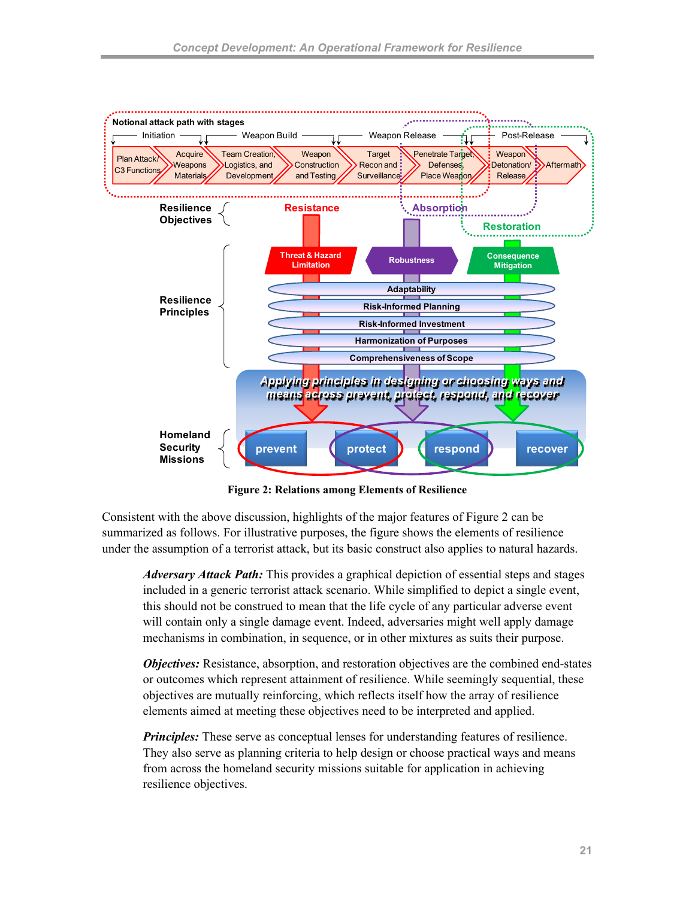Notional attack path with stages

Initiation — Weapon Build — Weapon Release — Post-Release

Plan Attack/ C3 Functions | Acquire Weapons Materials | Team Creation, Logistics, and Development | Weapon Construction and Testing | Target Recon and Surveillance | Penetrate Target, Defenses, Place Weapon | Weapon Detonation/ Release | Aftermath

Resilience Objectives: Resistance, Absorption, Restoration

Resilience Principles: Threat & Hazard Limitation, Robustness, Consequence Mitigation, Adaptability, Risk-Informed Planning, Risk-Informed Investment, Harmonization of Purposes, Comprehensiveness of Scope

Applying principles in designing or choosing ways and means across prevent, protect, respond, and recover

Homeland Security Missions: prevent, protect, respond, recover

**Figure 2: Relations among Elements of Resilience**

Consistent with the above discussion, highlights of the major features of Figure 2 can be summarized as follows. For illustrative purposes, the figure shows the elements of resilience under the assumption of a terrorist attack, but its basic construct also applies to natural hazards.

> ***Adversary Attack Path:*** This provides a graphical depiction of essential steps and stages included in a generic terrorist attack scenario. While simplified to depict a single event, this should not be construed to mean that the life cycle of any particular adverse event will contain only a single damage event. Indeed, adversaries might well apply damage mechanisms in combination, in sequence, or in other mixtures as suits their purpose.
>
> ***Objectives:*** Resistance, absorption, and restoration objectives are the combined end-states or outcomes which represent attainment of resilience. While seemingly sequential, these objectives are mutually reinforcing, which reflects itself how the array of resilience elements aimed at meeting these objectives need to be interpreted and applied.
>
> ***Principles:*** These serve as conceptual lenses for understanding features of resilience. They also serve as planning criteria to help design or choose practical ways and means from across the homeland security missions suitable for application in achieving resilience objectives.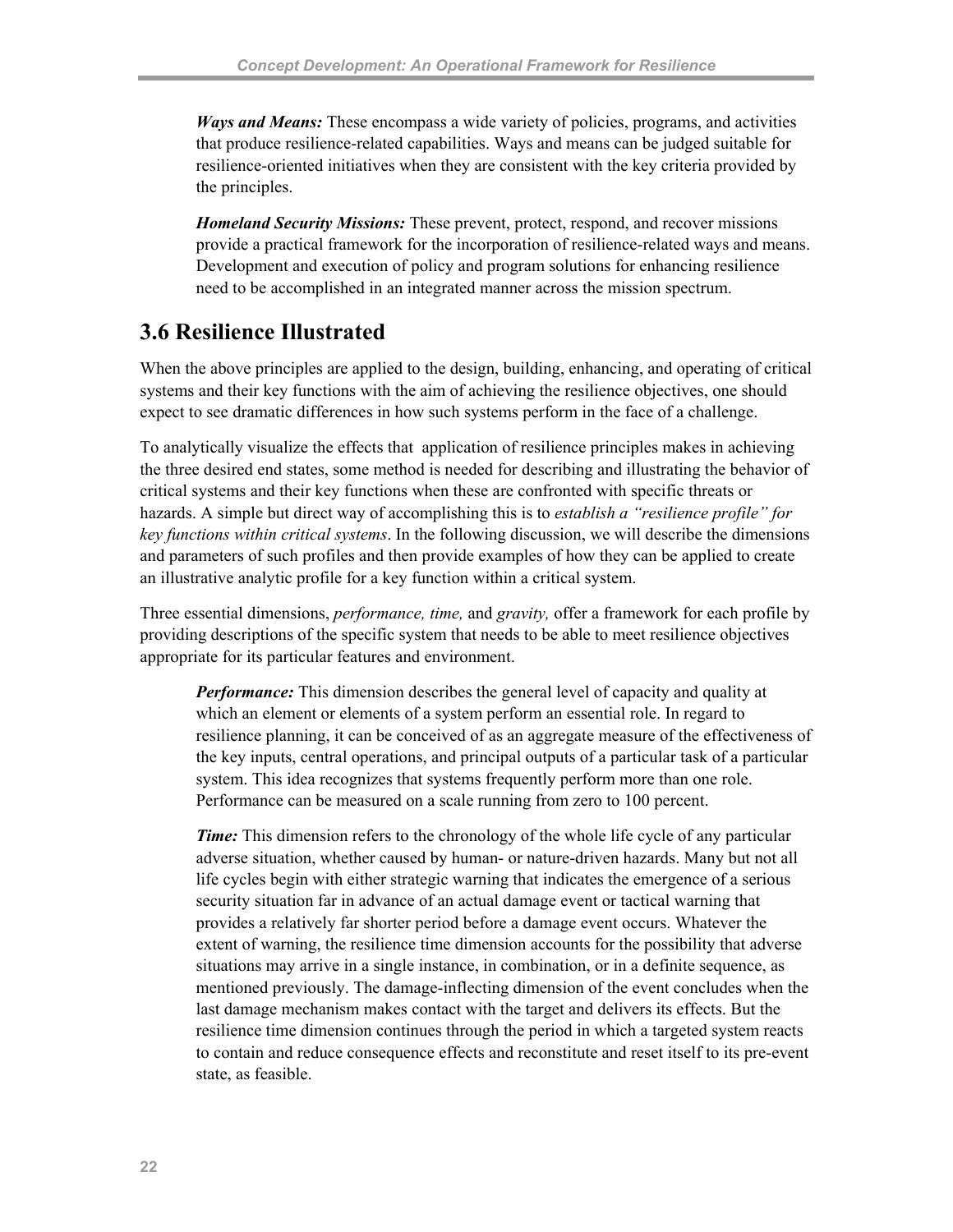***Ways and Means:*** These encompass a wide variety of policies, programs, and activities that produce resilience-related capabilities. Ways and means can be judged suitable for resilience-oriented initiatives when they are consistent with the key criteria provided by the principles.

***Homeland Security Missions:*** These prevent, protect, respond, and recover missions provide a practical framework for the incorporation of resilience-related ways and means. Development and execution of policy and program solutions for enhancing resilience need to be accomplished in an integrated manner across the mission spectrum.

## 3.6 Resilience Illustrated

When the above principles are applied to the design, building, enhancing, and operating of critical systems and their key functions with the aim of achieving the resilience objectives, one should expect to see dramatic differences in how such systems perform in the face of a challenge.

To analytically visualize the effects that application of resilience principles makes in achieving the three desired end states, some method is needed for describing and illustrating the behavior of critical systems and their key functions when these are confronted with specific threats or hazards. A simple but direct way of accomplishing this is to *establish a "resilience profile" for key functions within critical systems*. In the following discussion, we will describe the dimensions and parameters of such profiles and then provide examples of how they can be applied to create an illustrative analytic profile for a key function within a critical system.

Three essential dimensions, *performance, time,* and *gravity,* offer a framework for each profile by providing descriptions of the specific system that needs to be able to meet resilience objectives appropriate for its particular features and environment.

***Performance:*** This dimension describes the general level of capacity and quality at which an element or elements of a system perform an essential role. In regard to resilience planning, it can be conceived of as an aggregate measure of the effectiveness of the key inputs, central operations, and principal outputs of a particular task of a particular system. This idea recognizes that systems frequently perform more than one role. Performance can be measured on a scale running from zero to 100 percent.

***Time:*** This dimension refers to the chronology of the whole life cycle of any particular adverse situation, whether caused by human- or nature-driven hazards. Many but not all life cycles begin with either strategic warning that indicates the emergence of a serious security situation far in advance of an actual damage event or tactical warning that provides a relatively far shorter period before a damage event occurs. Whatever the extent of warning, the resilience time dimension accounts for the possibility that adverse situations may arrive in a single instance, in combination, or in a definite sequence, as mentioned previously. The damage-inflecting dimension of the event concludes when the last damage mechanism makes contact with the target and delivers its effects. But the resilience time dimension continues through the period in which a targeted system reacts to contain and reduce consequence effects and reconstitute and reset itself to its pre-event state, as feasible.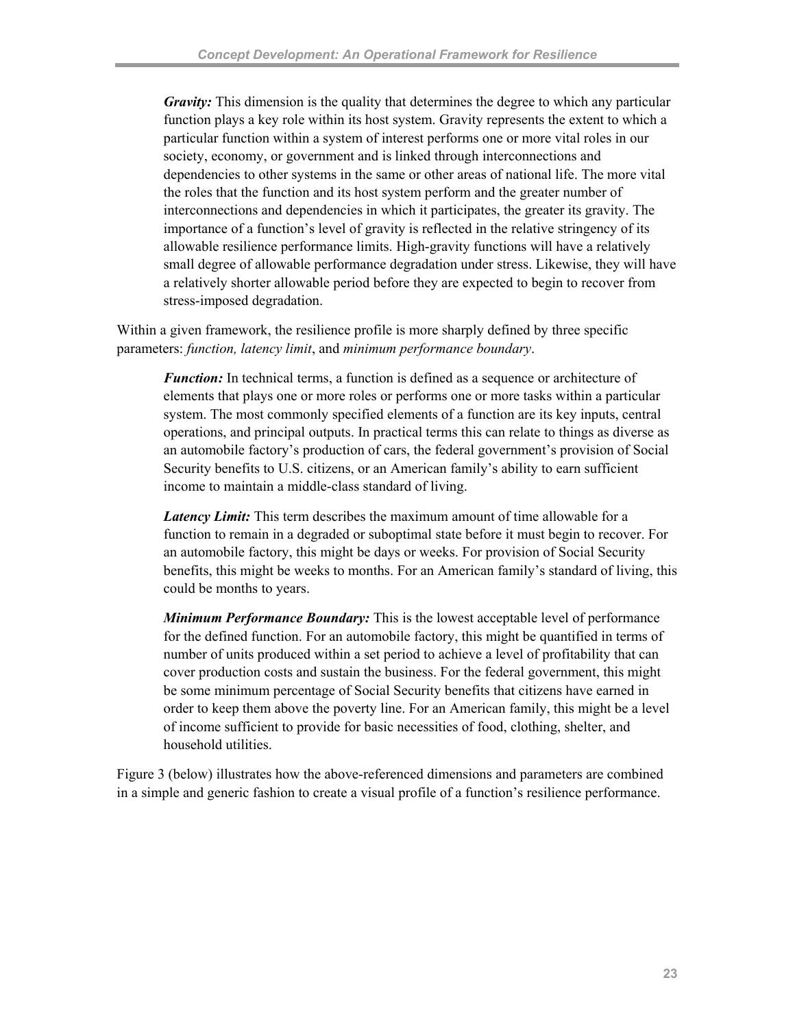***Gravity:*** This dimension is the quality that determines the degree to which any particular function plays a key role within its host system. Gravity represents the extent to which a particular function within a system of interest performs one or more vital roles in our society, economy, or government and is linked through interconnections and dependencies to other systems in the same or other areas of national life. The more vital the roles that the function and its host system perform and the greater number of interconnections and dependencies in which it participates, the greater its gravity. The importance of a function's level of gravity is reflected in the relative stringency of its allowable resilience performance limits. High-gravity functions will have a relatively small degree of allowable performance degradation under stress. Likewise, they will have a relatively shorter allowable period before they are expected to begin to recover from stress-imposed degradation.

Within a given framework, the resilience profile is more sharply defined by three specific parameters: *function, latency limit*, and *minimum performance boundary*.

***Function:*** In technical terms, a function is defined as a sequence or architecture of elements that plays one or more roles or performs one or more tasks within a particular system. The most commonly specified elements of a function are its key inputs, central operations, and principal outputs. In practical terms this can relate to things as diverse as an automobile factory's production of cars, the federal government's provision of Social Security benefits to U.S. citizens, or an American family's ability to earn sufficient income to maintain a middle-class standard of living.

***Latency Limit:*** This term describes the maximum amount of time allowable for a function to remain in a degraded or suboptimal state before it must begin to recover. For an automobile factory, this might be days or weeks. For provision of Social Security benefits, this might be weeks to months. For an American family's standard of living, this could be months to years.

***Minimum Performance Boundary:*** This is the lowest acceptable level of performance for the defined function. For an automobile factory, this might be quantified in terms of number of units produced within a set period to achieve a level of profitability that can cover production costs and sustain the business. For the federal government, this might be some minimum percentage of Social Security benefits that citizens have earned in order to keep them above the poverty line. For an American family, this might be a level of income sufficient to provide for basic necessities of food, clothing, shelter, and household utilities.

Figure 3 (below) illustrates how the above-referenced dimensions and parameters are combined in a simple and generic fashion to create a visual profile of a function's resilience performance.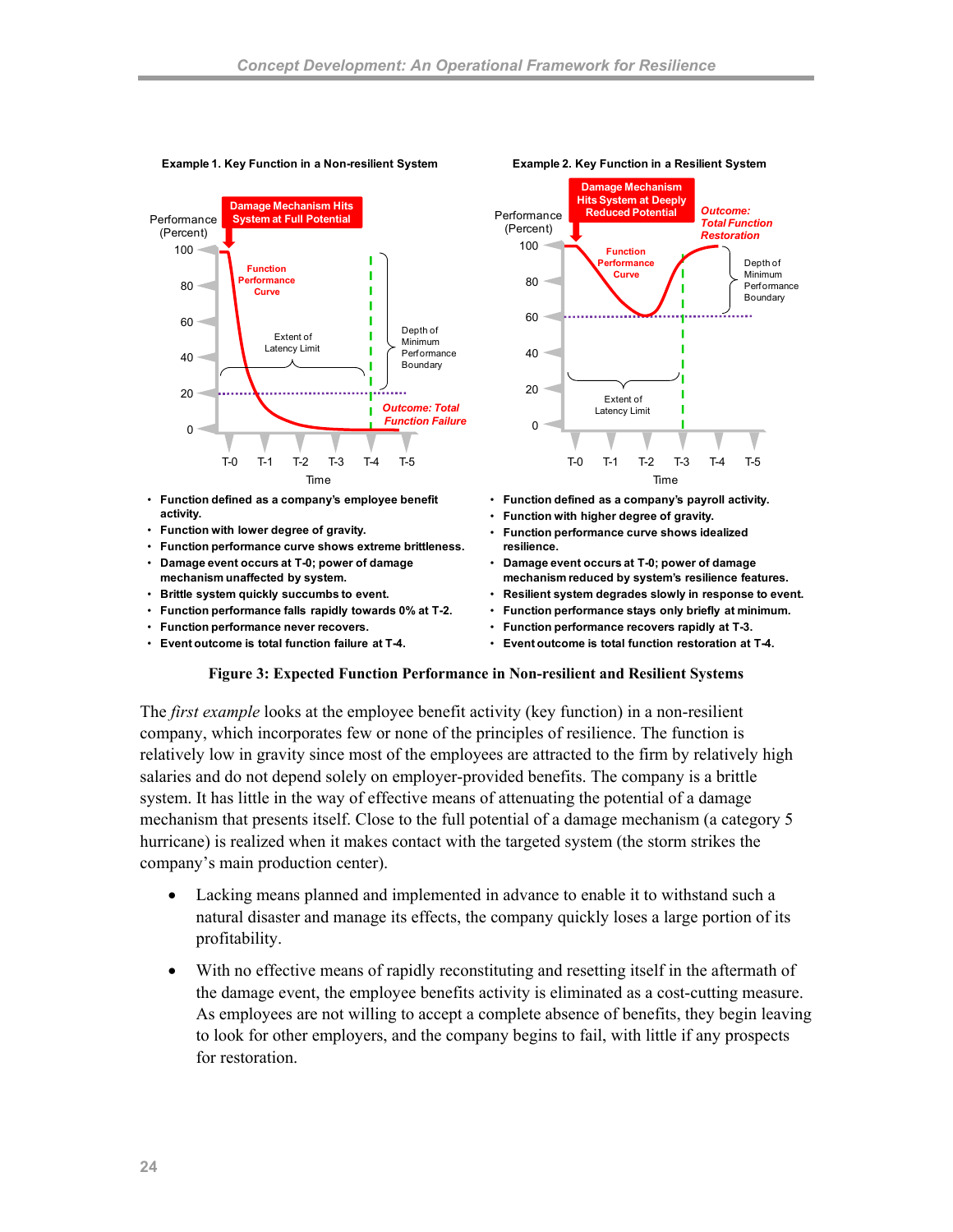**Example 1. Key Function in a Non-resilient System**

- Function defined as a company's employee benefit activity.
- Function with lower degree of gravity.
- Function performance curve shows extreme brittleness.
- Damage event occurs at T-0; power of damage mechanism unaffected by system.
- Brittle system quickly succumbs to event.
- Function performance falls rapidly towards 0% at T-2.
- Function performance never recovers.
- Event outcome is total function failure at T-4.

**Example 2. Key Function in a Resilient System**

- Function defined as a company's payroll activity.
- Function with higher degree of gravity.
- Function performance curve shows idealized resilience.
- Damage event occurs at T-0; power of damage mechanism reduced by system's resilience features.
- Resilient system degrades slowly in response to event.
- Function performance stays only briefly at minimum.
- Function performance recovers rapidly at T-3.
- Event outcome is total function restoration at T-4.

**Figure 3: Expected Function Performance in Non-resilient and Resilient Systems**

The *first example* looks at the employee benefit activity (key function) in a non-resilient company, which incorporates few or none of the principles of resilience. The function is relatively low in gravity since most of the employees are attracted to the firm by relatively high salaries and do not depend solely on employer-provided benefits. The company is a brittle system. It has little in the way of effective means of attenuating the potential of a damage mechanism that presents itself. Close to the full potential of a damage mechanism (a category 5 hurricane) is realized when it makes contact with the targeted system (the storm strikes the company's main production center).

- Lacking means planned and implemented in advance to enable it to withstand such a natural disaster and manage its effects, the company quickly loses a large portion of its profitability.
- With no effective means of rapidly reconstituting and resetting itself in the aftermath of the damage event, the employee benefits activity is eliminated as a cost-cutting measure. As employees are not willing to accept a complete absence of benefits, they begin leaving to look for other employers, and the company begins to fail, with little if any prospects for restoration.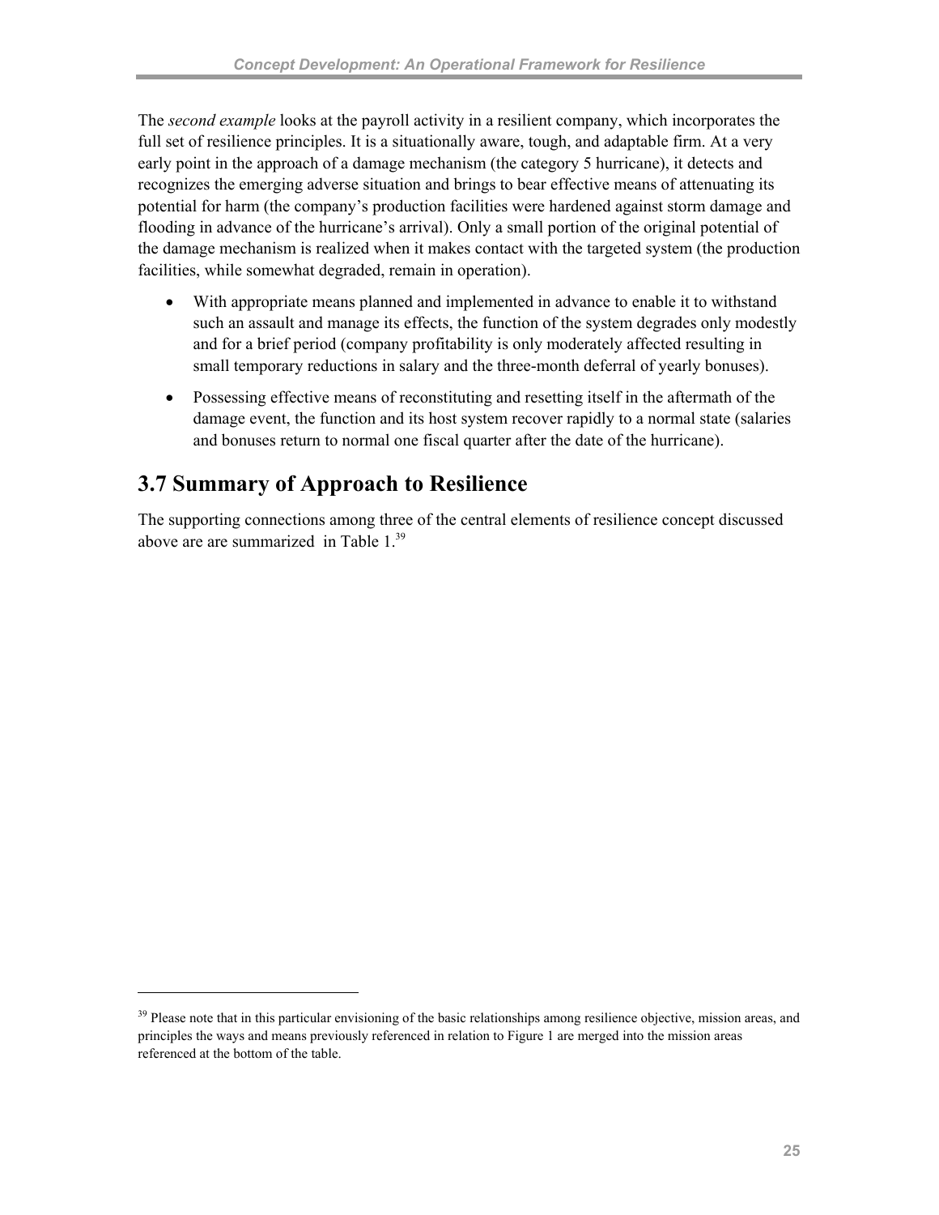The *second example* looks at the payroll activity in a resilient company, which incorporates the full set of resilience principles. It is a situationally aware, tough, and adaptable firm. At a very early point in the approach of a damage mechanism (the category 5 hurricane), it detects and recognizes the emerging adverse situation and brings to bear effective means of attenuating its potential for harm (the company's production facilities were hardened against storm damage and flooding in advance of the hurricane's arrival). Only a small portion of the original potential of the damage mechanism is realized when it makes contact with the targeted system (the production facilities, while somewhat degraded, remain in operation).

- With appropriate means planned and implemented in advance to enable it to withstand such an assault and manage its effects, the function of the system degrades only modestly and for a brief period (company profitability is only moderately affected resulting in small temporary reductions in salary and the three-month deferral of yearly bonuses).
- Possessing effective means of reconstituting and resetting itself in the aftermath of the damage event, the function and its host system recover rapidly to a normal state (salaries and bonuses return to normal one fiscal quarter after the date of the hurricane).

## 3.7 Summary of Approach to Resilience

The supporting connections among three of the central elements of resilience concept discussed above are are summarized in Table 1.[39]

[39] Please note that in this particular envisioning of the basic relationships among resilience objective, mission areas, and principles the ways and means previously referenced in relation to Figure 1 are merged into the mission areas referenced at the bottom of the table.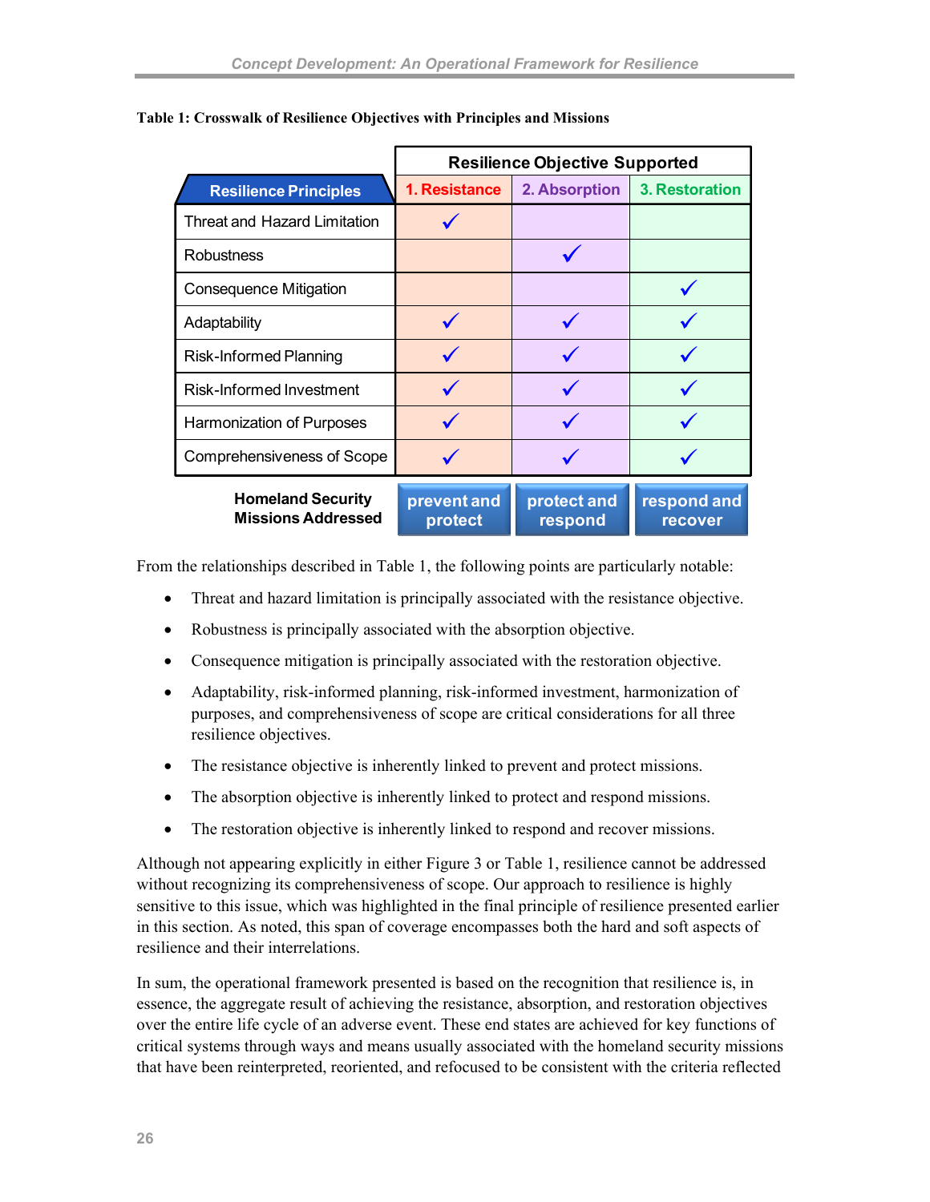**Table 1: Crosswalk of Resilience Objectives with Principles and Missions**

| Resilience Principles | Resilience Objective Supported | | |
|---|---|---|---|
| | 1. Resistance | 2. Absorption | 3. Restoration |
| Threat and Hazard Limitation | ✓ | | |
| Robustness | | ✓ | |
| Consequence Mitigation | | | ✓ |
| Adaptability | ✓ | ✓ | ✓ |
| Risk-Informed Planning | ✓ | ✓ | ✓ |
| Risk-Informed Investment | ✓ | ✓ | ✓ |
| Harmonization of Purposes | ✓ | ✓ | ✓ |
| Comprehensiveness of Scope | ✓ | ✓ | ✓ |
| **Homeland Security Missions Addressed** | prevent and protect | protect and respond | respond and recover |

From the relationships described in Table 1, the following points are particularly notable:

- Threat and hazard limitation is principally associated with the resistance objective.
- Robustness is principally associated with the absorption objective.
- Consequence mitigation is principally associated with the restoration objective.
- Adaptability, risk-informed planning, risk-informed investment, harmonization of purposes, and comprehensiveness of scope are critical considerations for all three resilience objectives.
- The resistance objective is inherently linked to prevent and protect missions.
- The absorption objective is inherently linked to protect and respond missions.
- The restoration objective is inherently linked to respond and recover missions.

Although not appearing explicitly in either Figure 3 or Table 1, resilience cannot be addressed without recognizing its comprehensiveness of scope. Our approach to resilience is highly sensitive to this issue, which was highlighted in the final principle of resilience presented earlier in this section. As noted, this span of coverage encompasses both the hard and soft aspects of resilience and their interrelations.

In sum, the operational framework presented is based on the recognition that resilience is, in essence, the aggregate result of achieving the resistance, absorption, and restoration objectives over the entire life cycle of an adverse event. These end states are achieved for key functions of critical systems through ways and means usually associated with the homeland security missions that have been reinterpreted, reoriented, and refocused to be consistent with the criteria reflected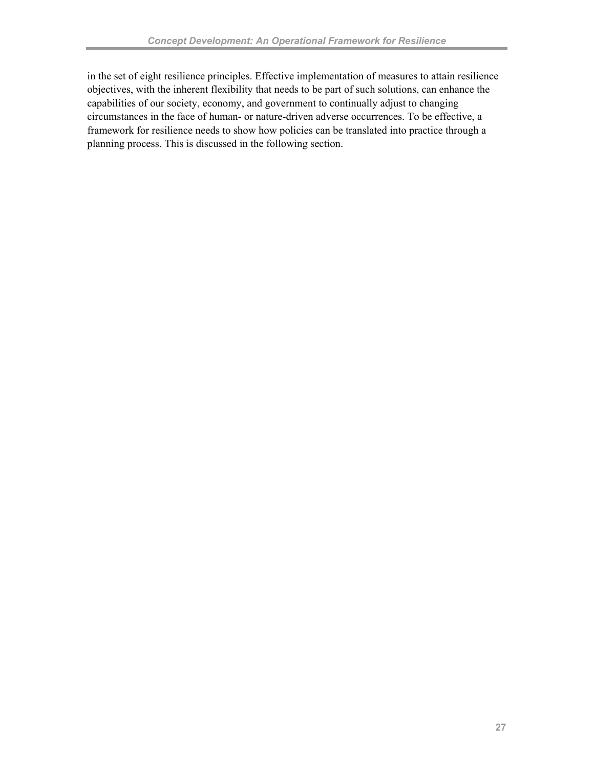in the set of eight resilience principles. Effective implementation of measures to attain resilience objectives, with the inherent flexibility that needs to be part of such solutions, can enhance the capabilities of our society, economy, and government to continually adjust to changing circumstances in the face of human- or nature-driven adverse occurrences. To be effective, a framework for resilience needs to show how policies can be translated into practice through a planning process. This is discussed in the following section.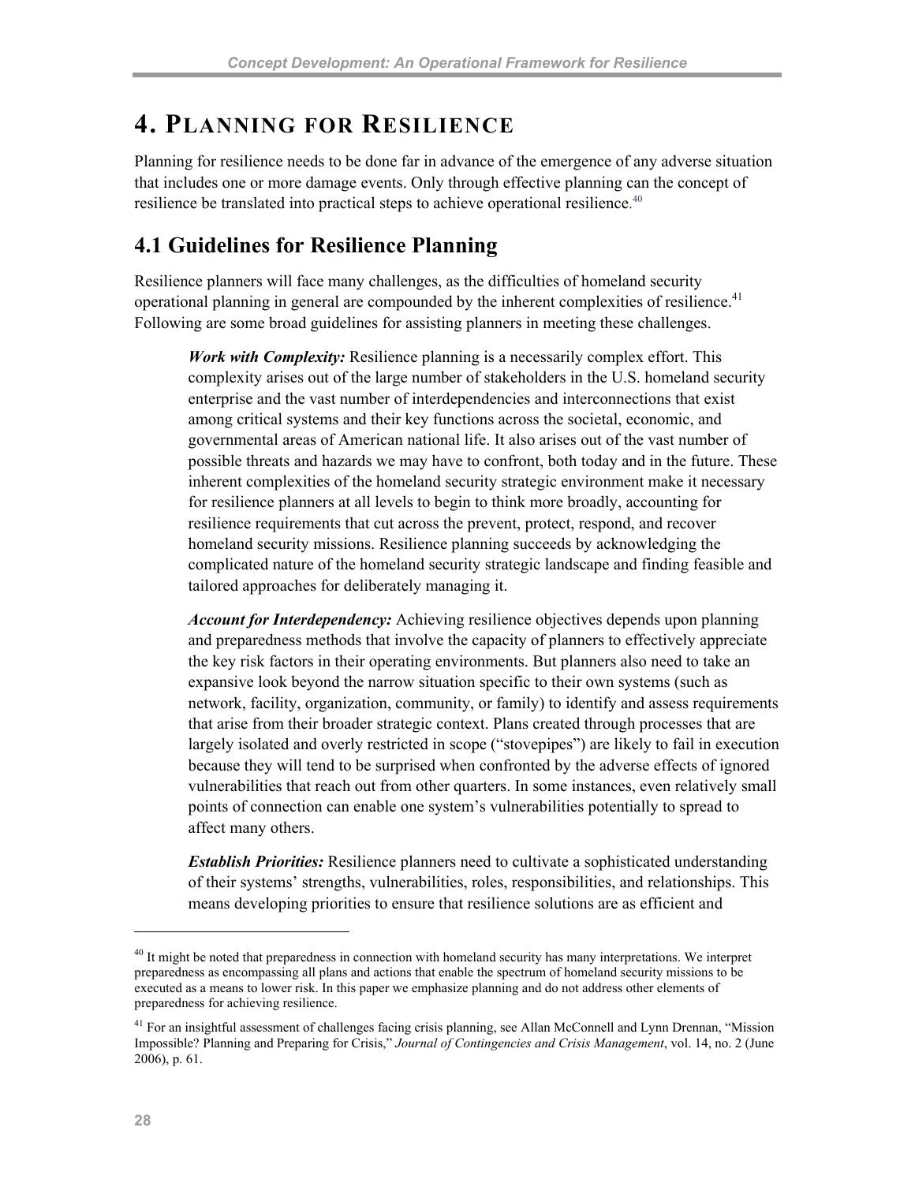# 4. Planning for Resilience

Planning for resilience needs to be done far in advance of the emergence of any adverse situation that includes one or more damage events. Only through effective planning can the concept of resilience be translated into practical steps to achieve operational resilience.[40]

## 4.1 Guidelines for Resilience Planning

Resilience planners will face many challenges, as the difficulties of homeland security operational planning in general are compounded by the inherent complexities of resilience.[41] Following are some broad guidelines for assisting planners in meeting these challenges.

***Work with Complexity:*** Resilience planning is a necessarily complex effort. This complexity arises out of the large number of stakeholders in the U.S. homeland security enterprise and the vast number of interdependencies and interconnections that exist among critical systems and their key functions across the societal, economic, and governmental areas of American national life. It also arises out of the vast number of possible threats and hazards we may have to confront, both today and in the future. These inherent complexities of the homeland security strategic environment make it necessary for resilience planners at all levels to begin to think more broadly, accounting for resilience requirements that cut across the prevent, protect, respond, and recover homeland security missions. Resilience planning succeeds by acknowledging the complicated nature of the homeland security strategic landscape and finding feasible and tailored approaches for deliberately managing it.

***Account for Interdependency:*** Achieving resilience objectives depends upon planning and preparedness methods that involve the capacity of planners to effectively appreciate the key risk factors in their operating environments. But planners also need to take an expansive look beyond the narrow situation specific to their own systems (such as network, facility, organization, community, or family) to identify and assess requirements that arise from their broader strategic context. Plans created through processes that are largely isolated and overly restricted in scope ("stovepipes") are likely to fail in execution because they will tend to be surprised when confronted by the adverse effects of ignored vulnerabilities that reach out from other quarters. In some instances, even relatively small points of connection can enable one system's vulnerabilities potentially to spread to affect many others.

***Establish Priorities:*** Resilience planners need to cultivate a sophisticated understanding of their systems' strengths, vulnerabilities, roles, responsibilities, and relationships. This means developing priorities to ensure that resilience solutions are as efficient and

---

[40] It might be noted that preparedness in connection with homeland security has many interpretations. We interpret preparedness as encompassing all plans and actions that enable the spectrum of homeland security missions to be executed as a means to lower risk. In this paper we emphasize planning and do not address other elements of preparedness for achieving resilience.

[41] For an insightful assessment of challenges facing crisis planning, see Allan McConnell and Lynn Drennan, "Mission Impossible? Planning and Preparing for Crisis," *Journal of Contingencies and Crisis Management*, vol. 14, no. 2 (June 2006), p. 61.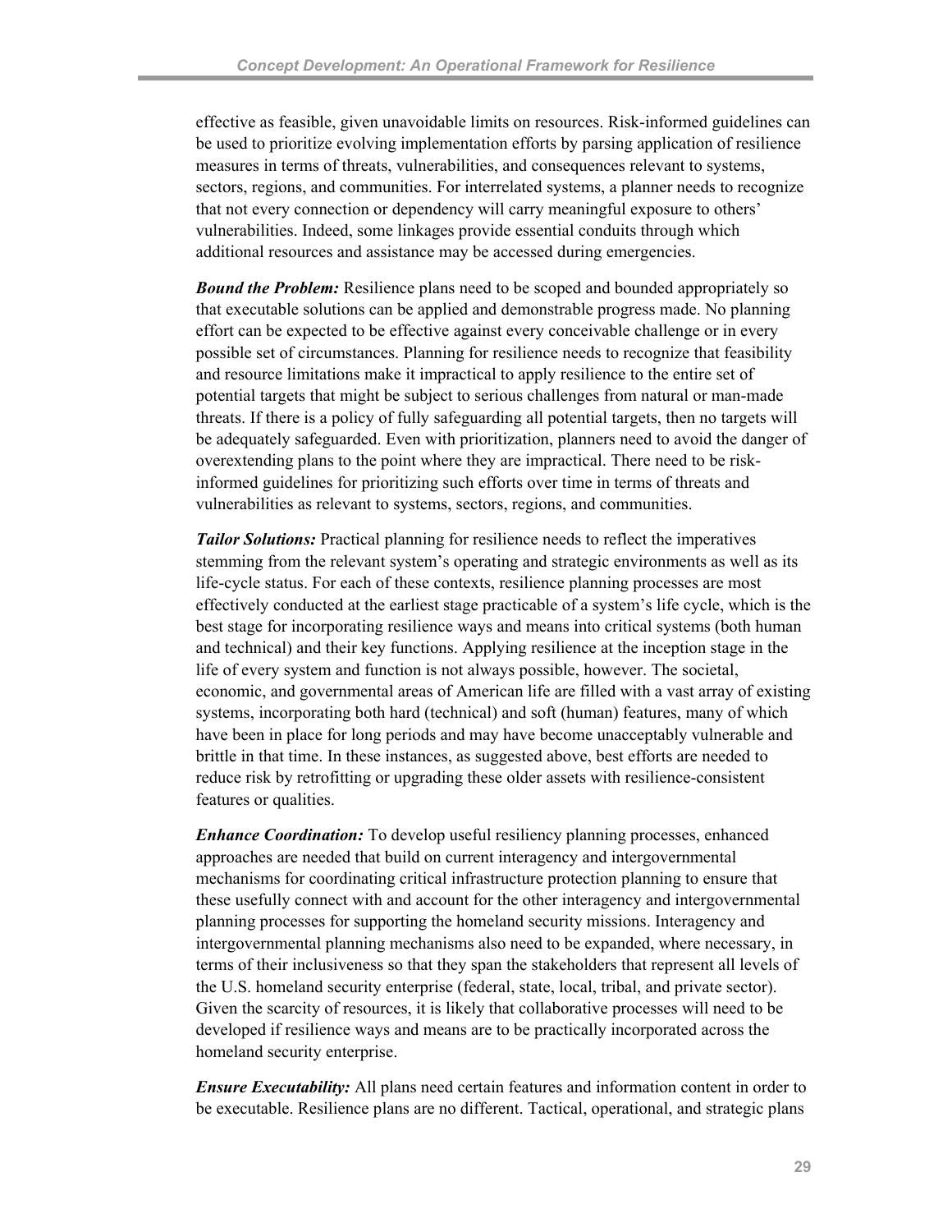effective as feasible, given unavoidable limits on resources. Risk-informed guidelines can be used to prioritize evolving implementation efforts by parsing application of resilience measures in terms of threats, vulnerabilities, and consequences relevant to systems, sectors, regions, and communities. For interrelated systems, a planner needs to recognize that not every connection or dependency will carry meaningful exposure to others' vulnerabilities. Indeed, some linkages provide essential conduits through which additional resources and assistance may be accessed during emergencies.

***Bound the Problem:*** Resilience plans need to be scoped and bounded appropriately so that executable solutions can be applied and demonstrable progress made. No planning effort can be expected to be effective against every conceivable challenge or in every possible set of circumstances. Planning for resilience needs to recognize that feasibility and resource limitations make it impractical to apply resilience to the entire set of potential targets that might be subject to serious challenges from natural or man-made threats. If there is a policy of fully safeguarding all potential targets, then no targets will be adequately safeguarded. Even with prioritization, planners need to avoid the danger of overextending plans to the point where they are impractical. There need to be risk-informed guidelines for prioritizing such efforts over time in terms of threats and vulnerabilities as relevant to systems, sectors, regions, and communities.

***Tailor Solutions:*** Practical planning for resilience needs to reflect the imperatives stemming from the relevant system's operating and strategic environments as well as its life-cycle status. For each of these contexts, resilience planning processes are most effectively conducted at the earliest stage practicable of a system's life cycle, which is the best stage for incorporating resilience ways and means into critical systems (both human and technical) and their key functions. Applying resilience at the inception stage in the life of every system and function is not always possible, however. The societal, economic, and governmental areas of American life are filled with a vast array of existing systems, incorporating both hard (technical) and soft (human) features, many of which have been in place for long periods and may have become unacceptably vulnerable and brittle in that time. In these instances, as suggested above, best efforts are needed to reduce risk by retrofitting or upgrading these older assets with resilience-consistent features or qualities.

***Enhance Coordination:*** To develop useful resiliency planning processes, enhanced approaches are needed that build on current interagency and intergovernmental mechanisms for coordinating critical infrastructure protection planning to ensure that these usefully connect with and account for the other interagency and intergovernmental planning processes for supporting the homeland security missions. Interagency and intergovernmental planning mechanisms also need to be expanded, where necessary, in terms of their inclusiveness so that they span the stakeholders that represent all levels of the U.S. homeland security enterprise (federal, state, local, tribal, and private sector). Given the scarcity of resources, it is likely that collaborative processes will need to be developed if resilience ways and means are to be practically incorporated across the homeland security enterprise.

***Ensure Executability:*** All plans need certain features and information content in order to be executable. Resilience plans are no different. Tactical, operational, and strategic plans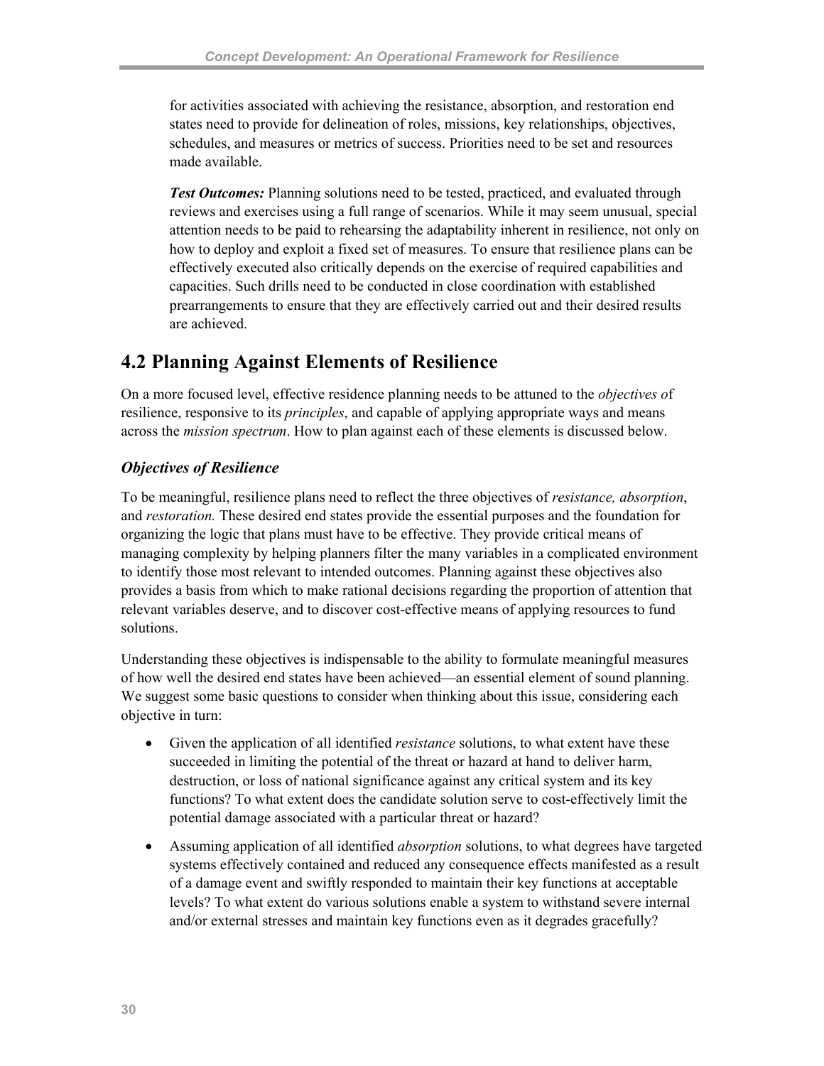for activities associated with achieving the resistance, absorption, and restoration end states need to provide for delineation of roles, missions, key relationships, objectives, schedules, and measures or metrics of success. Priorities need to be set and resources made available.

***Test Outcomes:*** Planning solutions need to be tested, practiced, and evaluated through reviews and exercises using a full range of scenarios. While it may seem unusual, special attention needs to be paid to rehearsing the adaptability inherent in resilience, not only on how to deploy and exploit a fixed set of measures. To ensure that resilience plans can be effectively executed also critically depends on the exercise of required capabilities and capacities. Such drills need to be conducted in close coordination with established prearrangements to ensure that they are effectively carried out and their desired results are achieved.

## 4.2 Planning Against Elements of Resilience

On a more focused level, effective residence planning needs to be attuned to the *objectives o*f resilience, responsive to its *principles*, and capable of applying appropriate ways and means across the *mission spectrum*. How to plan against each of these elements is discussed below.

### *Objectives of Resilience*

To be meaningful, resilience plans need to reflect the three objectives of *resistance, absorption*, and *restoration.* These desired end states provide the essential purposes and the foundation for organizing the logic that plans must have to be effective. They provide critical means of managing complexity by helping planners filter the many variables in a complicated environment to identify those most relevant to intended outcomes. Planning against these objectives also provides a basis from which to make rational decisions regarding the proportion of attention that relevant variables deserve, and to discover cost-effective means of applying resources to fund solutions.

Understanding these objectives is indispensable to the ability to formulate meaningful measures of how well the desired end states have been achieved—an essential element of sound planning. We suggest some basic questions to consider when thinking about this issue, considering each objective in turn:

- Given the application of all identified *resistance* solutions, to what extent have these succeeded in limiting the potential of the threat or hazard at hand to deliver harm, destruction, or loss of national significance against any critical system and its key functions? To what extent does the candidate solution serve to cost-effectively limit the potential damage associated with a particular threat or hazard?
- Assuming application of all identified *absorption* solutions, to what degrees have targeted systems effectively contained and reduced any consequence effects manifested as a result of a damage event and swiftly responded to maintain their key functions at acceptable levels? To what extent do various solutions enable a system to withstand severe internal and/or external stresses and maintain key functions even as it degrades gracefully?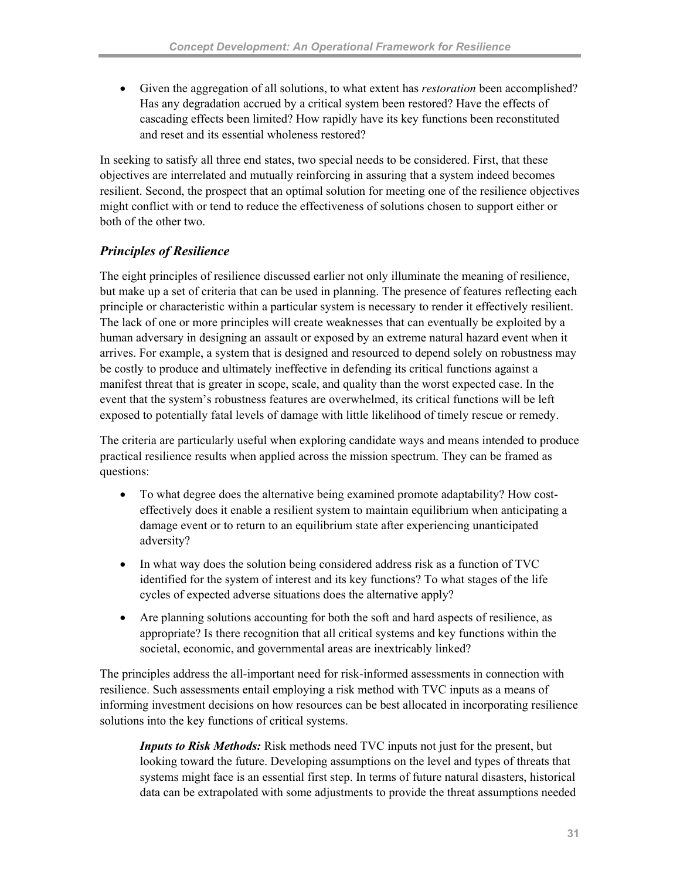- Given the aggregation of all solutions, to what extent has *restoration* been accomplished? Has any degradation accrued by a critical system been restored? Have the effects of cascading effects been limited? How rapidly have its key functions been reconstituted and reset and its essential wholeness restored?

In seeking to satisfy all three end states, two special needs to be considered. First, that these objectives are interrelated and mutually reinforcing in assuring that a system indeed becomes resilient. Second, the prospect that an optimal solution for meeting one of the resilience objectives might conflict with or tend to reduce the effectiveness of solutions chosen to support either or both of the other two.

### *Principles of Resilience*

The eight principles of resilience discussed earlier not only illuminate the meaning of resilience, but make up a set of criteria that can be used in planning. The presence of features reflecting each principle or characteristic within a particular system is necessary to render it effectively resilient. The lack of one or more principles will create weaknesses that can eventually be exploited by a human adversary in designing an assault or exposed by an extreme natural hazard event when it arrives. For example, a system that is designed and resourced to depend solely on robustness may be costly to produce and ultimately ineffective in defending its critical functions against a manifest threat that is greater in scope, scale, and quality than the worst expected case. In the event that the system's robustness features are overwhelmed, its critical functions will be left exposed to potentially fatal levels of damage with little likelihood of timely rescue or remedy.

The criteria are particularly useful when exploring candidate ways and means intended to produce practical resilience results when applied across the mission spectrum. They can be framed as questions:

- To what degree does the alternative being examined promote adaptability? How cost-effectively does it enable a resilient system to maintain equilibrium when anticipating a damage event or to return to an equilibrium state after experiencing unanticipated adversity?
- In what way does the solution being considered address risk as a function of TVC identified for the system of interest and its key functions? To what stages of the life cycles of expected adverse situations does the alternative apply?
- Are planning solutions accounting for both the soft and hard aspects of resilience, as appropriate? Is there recognition that all critical systems and key functions within the societal, economic, and governmental areas are inextricably linked?

The principles address the all-important need for risk-informed assessments in connection with resilience. Such assessments entail employing a risk method with TVC inputs as a means of informing investment decisions on how resources can be best allocated in incorporating resilience solutions into the key functions of critical systems.

> ***Inputs to Risk Methods:*** Risk methods need TVC inputs not just for the present, but looking toward the future. Developing assumptions on the level and types of threats that systems might face is an essential first step. In terms of future natural disasters, historical data can be extrapolated with some adjustments to provide the threat assumptions needed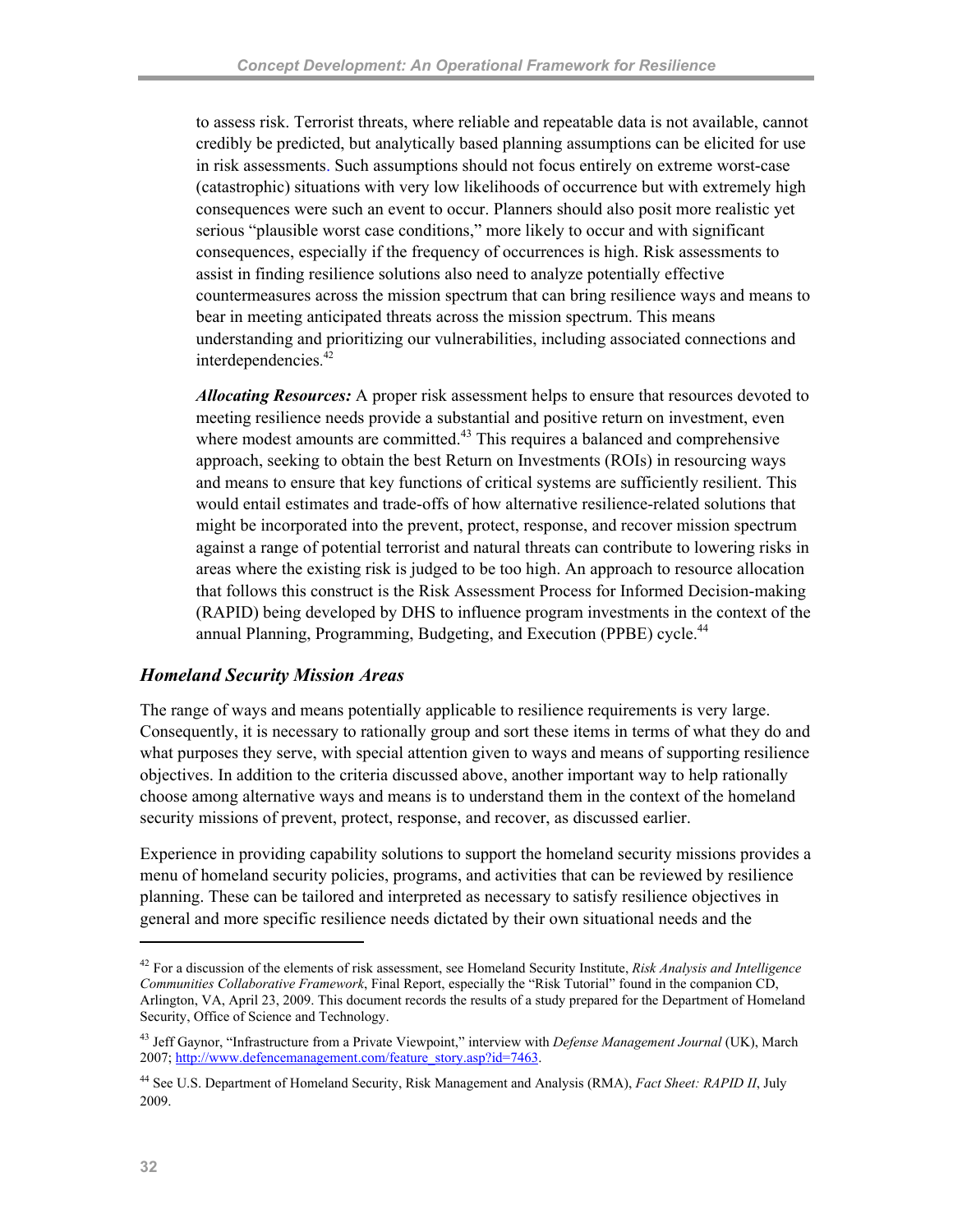to assess risk. Terrorist threats, where reliable and repeatable data is not available, cannot credibly be predicted, but analytically based planning assumptions can be elicited for use in risk assessments. Such assumptions should not focus entirely on extreme worst-case (catastrophic) situations with very low likelihoods of occurrence but with extremely high consequences were such an event to occur. Planners should also posit more realistic yet serious "plausible worst case conditions," more likely to occur and with significant consequences, especially if the frequency of occurrences is high. Risk assessments to assist in finding resilience solutions also need to analyze potentially effective countermeasures across the mission spectrum that can bring resilience ways and means to bear in meeting anticipated threats across the mission spectrum. This means understanding and prioritizing our vulnerabilities, including associated connections and interdependencies.[42]

***Allocating Resources:*** A proper risk assessment helps to ensure that resources devoted to meeting resilience needs provide a substantial and positive return on investment, even where modest amounts are committed.[43] This requires a balanced and comprehensive approach, seeking to obtain the best Return on Investments (ROIs) in resourcing ways and means to ensure that key functions of critical systems are sufficiently resilient. This would entail estimates and trade-offs of how alternative resilience-related solutions that might be incorporated into the prevent, protect, response, and recover mission spectrum against a range of potential terrorist and natural threats can contribute to lowering risks in areas where the existing risk is judged to be too high. An approach to resource allocation that follows this construct is the Risk Assessment Process for Informed Decision-making (RAPID) being developed by DHS to influence program investments in the context of the annual Planning, Programming, Budgeting, and Execution (PPBE) cycle.[44]

### *Homeland Security Mission Areas*

The range of ways and means potentially applicable to resilience requirements is very large. Consequently, it is necessary to rationally group and sort these items in terms of what they do and what purposes they serve, with special attention given to ways and means of supporting resilience objectives. In addition to the criteria discussed above, another important way to help rationally choose among alternative ways and means is to understand them in the context of the homeland security missions of prevent, protect, response, and recover, as discussed earlier.

Experience in providing capability solutions to support the homeland security missions provides a menu of homeland security policies, programs, and activities that can be reviewed by resilience planning. These can be tailored and interpreted as necessary to satisfy resilience objectives in general and more specific resilience needs dictated by their own situational needs and the

---

[42] For a discussion of the elements of risk assessment, see Homeland Security Institute, *Risk Analysis and Intelligence Communities Collaborative Framework*, Final Report, especially the "Risk Tutorial" found in the companion CD, Arlington, VA, April 23, 2009. This document records the results of a study prepared for the Department of Homeland Security, Office of Science and Technology.

[43] Jeff Gaynor, "Infrastructure from a Private Viewpoint," interview with *Defense Management Journal* (UK), March 2007; http://www.defencemanagement.com/feature_story.asp?id=7463.

[44] See U.S. Department of Homeland Security, Risk Management and Analysis (RMA), *Fact Sheet: RAPID II*, July 2009.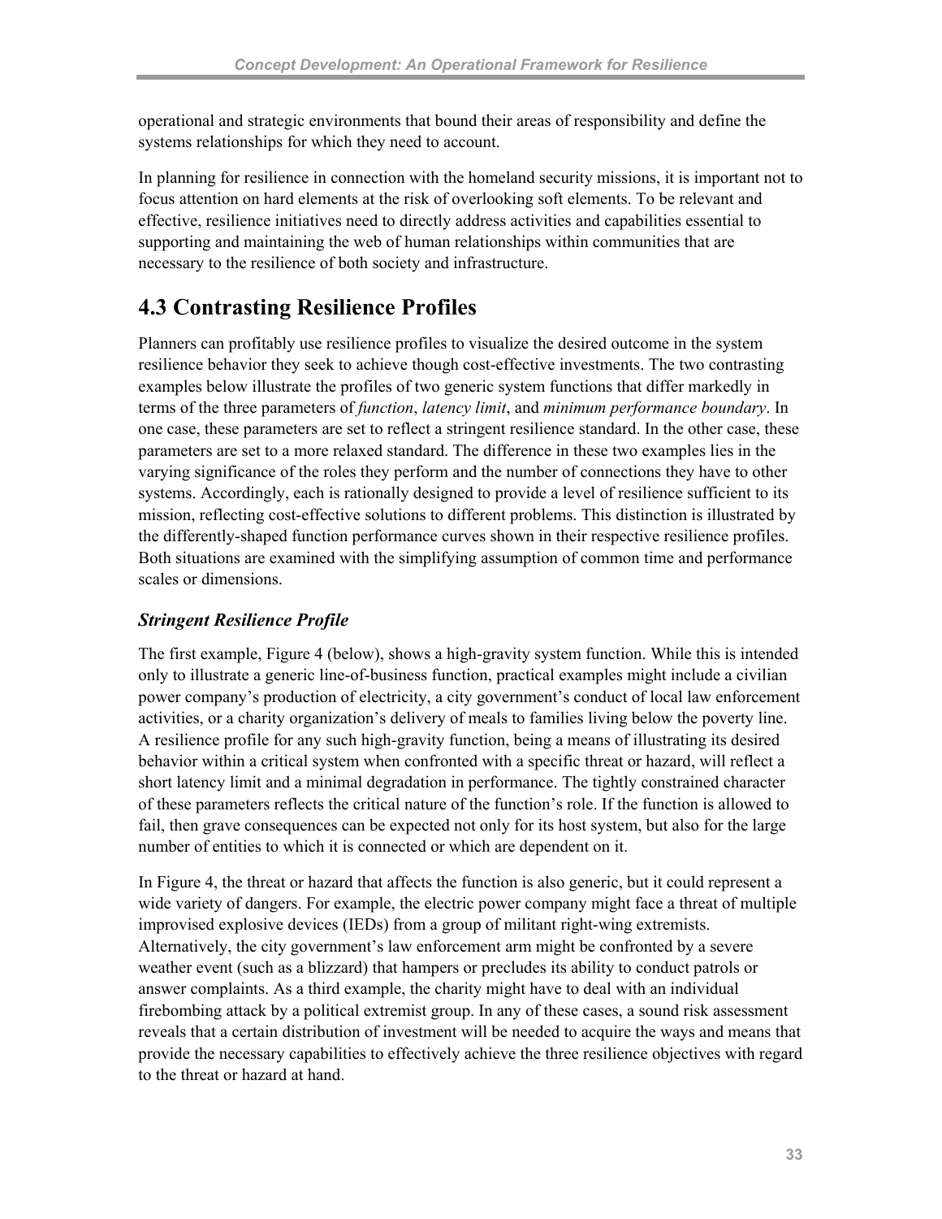operational and strategic environments that bound their areas of responsibility and define the systems relationships for which they need to account.

In planning for resilience in connection with the homeland security missions, it is important not to focus attention on hard elements at the risk of overlooking soft elements. To be relevant and effective, resilience initiatives need to directly address activities and capabilities essential to supporting and maintaining the web of human relationships within communities that are necessary to the resilience of both society and infrastructure.

## 4.3 Contrasting Resilience Profiles

Planners can profitably use resilience profiles to visualize the desired outcome in the system resilience behavior they seek to achieve though cost-effective investments. The two contrasting examples below illustrate the profiles of two generic system functions that differ markedly in terms of the three parameters of *function*, *latency limit*, and *minimum performance boundary*. In one case, these parameters are set to reflect a stringent resilience standard. In the other case, these parameters are set to a more relaxed standard. The difference in these two examples lies in the varying significance of the roles they perform and the number of connections they have to other systems. Accordingly, each is rationally designed to provide a level of resilience sufficient to its mission, reflecting cost-effective solutions to different problems. This distinction is illustrated by the differently-shaped function performance curves shown in their respective resilience profiles. Both situations are examined with the simplifying assumption of common time and performance scales or dimensions.

### *Stringent Resilience Profile*

The first example, Figure 4 (below), shows a high-gravity system function. While this is intended only to illustrate a generic line-of-business function, practical examples might include a civilian power company's production of electricity, a city government's conduct of local law enforcement activities, or a charity organization's delivery of meals to families living below the poverty line. A resilience profile for any such high-gravity function, being a means of illustrating its desired behavior within a critical system when confronted with a specific threat or hazard, will reflect a short latency limit and a minimal degradation in performance. The tightly constrained character of these parameters reflects the critical nature of the function's role. If the function is allowed to fail, then grave consequences can be expected not only for its host system, but also for the large number of entities to which it is connected or which are dependent on it.

In Figure 4, the threat or hazard that affects the function is also generic, but it could represent a wide variety of dangers. For example, the electric power company might face a threat of multiple improvised explosive devices (IEDs) from a group of militant right-wing extremists. Alternatively, the city government's law enforcement arm might be confronted by a severe weather event (such as a blizzard) that hampers or precludes its ability to conduct patrols or answer complaints. As a third example, the charity might have to deal with an individual firebombing attack by a political extremist group. In any of these cases, a sound risk assessment reveals that a certain distribution of investment will be needed to acquire the ways and means that provide the necessary capabilities to effectively achieve the three resilience objectives with regard to the threat or hazard at hand.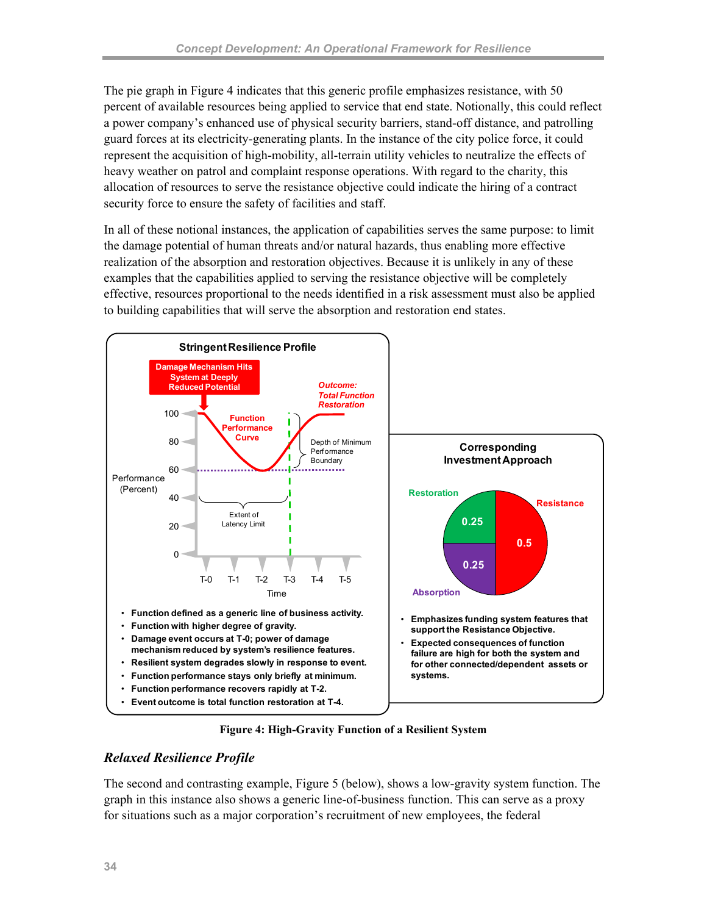The pie graph in Figure 4 indicates that this generic profile emphasizes resistance, with 50 percent of available resources being applied to service that end state. Notionally, this could reflect a power company's enhanced use of physical security barriers, stand-off distance, and patrolling guard forces at its electricity-generating plants. In the instance of the city police force, it could represent the acquisition of high-mobility, all-terrain utility vehicles to neutralize the effects of heavy weather on patrol and complaint response operations. With regard to the charity, this allocation of resources to serve the resistance objective could indicate the hiring of a contract security force to ensure the safety of facilities and staff.

In all of these notional instances, the application of capabilities serves the same purpose: to limit the damage potential of human threats and/or natural hazards, thus enabling more effective realization of the absorption and restoration objectives. Because it is unlikely in any of these examples that the capabilities applied to serving the resistance objective will be completely effective, resources proportional to the needs identified in a risk assessment must also be applied to building capabilities that will serve the absorption and restoration end states.

**Stringent Resilience Profile**

Damage Mechanism Hits System at Deeply Reduced Potential

Function Performance Curve

Outcome: Total Function Restoration

Depth of Minimum Performance Boundary

Extent of Latency Limit

Performance (Percent): 100, 80, 60, 40, 20, 0

Time: T-0, T-1, T-2, T-3, T-4, T-5

- Function defined as a generic line of business activity.
- Function with higher degree of gravity.
- Damage event occurs at T-0; power of damage mechanism reduced by system's resilience features.
- Resilient system degrades slowly in response to event.
- Function performance stays only briefly at minimum.
- Function performance recovers rapidly at T-2.
- Event outcome is total function restoration at T-4.

**Corresponding Investment Approach**

Resistance: 0.5; Restoration: 0.25; Absorption: 0.25

- Emphasizes funding system features that support the Resistance Objective.
- Expected consequences of function failure are high for both the system and for other connected/dependent assets or systems.

**Figure 4: High-Gravity Function of a Resilient System**

### *Relaxed Resilience Profile*

The second and contrasting example, Figure 5 (below), shows a low-gravity system function. The graph in this instance also shows a generic line-of-business function. This can serve as a proxy for situations such as a major corporation's recruitment of new employees, the federal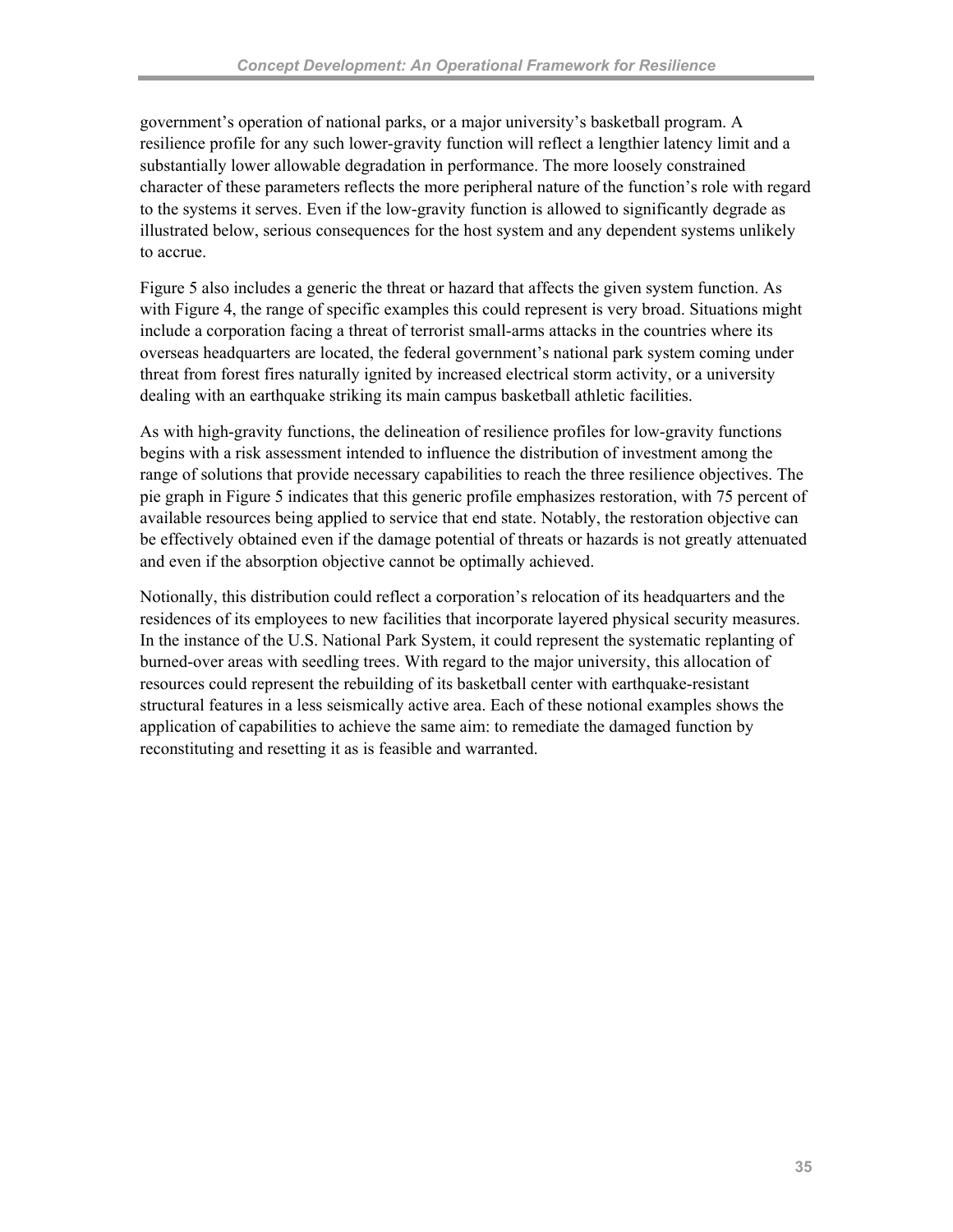government's operation of national parks, or a major university's basketball program. A resilience profile for any such lower-gravity function will reflect a lengthier latency limit and a substantially lower allowable degradation in performance. The more loosely constrained character of these parameters reflects the more peripheral nature of the function's role with regard to the systems it serves. Even if the low-gravity function is allowed to significantly degrade as illustrated below, serious consequences for the host system and any dependent systems unlikely to accrue.

Figure 5 also includes a generic the threat or hazard that affects the given system function. As with Figure 4, the range of specific examples this could represent is very broad. Situations might include a corporation facing a threat of terrorist small-arms attacks in the countries where its overseas headquarters are located, the federal government's national park system coming under threat from forest fires naturally ignited by increased electrical storm activity, or a university dealing with an earthquake striking its main campus basketball athletic facilities.

As with high-gravity functions, the delineation of resilience profiles for low-gravity functions begins with a risk assessment intended to influence the distribution of investment among the range of solutions that provide necessary capabilities to reach the three resilience objectives. The pie graph in Figure 5 indicates that this generic profile emphasizes restoration, with 75 percent of available resources being applied to service that end state. Notably, the restoration objective can be effectively obtained even if the damage potential of threats or hazards is not greatly attenuated and even if the absorption objective cannot be optimally achieved.

Notionally, this distribution could reflect a corporation's relocation of its headquarters and the residences of its employees to new facilities that incorporate layered physical security measures. In the instance of the U.S. National Park System, it could represent the systematic replanting of burned-over areas with seedling trees. With regard to the major university, this allocation of resources could represent the rebuilding of its basketball center with earthquake-resistant structural features in a less seismically active area. Each of these notional examples shows the application of capabilities to achieve the same aim: to remediate the damaged function by reconstituting and resetting it as is feasible and warranted.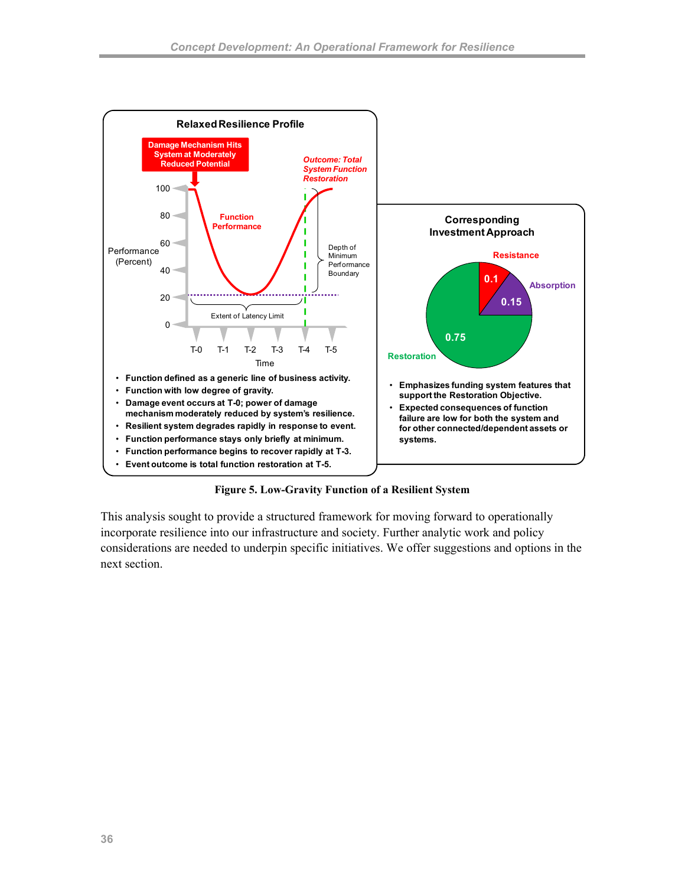**Relaxed Resilience Profile**

- Function defined as a generic line of business activity.
- Function with low degree of gravity.
- Damage event occurs at T-0; power of damage mechanism moderately reduced by system's resilience.
- Resilient system degrades rapidly in response to event.
- Function performance stays only briefly at minimum.
- Function performance begins to recover rapidly at T-3.
- Event outcome is total function restoration at T-5.

**Corresponding Investment Approach**

- Emphasizes funding system features that support the Restoration Objective.
- Expected consequences of function failure are low for both the system and for other connected/dependent assets or systems.

**Figure 5. Low-Gravity Function of a Resilient System**

This analysis sought to provide a structured framework for moving forward to operationally incorporate resilience into our infrastructure and society. Further analytic work and policy considerations are needed to underpin specific initiatives. We offer suggestions and options in the next section.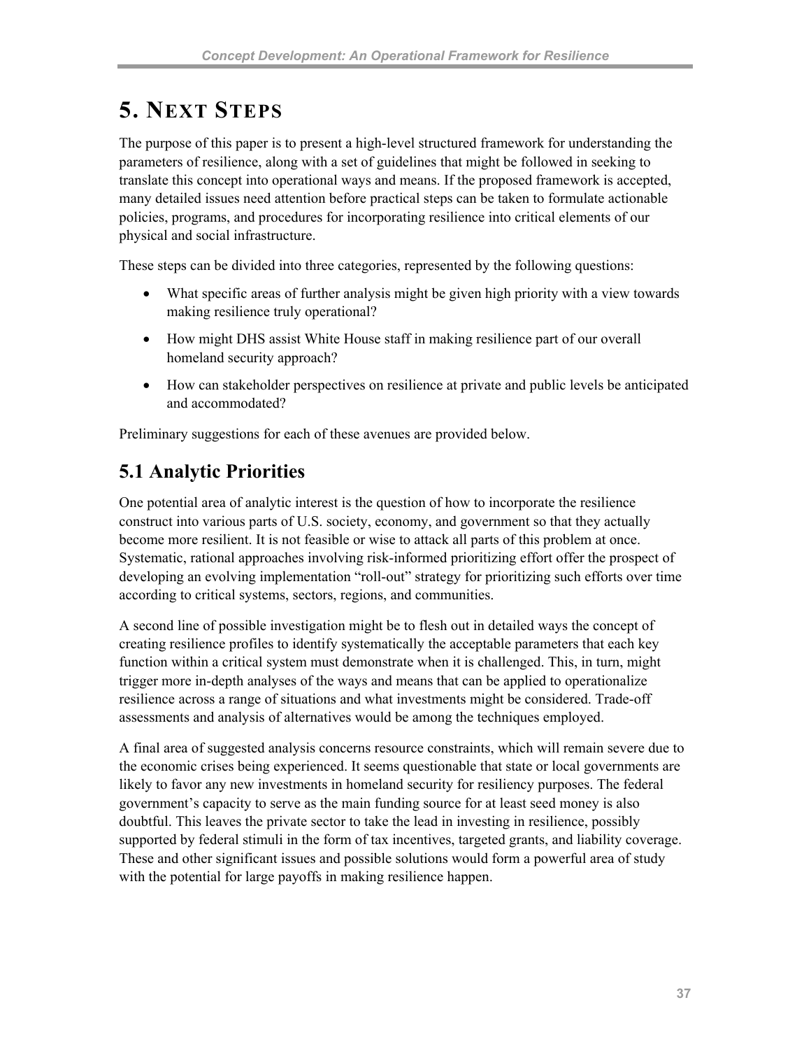# 5. NEXT STEPS

The purpose of this paper is to present a high-level structured framework for understanding the parameters of resilience, along with a set of guidelines that might be followed in seeking to translate this concept into operational ways and means. If the proposed framework is accepted, many detailed issues need attention before practical steps can be taken to formulate actionable policies, programs, and procedures for incorporating resilience into critical elements of our physical and social infrastructure.

These steps can be divided into three categories, represented by the following questions:

- What specific areas of further analysis might be given high priority with a view towards making resilience truly operational?
- How might DHS assist White House staff in making resilience part of our overall homeland security approach?
- How can stakeholder perspectives on resilience at private and public levels be anticipated and accommodated?

Preliminary suggestions for each of these avenues are provided below.

## 5.1 Analytic Priorities

One potential area of analytic interest is the question of how to incorporate the resilience construct into various parts of U.S. society, economy, and government so that they actually become more resilient. It is not feasible or wise to attack all parts of this problem at once. Systematic, rational approaches involving risk-informed prioritizing effort offer the prospect of developing an evolving implementation "roll-out" strategy for prioritizing such efforts over time according to critical systems, sectors, regions, and communities.

A second line of possible investigation might be to flesh out in detailed ways the concept of creating resilience profiles to identify systematically the acceptable parameters that each key function within a critical system must demonstrate when it is challenged. This, in turn, might trigger more in-depth analyses of the ways and means that can be applied to operationalize resilience across a range of situations and what investments might be considered. Trade-off assessments and analysis of alternatives would be among the techniques employed.

A final area of suggested analysis concerns resource constraints, which will remain severe due to the economic crises being experienced. It seems questionable that state or local governments are likely to favor any new investments in homeland security for resiliency purposes. The federal government's capacity to serve as the main funding source for at least seed money is also doubtful. This leaves the private sector to take the lead in investing in resilience, possibly supported by federal stimuli in the form of tax incentives, targeted grants, and liability coverage. These and other significant issues and possible solutions would form a powerful area of study with the potential for large payoffs in making resilience happen.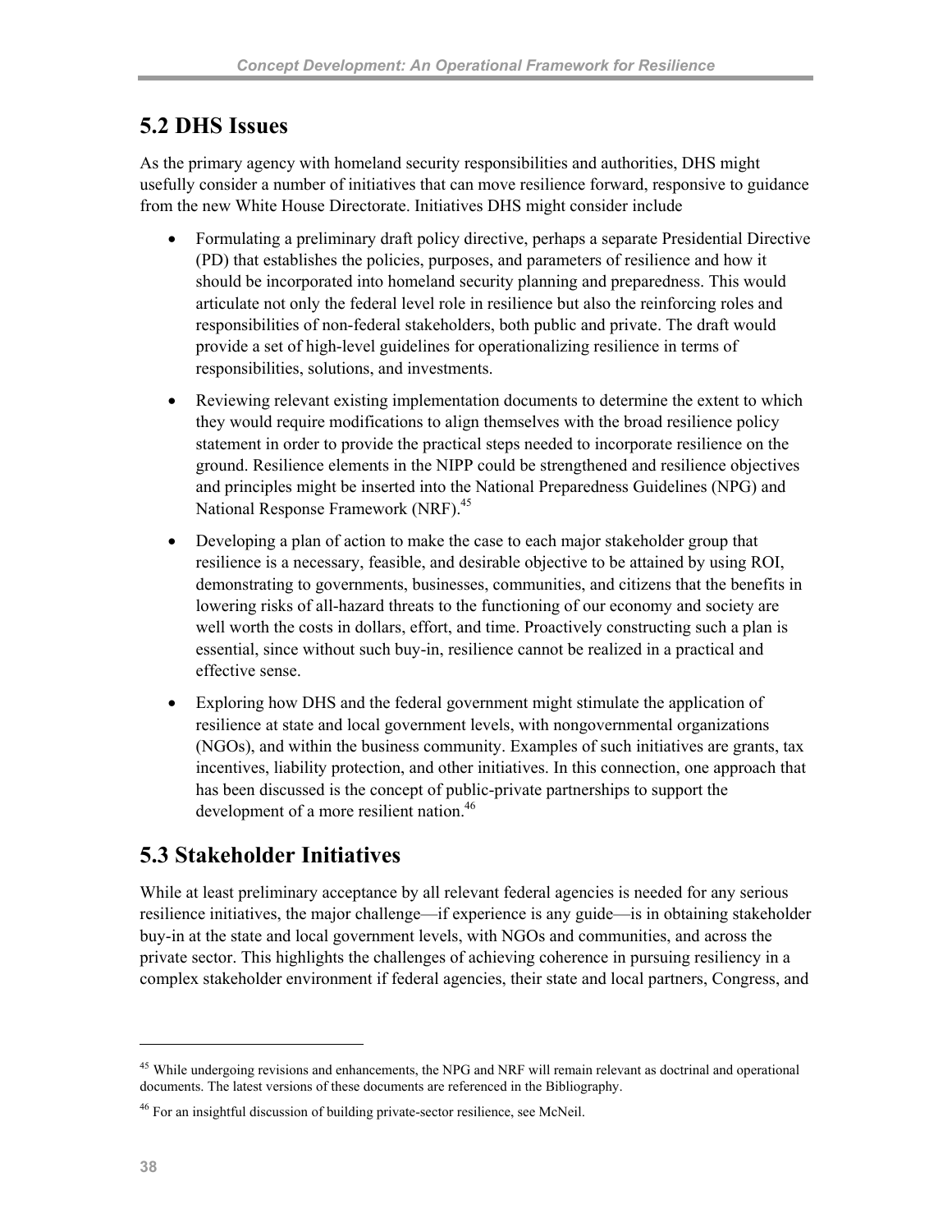## 5.2 DHS Issues

As the primary agency with homeland security responsibilities and authorities, DHS might usefully consider a number of initiatives that can move resilience forward, responsive to guidance from the new White House Directorate. Initiatives DHS might consider include

- Formulating a preliminary draft policy directive, perhaps a separate Presidential Directive (PD) that establishes the policies, purposes, and parameters of resilience and how it should be incorporated into homeland security planning and preparedness. This would articulate not only the federal level role in resilience but also the reinforcing roles and responsibilities of non-federal stakeholders, both public and private. The draft would provide a set of high-level guidelines for operationalizing resilience in terms of responsibilities, solutions, and investments.

- Reviewing relevant existing implementation documents to determine the extent to which they would require modifications to align themselves with the broad resilience policy statement in order to provide the practical steps needed to incorporate resilience on the ground. Resilience elements in the NIPP could be strengthened and resilience objectives and principles might be inserted into the National Preparedness Guidelines (NPG) and National Response Framework (NRF).[45]

- Developing a plan of action to make the case to each major stakeholder group that resilience is a necessary, feasible, and desirable objective to be attained by using ROI, demonstrating to governments, businesses, communities, and citizens that the benefits in lowering risks of all-hazard threats to the functioning of our economy and society are well worth the costs in dollars, effort, and time. Proactively constructing such a plan is essential, since without such buy-in, resilience cannot be realized in a practical and effective sense.

- Exploring how DHS and the federal government might stimulate the application of resilience at state and local government levels, with nongovernmental organizations (NGOs), and within the business community. Examples of such initiatives are grants, tax incentives, liability protection, and other initiatives. In this connection, one approach that has been discussed is the concept of public-private partnerships to support the development of a more resilient nation.[46]

## 5.3 Stakeholder Initiatives

While at least preliminary acceptance by all relevant federal agencies is needed for any serious resilience initiatives, the major challenge—if experience is any guide—is in obtaining stakeholder buy-in at the state and local government levels, with NGOs and communities, and across the private sector. This highlights the challenges of achieving coherence in pursuing resiliency in a complex stakeholder environment if federal agencies, their state and local partners, Congress, and

---

[45] While undergoing revisions and enhancements, the NPG and NRF will remain relevant as doctrinal and operational documents. The latest versions of these documents are referenced in the Bibliography.

[46] For an insightful discussion of building private-sector resilience, see McNeil.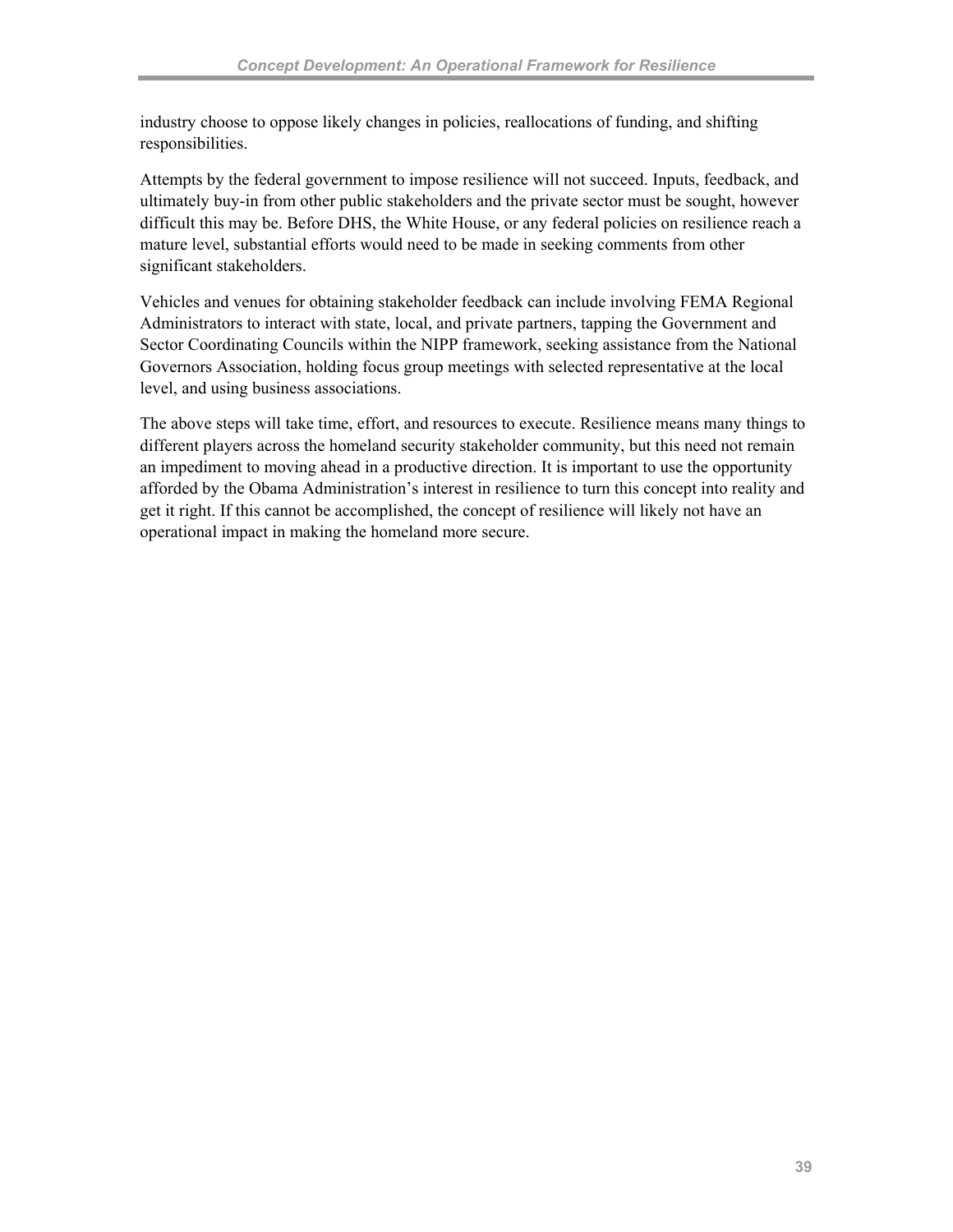industry choose to oppose likely changes in policies, reallocations of funding, and shifting responsibilities.

Attempts by the federal government to impose resilience will not succeed. Inputs, feedback, and ultimately buy-in from other public stakeholders and the private sector must be sought, however difficult this may be. Before DHS, the White House, or any federal policies on resilience reach a mature level, substantial efforts would need to be made in seeking comments from other significant stakeholders.

Vehicles and venues for obtaining stakeholder feedback can include involving FEMA Regional Administrators to interact with state, local, and private partners, tapping the Government and Sector Coordinating Councils within the NIPP framework, seeking assistance from the National Governors Association, holding focus group meetings with selected representative at the local level, and using business associations.

The above steps will take time, effort, and resources to execute. Resilience means many things to different players across the homeland security stakeholder community, but this need not remain an impediment to moving ahead in a productive direction. It is important to use the opportunity afforded by the Obama Administration's interest in resilience to turn this concept into reality and get it right. If this cannot be accomplished, the concept of resilience will likely not have an operational impact in making the homeland more secure.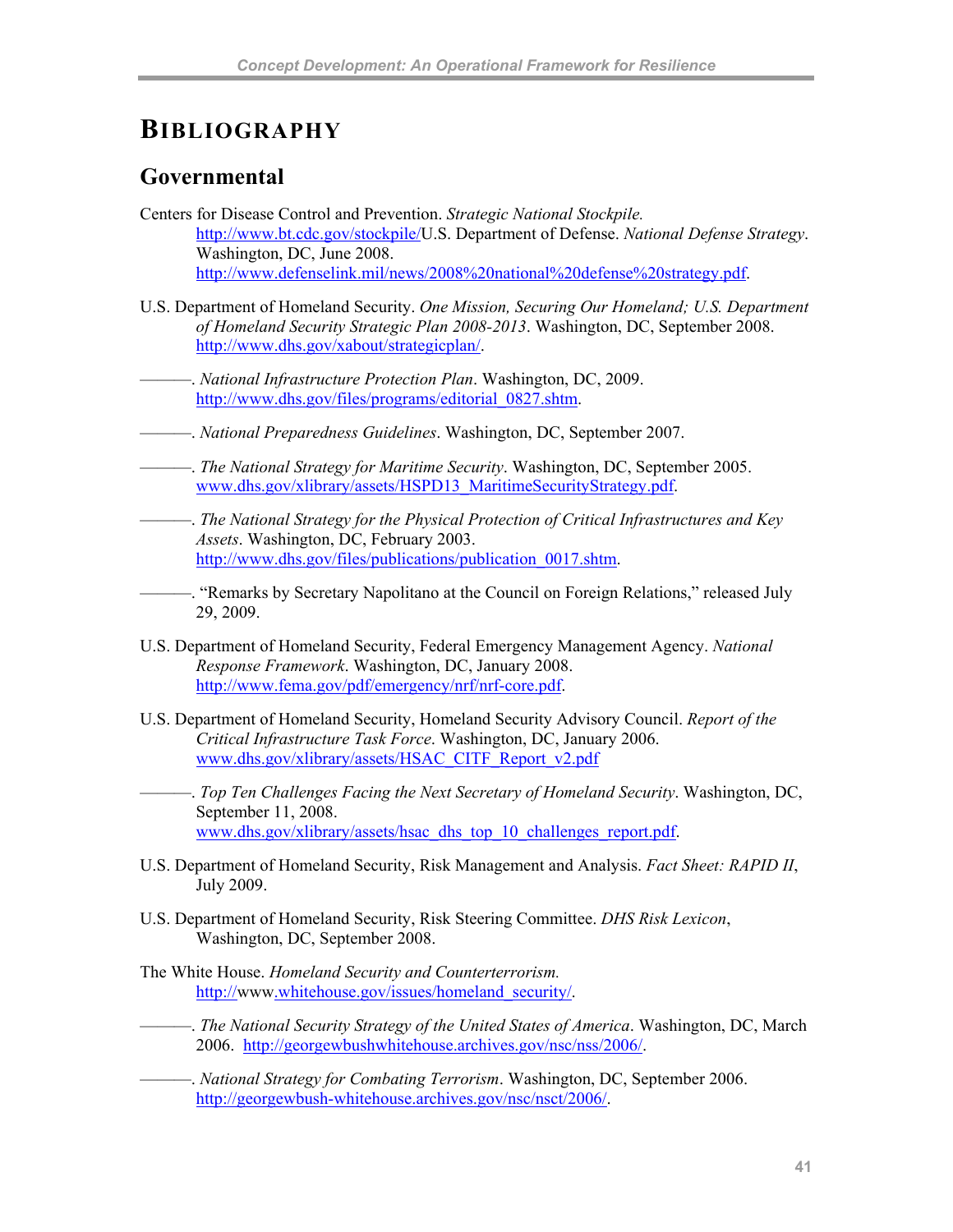# BIBLIOGRAPHY

## Governmental

Centers for Disease Control and Prevention. *Strategic National Stockpile.* http://www.bt.cdc.gov/stockpile/U.S. Department of Defense. *National Defense Strategy*. Washington, DC, June 2008. http://www.defenselink.mil/news/2008%20national%20defense%20strategy.pdf.

U.S. Department of Homeland Security. *One Mission, Securing Our Homeland; U.S. Department of Homeland Security Strategic Plan 2008-2013*. Washington, DC, September 2008. http://www.dhs.gov/xabout/strategicplan/.

———. *National Infrastructure Protection Plan*. Washington, DC, 2009. http://www.dhs.gov/files/programs/editorial_0827.shtm.

———. *National Preparedness Guidelines*. Washington, DC, September 2007.

———. *The National Strategy for Maritime Security*. Washington, DC, September 2005. www.dhs.gov/xlibrary/assets/HSPD13_MaritimeSecurityStrategy.pdf.

———. *The National Strategy for the Physical Protection of Critical Infrastructures and Key Assets*. Washington, DC, February 2003. http://www.dhs.gov/files/publications/publication_0017.shtm.

———. "Remarks by Secretary Napolitano at the Council on Foreign Relations," released July 29, 2009.

U.S. Department of Homeland Security, Federal Emergency Management Agency. *National Response Framework*. Washington, DC, January 2008. http://www.fema.gov/pdf/emergency/nrf/nrf-core.pdf.

U.S. Department of Homeland Security, Homeland Security Advisory Council. *Report of the Critical Infrastructure Task Force*. Washington, DC, January 2006. www.dhs.gov/xlibrary/assets/HSAC_CITF_Report_v2.pdf

———. *Top Ten Challenges Facing the Next Secretary of Homeland Security*. Washington, DC, September 11, 2008. www.dhs.gov/xlibrary/assets/hsac_dhs_top_10_challenges_report.pdf.

U.S. Department of Homeland Security, Risk Management and Analysis. *Fact Sheet: RAPID II*, July 2009.

U.S. Department of Homeland Security, Risk Steering Committee. *DHS Risk Lexicon*, Washington, DC, September 2008.

The White House. *Homeland Security and Counterterrorism.* http://www.whitehouse.gov/issues/homeland_security/.

———. *The National Security Strategy of the United States of America*. Washington, DC, March 2006. http://georgewbushwhitehouse.archives.gov/nsc/nss/2006/.

———. *National Strategy for Combating Terrorism*. Washington, DC, September 2006. http://georgewbush-whitehouse.archives.gov/nsc/nsct/2006/.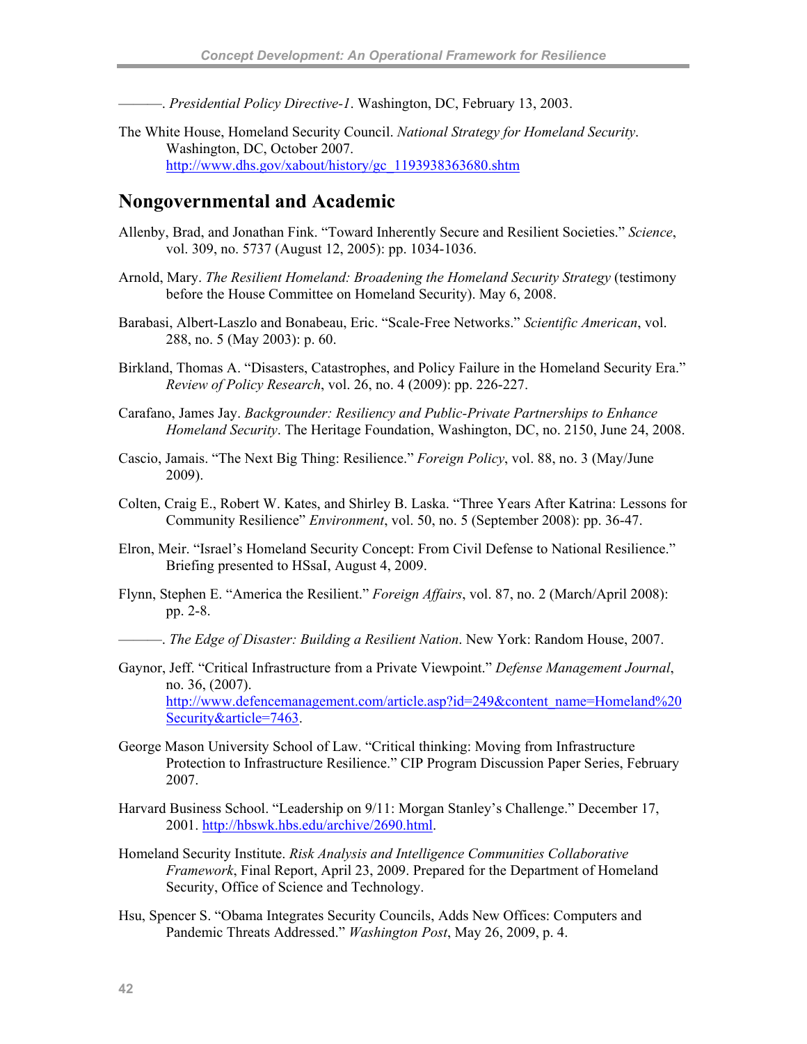———. *Presidential Policy Directive-1*. Washington, DC, February 13, 2003.

The White House, Homeland Security Council. *National Strategy for Homeland Security*. Washington, DC, October 2007. http://www.dhs.gov/xabout/history/gc_1193938363680.shtm

## Nongovernmental and Academic

Allenby, Brad, and Jonathan Fink. "Toward Inherently Secure and Resilient Societies." *Science*, vol. 309, no. 5737 (August 12, 2005): pp. 1034-1036.

Arnold, Mary. *The Resilient Homeland: Broadening the Homeland Security Strategy* (testimony before the House Committee on Homeland Security). May 6, 2008.

Barabasi, Albert-Laszlo and Bonabeau, Eric. "Scale-Free Networks." *Scientific American*, vol. 288, no. 5 (May 2003): p. 60.

Birkland, Thomas A. "Disasters, Catastrophes, and Policy Failure in the Homeland Security Era." *Review of Policy Research*, vol. 26, no. 4 (2009): pp. 226-227.

Carafano, James Jay. *Backgrounder: Resiliency and Public-Private Partnerships to Enhance Homeland Security*. The Heritage Foundation, Washington, DC, no. 2150, June 24, 2008.

Cascio, Jamais. "The Next Big Thing: Resilience." *Foreign Policy*, vol. 88, no. 3 (May/June 2009).

Colten, Craig E., Robert W. Kates, and Shirley B. Laska. "Three Years After Katrina: Lessons for Community Resilience" *Environment*, vol. 50, no. 5 (September 2008): pp. 36-47.

Elron, Meir. "Israel's Homeland Security Concept: From Civil Defense to National Resilience." Briefing presented to HSsaI, August 4, 2009.

Flynn, Stephen E. "America the Resilient." *Foreign Affairs*, vol. 87, no. 2 (March/April 2008): pp. 2-8.

———. *The Edge of Disaster: Building a Resilient Nation*. New York: Random House, 2007.

Gaynor, Jeff. "Critical Infrastructure from a Private Viewpoint." *Defense Management Journal*, no. 36, (2007). http://www.defencemanagement.com/article.asp?id=249&content_name=Homeland%20Security&article=7463.

George Mason University School of Law. "Critical thinking: Moving from Infrastructure Protection to Infrastructure Resilience." CIP Program Discussion Paper Series, February 2007.

Harvard Business School. "Leadership on 9/11: Morgan Stanley's Challenge." December 17, 2001. http://hbswk.hbs.edu/archive/2690.html.

Homeland Security Institute. *Risk Analysis and Intelligence Communities Collaborative Framework*, Final Report, April 23, 2009. Prepared for the Department of Homeland Security, Office of Science and Technology.

Hsu, Spencer S. "Obama Integrates Security Councils, Adds New Offices: Computers and Pandemic Threats Addressed." *Washington Post*, May 26, 2009, p. 4.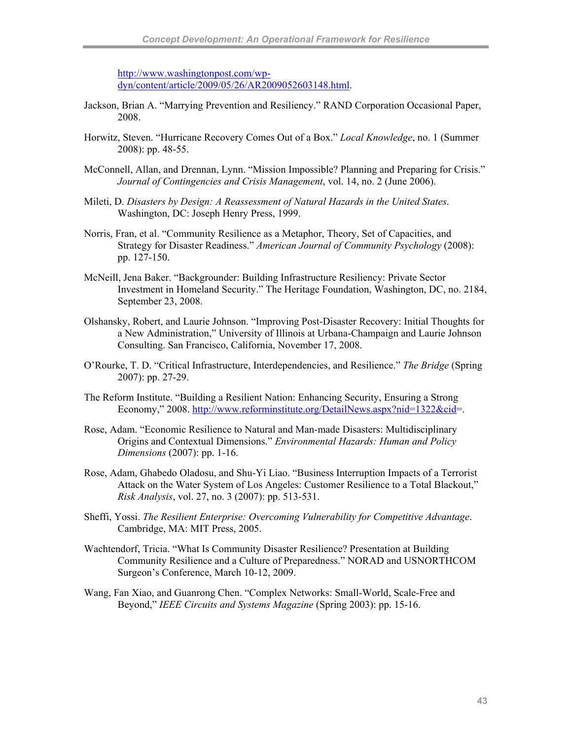http://www.washingtonpost.com/wp-dyn/content/article/2009/05/26/AR2009052603148.html.

Jackson, Brian A. "Marrying Prevention and Resiliency." RAND Corporation Occasional Paper, 2008.

Horwitz, Steven. "Hurricane Recovery Comes Out of a Box." *Local Knowledge*, no. 1 (Summer 2008): pp. 48-55.

McConnell, Allan, and Drennan, Lynn. "Mission Impossible? Planning and Preparing for Crisis." *Journal of Contingencies and Crisis Management*, vol. 14, no. 2 (June 2006).

Mileti, D. *Disasters by Design: A Reassessment of Natural Hazards in the United States*. Washington, DC: Joseph Henry Press, 1999.

Norris, Fran, et al. "Community Resilience as a Metaphor, Theory, Set of Capacities, and Strategy for Disaster Readiness." *American Journal of Community Psychology* (2008): pp. 127-150.

McNeill, Jena Baker. "Backgrounder: Building Infrastructure Resiliency: Private Sector Investment in Homeland Security." The Heritage Foundation, Washington, DC, no. 2184, September 23, 2008.

Olshansky, Robert, and Laurie Johnson. "Improving Post-Disaster Recovery: Initial Thoughts for a New Administration," University of Illinois at Urbana-Champaign and Laurie Johnson Consulting. San Francisco, California, November 17, 2008.

O'Rourke, T. D. "Critical Infrastructure, Interdependencies, and Resilience." *The Bridge* (Spring 2007): pp. 27-29.

The Reform Institute. "Building a Resilient Nation: Enhancing Security, Ensuring a Strong Economy," 2008. http://www.reforminstitute.org/DetailNews.aspx?nid=1322&cid=.

Rose, Adam. "Economic Resilience to Natural and Man-made Disasters: Multidisciplinary Origins and Contextual Dimensions." *Environmental Hazards: Human and Policy Dimensions* (2007): pp. 1-16.

Rose, Adam, Ghabedo Oladosu, and Shu-Yi Liao. "Business Interruption Impacts of a Terrorist Attack on the Water System of Los Angeles: Customer Resilience to a Total Blackout," *Risk Analysis*, vol. 27, no. 3 (2007): pp. 513-531.

Sheffi, Yossi. *The Resilient Enterprise: Overcoming Vulnerability for Competitive Advantage*. Cambridge, MA: MIT Press, 2005.

Wachtendorf, Tricia. "What Is Community Disaster Resilience? Presentation at Building Community Resilience and a Culture of Preparedness." NORAD and USNORTHCOM Surgeon's Conference, March 10-12, 2009.

Wang, Fan Xiao, and Guanrong Chen. "Complex Networks: Small-World, Scale-Free and Beyond," *IEEE Circuits and Systems Magazine* (Spring 2003): pp. 15-16.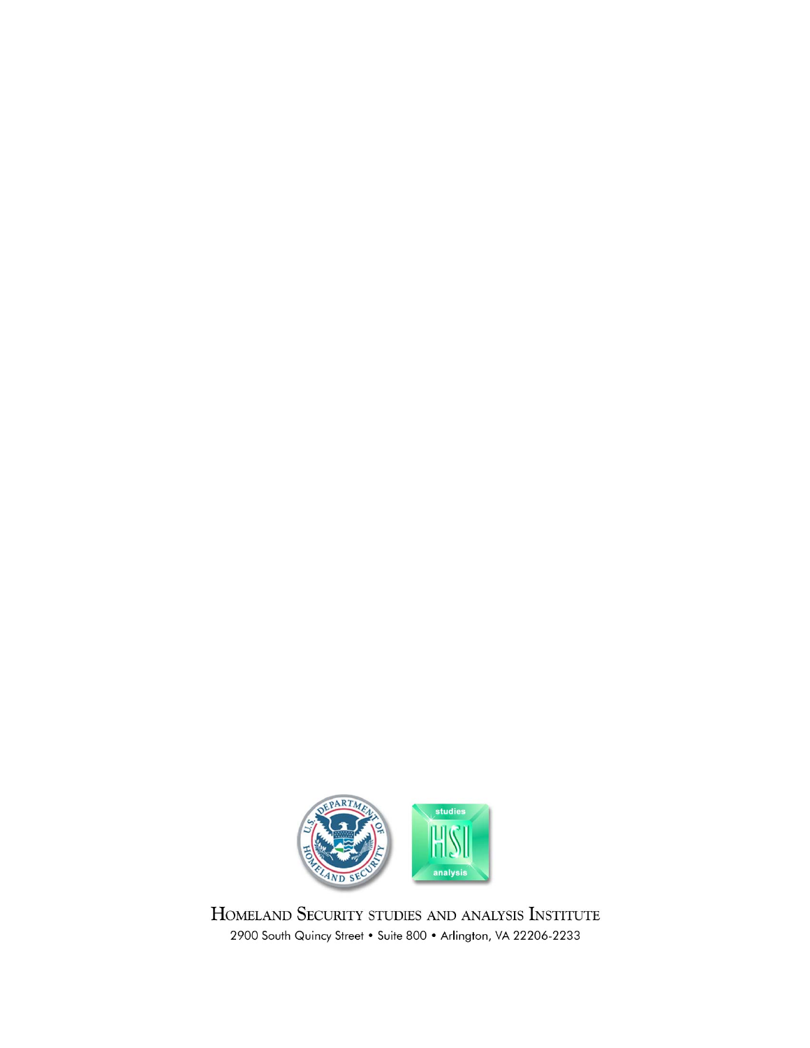Homeland Security studies and analysis Institute

2900 South Quincy Street • Suite 800 • Arlington, VA 22206-2233